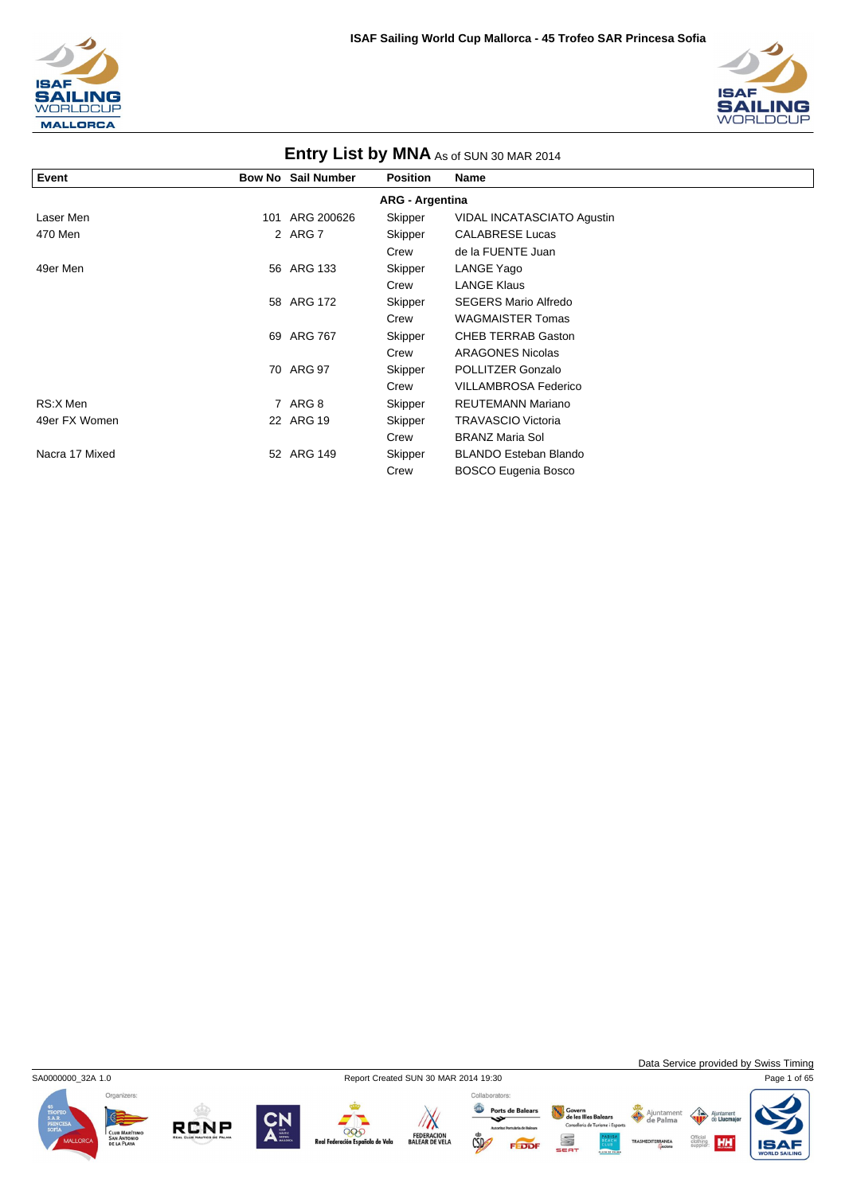# Entry List by MNA As of SUN 30 MAR 2014

| Event | Bow No | Sail Number | Position | Name |
|---|---|---|---|---|
| | | | **ARG - Argentina** | |
| Laser Men | 101 | ARG 200626 | Skipper | VIDAL INCATASCIATO Agustin |
| 470 Men | 2 | ARG 7 | Skipper | CALABRESE Lucas |
| | | | Crew | de la FUENTE Juan |
| 49er Men | 56 | ARG 133 | Skipper | LANGE Yago |
| | | | Crew | LANGE Klaus |
| | 58 | ARG 172 | Skipper | SEGERS Mario Alfredo |
| | | | Crew | WAGMAISTER Tomas |
| | 69 | ARG 767 | Skipper | CHEB TERRAB Gaston |
| | | | Crew | ARAGONES Nicolas |
| | 70 | ARG 97 | Skipper | POLLITZER Gonzalo |
| | | | Crew | VILLAMBROSA Federico |
| RS:X Men | 7 | ARG 8 | Skipper | REUTEMANN Mariano |
| 49er FX Women | 22 | ARG 19 | Skipper | TRAVASCIO Victoria |
| | | | Crew | BRANZ Maria Sol |
| Nacra 17 Mixed | 52 | ARG 149 | Skipper | BLANDO Esteban Blando |
| | | | Crew | BOSCO Eugenia Bosco |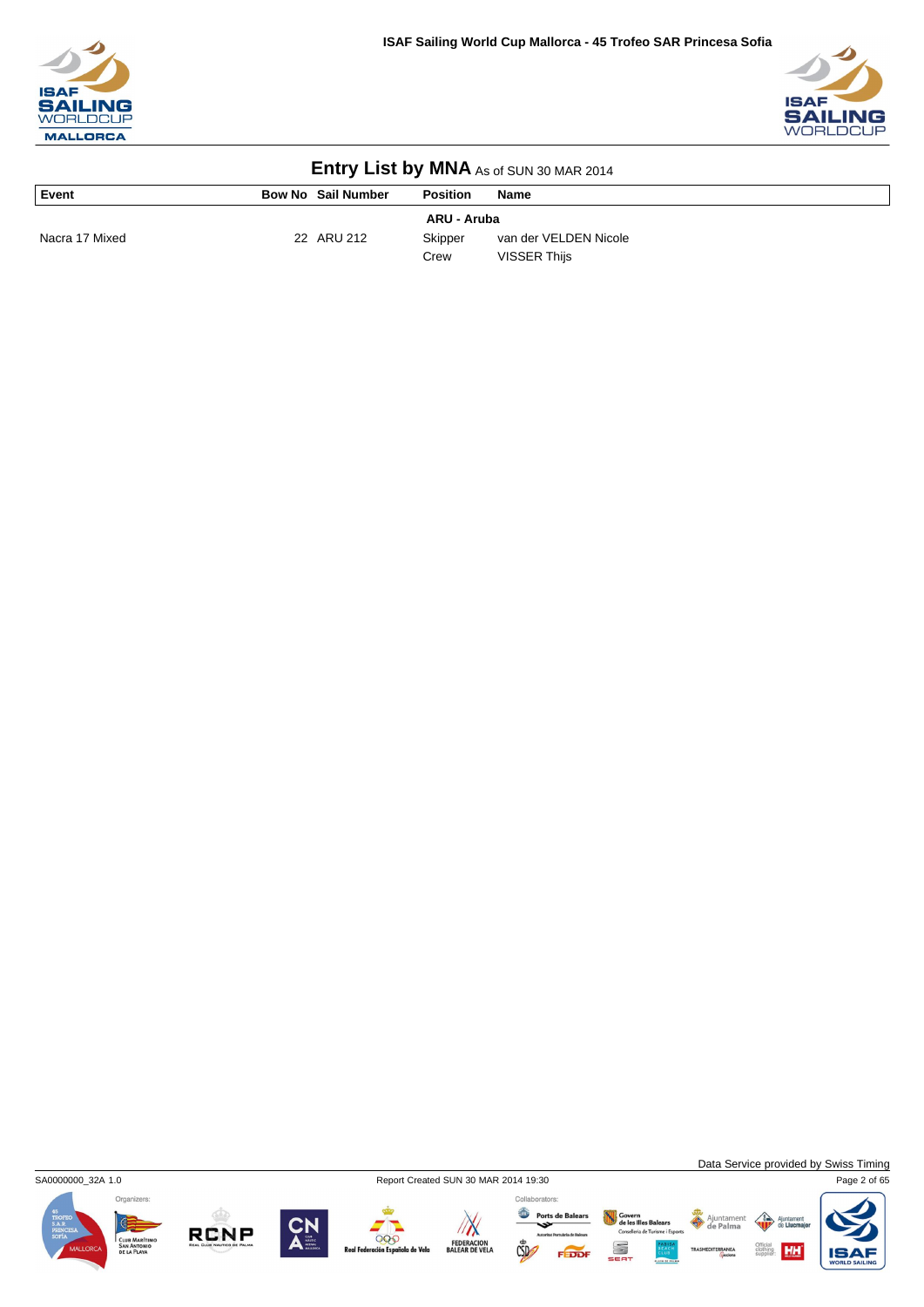## Entry List by MNA As of SUN 30 MAR 2014

| Event | Bow No | Sail Number | Position | Name |
|---|---|---|---|---|
| | | | **ARU - Aruba** | |
| Nacra 17 Mixed | 22 | ARU 212 | Skipper | van der VELDEN Nicole |
| | | | Crew | VISSER Thijs |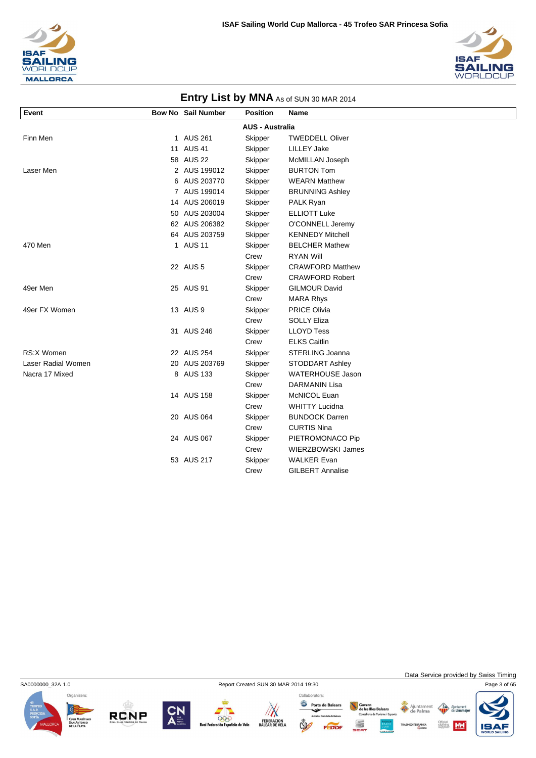## Entry List by MNA As of SUN 30 MAR 2014

| Event | Bow No | Sail Number | Position | Name |
|---|---|---|---|---|
| | | | **AUS - Australia** | |
| Finn Men | 1 | AUS 261 | Skipper | TWEDDELL Oliver |
| | 11 | AUS 41 | Skipper | LILLEY Jake |
| | 58 | AUS 22 | Skipper | McMILLAN Joseph |
| Laser Men | 2 | AUS 199012 | Skipper | BURTON Tom |
| | 6 | AUS 203770 | Skipper | WEARN Matthew |
| | 7 | AUS 199014 | Skipper | BRUNNING Ashley |
| | 14 | AUS 206019 | Skipper | PALK Ryan |
| | 50 | AUS 203004 | Skipper | ELLIOTT Luke |
| | 62 | AUS 206382 | Skipper | O'CONNELL Jeremy |
| | 64 | AUS 203759 | Skipper | KENNEDY Mitchell |
| 470 Men | 1 | AUS 11 | Skipper | BELCHER Mathew |
| | | | Crew | RYAN Will |
| | 22 | AUS 5 | Skipper | CRAWFORD Matthew |
| | | | Crew | CRAWFORD Robert |
| 49er Men | 25 | AUS 91 | Skipper | GILMOUR David |
| | | | Crew | MARA Rhys |
| 49er FX Women | 13 | AUS 9 | Skipper | PRICE Olivia |
| | | | Crew | SOLLY Eliza |
| | 31 | AUS 246 | Skipper | LLOYD Tess |
| | | | Crew | ELKS Caitlin |
| RS:X Women | 22 | AUS 254 | Skipper | STERLING Joanna |
| Laser Radial Women | 20 | AUS 203769 | Skipper | STODDART Ashley |
| Nacra 17 Mixed | 8 | AUS 133 | Skipper | WATERHOUSE Jason |
| | | | Crew | DARMANIN Lisa |
| | 14 | AUS 158 | Skipper | McNICOL Euan |
| | | | Crew | WHITTY Lucindna |
| | 20 | AUS 064 | Skipper | BUNDOCK Darren |
| | | | Crew | CURTIS Nina |
| | 24 | AUS 067 | Skipper | PIETROMONACO Pip |
| | | | Crew | WIERZBOWSKI James |
| | 53 | AUS 217 | Skipper | WALKER Evan |
| | | | Crew | GILBERT Annalise |

SA0000000_32A 1.0 Report Created SUN 30 MAR 2014 19:30

Data Service provided by Swiss Timing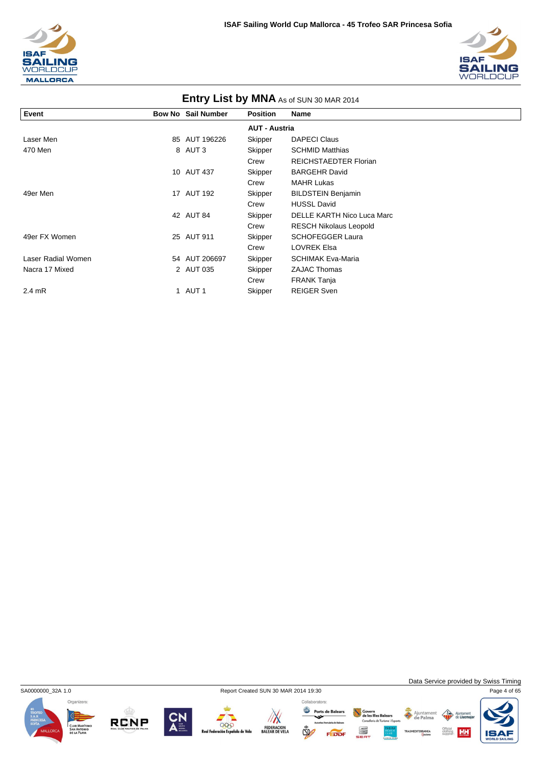## Entry List by MNA As of SUN 30 MAR 2014

| Event | Bow No | Sail Number | Position | Name |
|---|---|---|---|---|
| | | | **AUT - Austria** | |
| Laser Men | 85 | AUT 196226 | Skipper | DAPECI Claus |
| 470 Men | 8 | AUT 3 | Skipper | SCHMID Matthias |
| | | | Crew | REICHSTAEDTER Florian |
| | 10 | AUT 437 | Skipper | BARGEHR David |
| | | | Crew | MAHR Lukas |
| 49er Men | 17 | AUT 192 | Skipper | BILDSTEIN Benjamin |
| | | | Crew | HUSSL David |
| | 42 | AUT 84 | Skipper | DELLE KARTH Nico Luca Marc |
| | | | Crew | RESCH Nikolaus Leopold |
| 49er FX Women | 25 | AUT 911 | Skipper | SCHOFEGGER Laura |
| | | | Crew | LOVREK Elsa |
| Laser Radial Women | 54 | AUT 206697 | Skipper | SCHIMAK Eva-Maria |
| Nacra 17 Mixed | 2 | AUT 035 | Skipper | ZAJAC Thomas |
| | | | Crew | FRANK Tanja |
| 2.4 mR | 1 | AUT 1 | Skipper | REIGER Sven |

Data Service provided by Swiss Timing

SA0000000_32A 1.0 Report Created SUN 30 MAR 2014 19:30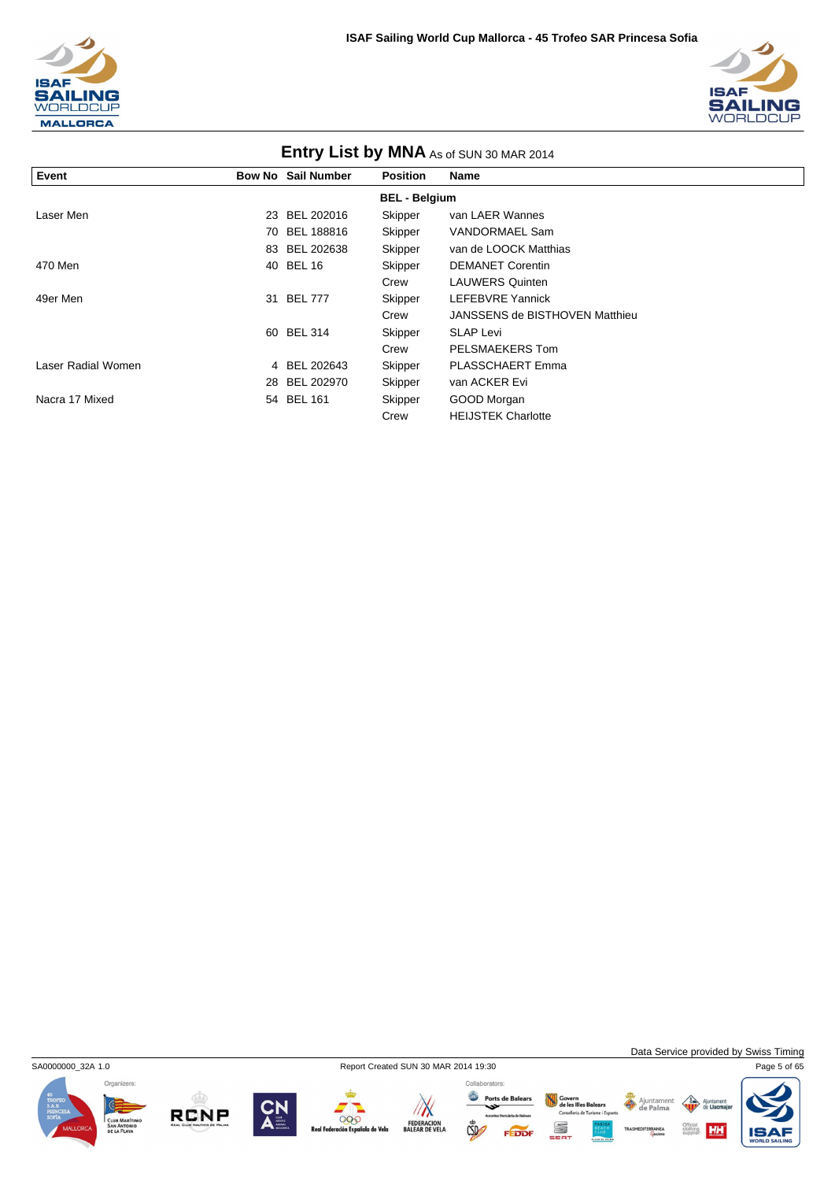## Entry List by MNA As of SUN 30 MAR 2014

| Event | Bow No | Sail Number | Position | Name |
|---|---|---|---|---|
| | | | **BEL - Belgium** | |
| Laser Men | 23 | BEL 202016 | Skipper | van LAER Wannes |
| | 70 | BEL 188816 | Skipper | VANDORMAEL Sam |
| | 83 | BEL 202638 | Skipper | van de LOOCK Matthias |
| 470 Men | 40 | BEL 16 | Skipper | DEMANET Corentin |
| | | | Crew | LAUWERS Quinten |
| 49er Men | 31 | BEL 777 | Skipper | LEFEBVRE Yannick |
| | | | Crew | JANSSENS de BISTHOVEN Matthieu |
| | 60 | BEL 314 | Skipper | SLAP Levi |
| | | | Crew | PELSMAEKERS Tom |
| Laser Radial Women | 4 | BEL 202643 | Skipper | PLASSCHAERT Emma |
| | 28 | BEL 202970 | Skipper | van ACKER Evi |
| Nacra 17 Mixed | 54 | BEL 161 | Skipper | GOOD Morgan |
| | | | Crew | HEIJSTEK Charlotte |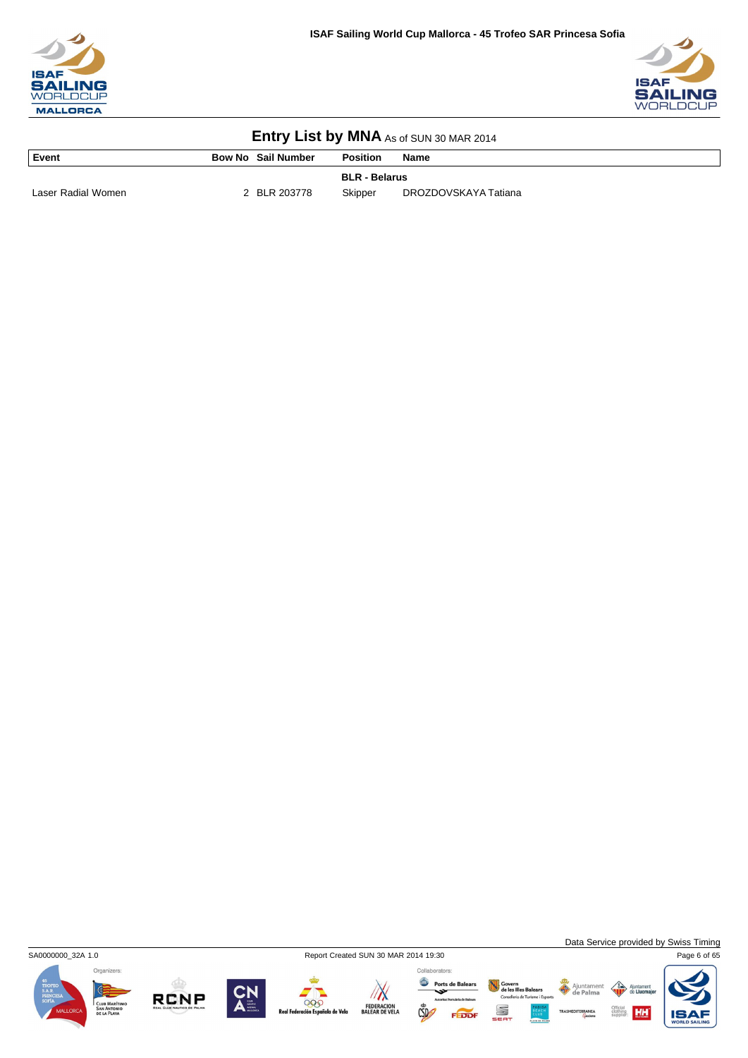## Entry List by MNA As of SUN 30 MAR 2014

| Event | Bow No | Sail Number | Position | Name |
|---|---|---|---|---|
| | | | **BLR - Belarus** | |
| Laser Radial Women | 2 | BLR 203778 | Skipper | DROZDOVSKAYA Tatiana |

SA0000000_32A 1.0

Report Created SUN 30 MAR 2014 19:30

Data Service provided by Swiss Timing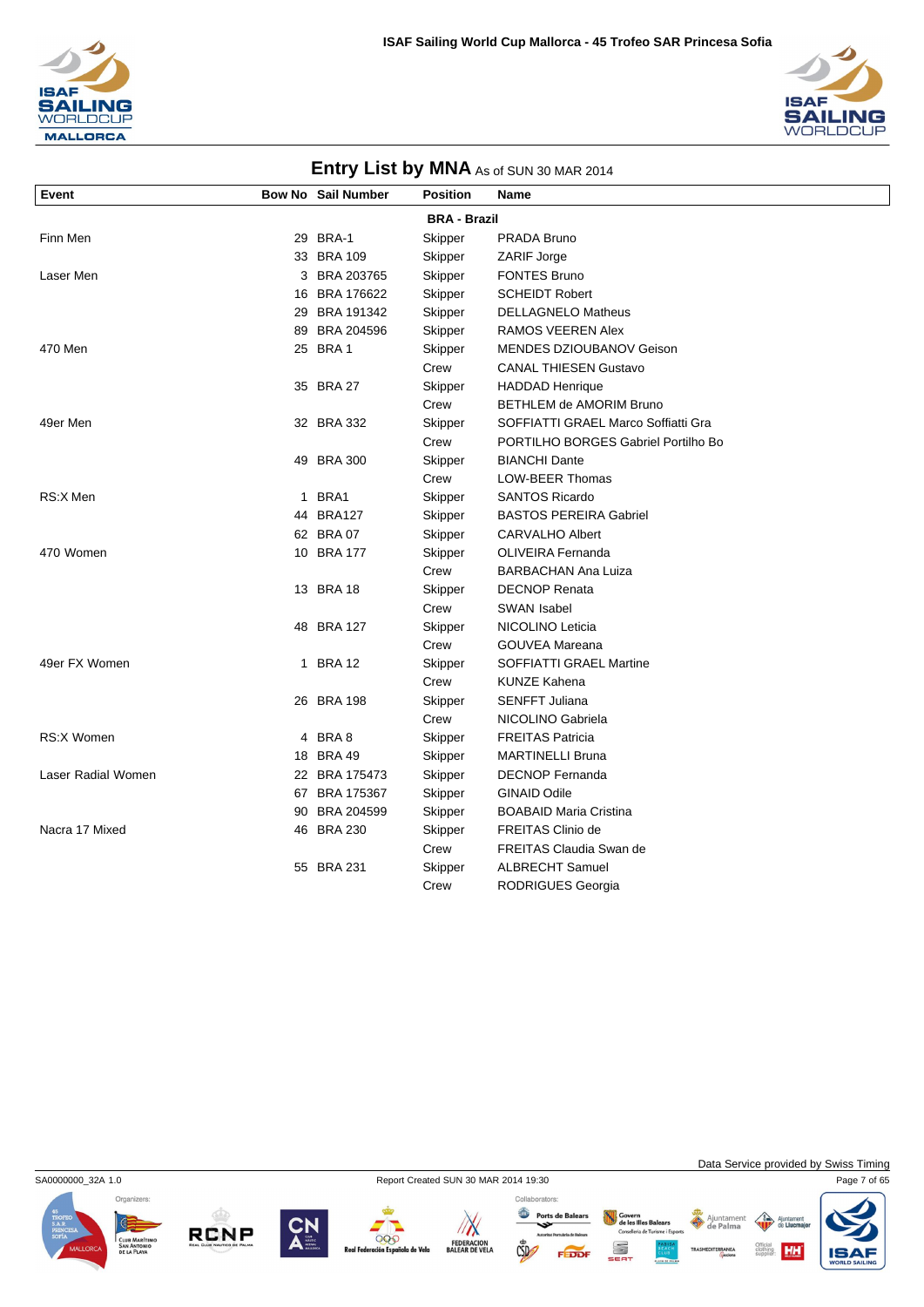# Entry List by MNA As of SUN 30 MAR 2014

| Event | Bow No | Sail Number | Position | Name |
|---|---|---|---|---|
| | | | **BRA - Brazil** | |
| Finn Men | 29 | BRA-1 | Skipper | PRADA Bruno |
| | 33 | BRA 109 | Skipper | ZARIF Jorge |
| Laser Men | 3 | BRA 203765 | Skipper | FONTES Bruno |
| | 16 | BRA 176622 | Skipper | SCHEIDT Robert |
| | 29 | BRA 191342 | Skipper | DELLAGNELO Matheus |
| | 89 | BRA 204596 | Skipper | RAMOS VEEREN Alex |
| 470 Men | 25 | BRA 1 | Skipper | MENDES DZIOUBANOV Geison |
| | | | Crew | CANAL THIESEN Gustavo |
| | 35 | BRA 27 | Skipper | HADDAD Henrique |
| | | | Crew | BETHLEM de AMORIM Bruno |
| 49er Men | 32 | BRA 332 | Skipper | SOFFIATTI GRAEL Marco Soffiatti Gra |
| | | | Crew | PORTILHO BORGES Gabriel Portilho Bo |
| | 49 | BRA 300 | Skipper | BIANCHI Dante |
| | | | Crew | LOW-BEER Thomas |
| RS:X Men | 1 | BRA1 | Skipper | SANTOS Ricardo |
| | 44 | BRA127 | Skipper | BASTOS PEREIRA Gabriel |
| | 62 | BRA 07 | Skipper | CARVALHO Albert |
| 470 Women | 10 | BRA 177 | Skipper | OLIVEIRA Fernanda |
| | | | Crew | BARBACHAN Ana Luiza |
| | 13 | BRA 18 | Skipper | DECNOP Renata |
| | | | Crew | SWAN Isabel |
| | 48 | BRA 127 | Skipper | NICOLINO Leticia |
| | | | Crew | GOUVEA Mareana |
| 49er FX Women | 1 | BRA 12 | Skipper | SOFFIATTI GRAEL Martine |
| | | | Crew | KUNZE Kahena |
| | 26 | BRA 198 | Skipper | SENFFT Juliana |
| | | | Crew | NICOLINO Gabriela |
| RS:X Women | 4 | BRA 8 | Skipper | FREITAS Patricia |
| | 18 | BRA 49 | Skipper | MARTINELLI Bruna |
| Laser Radial Women | 22 | BRA 175473 | Skipper | DECNOP Fernanda |
| | 67 | BRA 175367 | Skipper | GINAID Odile |
| | 90 | BRA 204599 | Skipper | BOABAID Maria Cristina |
| Nacra 17 Mixed | 46 | BRA 230 | Skipper | FREITAS Clinio de |
| | | | Crew | FREITAS Claudia Swan de |
| | 55 | BRA 231 | Skipper | ALBRECHT Samuel |
| | | | Crew | RODRIGUES Georgia |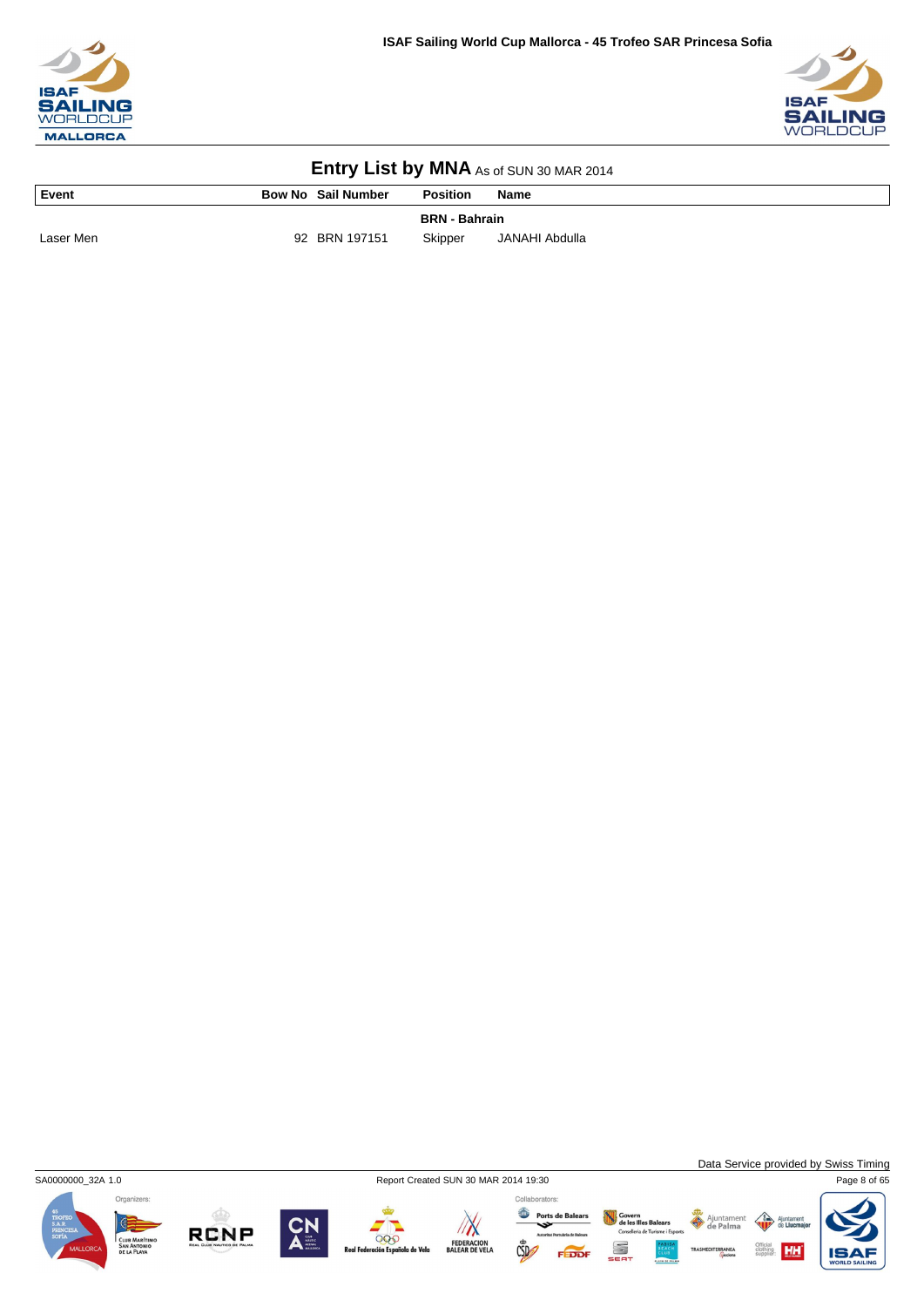## Entry List by MNA As of SUN 30 MAR 2014

| Event | Bow No | Sail Number | Position | Name |
|---|---|---|---|---|
| | | | **BRN - Bahrain** | |
| Laser Men | 92 | BRN 197151 | Skipper | JANAHI Abdulla |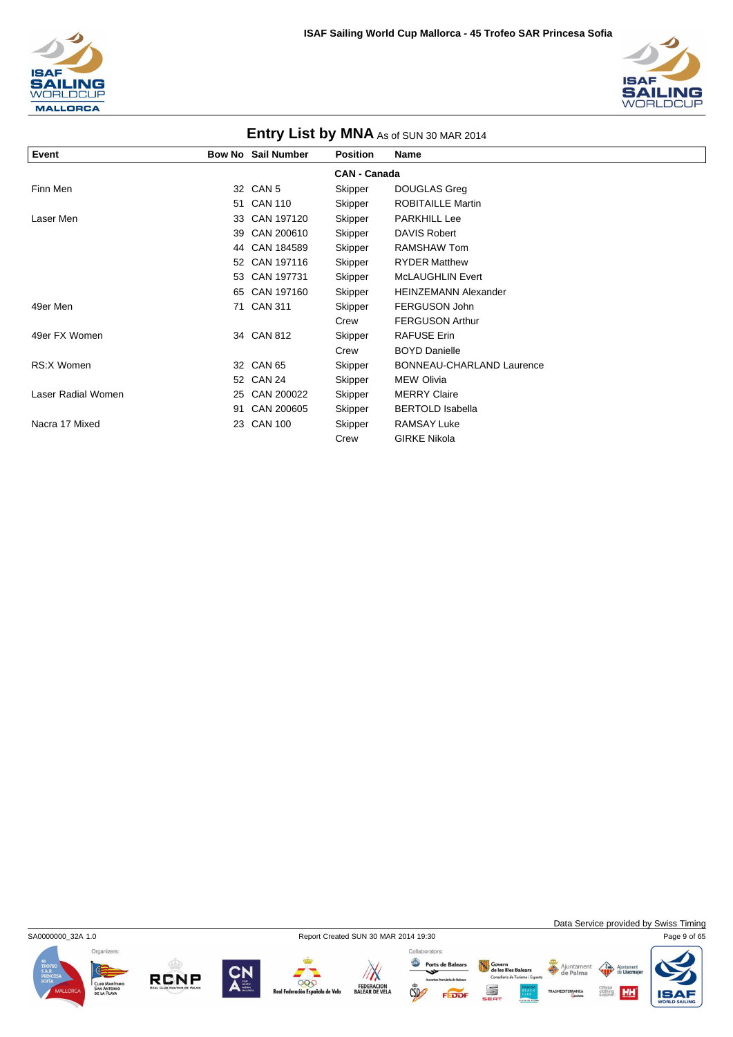## Entry List by MNA As of SUN 30 MAR 2014

| Event | Bow No | Sail Number | Position | Name |
|---|---|---|---|---|
| | | | **CAN - Canada** | |
| Finn Men | 32 | CAN 5 | Skipper | DOUGLAS Greg |
| | 51 | CAN 110 | Skipper | ROBITAILLE Martin |
| Laser Men | 33 | CAN 197120 | Skipper | PARKHILL Lee |
| | 39 | CAN 200610 | Skipper | DAVIS Robert |
| | 44 | CAN 184589 | Skipper | RAMSHAW Tom |
| | 52 | CAN 197116 | Skipper | RYDER Matthew |
| | 53 | CAN 197731 | Skipper | McLAUGHLIN Evert |
| | 65 | CAN 197160 | Skipper | HEINZEMANN Alexander |
| 49er Men | 71 | CAN 311 | Skipper | FERGUSON John |
| | | | Crew | FERGUSON Arthur |
| 49er FX Women | 34 | CAN 812 | Skipper | RAFUSE Erin |
| | | | Crew | BOYD Danielle |
| RS:X Women | 32 | CAN 65 | Skipper | BONNEAU-CHARLAND Laurence |
| | 52 | CAN 24 | Skipper | MEW Olivia |
| Laser Radial Women | 25 | CAN 200022 | Skipper | MERRY Claire |
| | 91 | CAN 200605 | Skipper | BERTOLD Isabella |
| Nacra 17 Mixed | 23 | CAN 100 | Skipper | RAMSAY Luke |
| | | | Crew | GIRKE Nikola |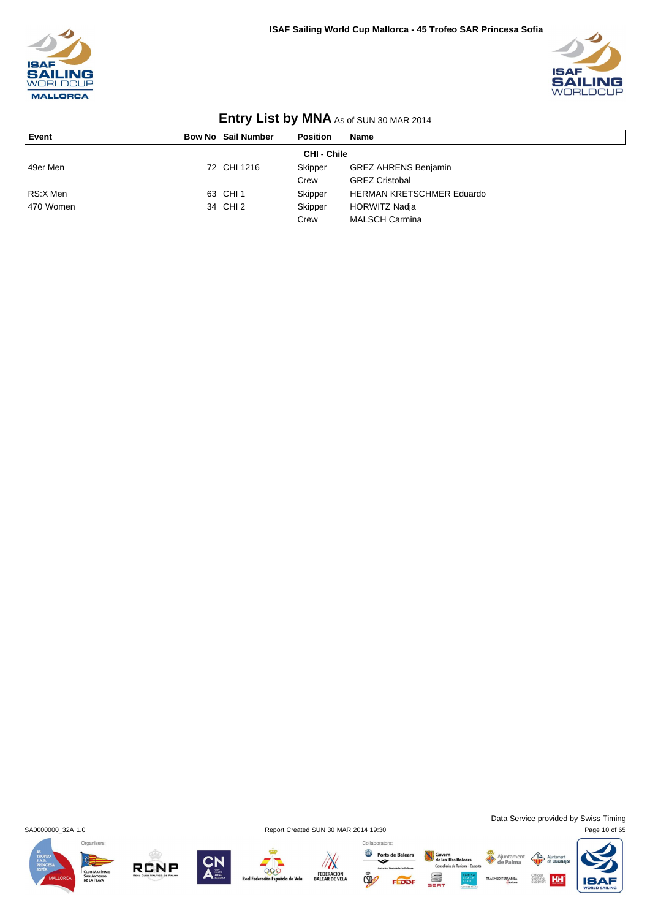# Entry List by MNA As of SUN 30 MAR 2014

| Event | Bow No | Sail Number | Position | Name |
|---|---|---|---|---|
| | | | **CHI - Chile** | |
| 49er Men | 72 | CHI 1216 | Skipper | GREZ AHRENS Benjamin |
| | | | Crew | GREZ Cristobal |
| RS:X Men | 63 | CHI 1 | Skipper | HERMAN KRETSCHMER Eduardo |
| 470 Women | 34 | CHI 2 | Skipper | HORWITZ Nadja |
| | | | Crew | MALSCH Carmina |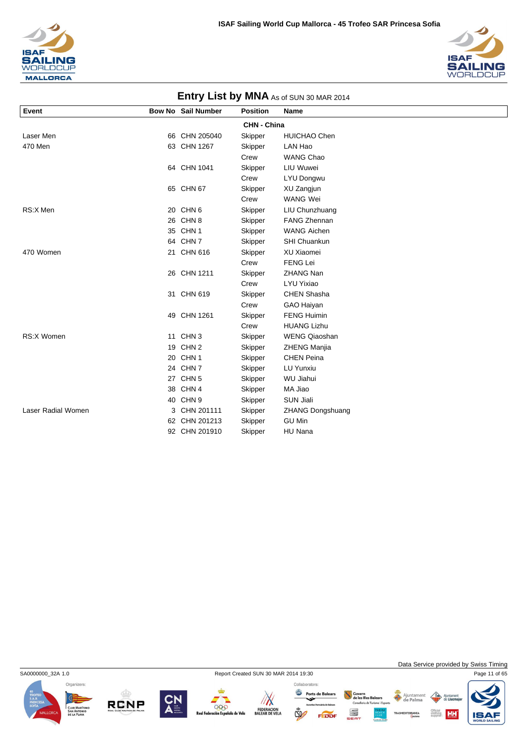## Entry List by MNA As of SUN 30 MAR 2014

| Event | Bow No | Sail Number | Position | Name |
|---|---|---|---|---|
| | | **CHN - China** | | |
| Laser Men | 66 | CHN 205040 | Skipper | HUICHAO Chen |
| 470 Men | 63 | CHN 1267 | Skipper | LAN Hao |
| | | | Crew | WANG Chao |
| | 64 | CHN 1041 | Skipper | LIU Wuwei |
| | | | Crew | LYU Dongwu |
| | 65 | CHN 67 | Skipper | XU Zangjun |
| | | | Crew | WANG Wei |
| RS:X Men | 20 | CHN 6 | Skipper | LIU Chunzhuang |
| | 26 | CHN 8 | Skipper | FANG Zhennan |
| | 35 | CHN 1 | Skipper | WANG Aichen |
| | 64 | CHN 7 | Skipper | SHI Chuankun |
| 470 Women | 21 | CHN 616 | Skipper | XU Xiaomei |
| | | | Crew | FENG Lei |
| | 26 | CHN 1211 | Skipper | ZHANG Nan |
| | | | Crew | LYU Yixiao |
| | 31 | CHN 619 | Skipper | CHEN Shasha |
| | | | Crew | GAO Haiyan |
| | 49 | CHN 1261 | Skipper | FENG Huimin |
| | | | Crew | HUANG Lizhu |
| RS:X Women | 11 | CHN 3 | Skipper | WENG Qiaoshan |
| | 19 | CHN 2 | Skipper | ZHENG Manjia |
| | 20 | CHN 1 | Skipper | CHEN Peina |
| | 24 | CHN 7 | Skipper | LU Yunxiu |
| | 27 | CHN 5 | Skipper | WU Jiahui |
| | 38 | CHN 4 | Skipper | MA Jiao |
| | 40 | CHN 9 | Skipper | SUN Jiali |
| Laser Radial Women | 3 | CHN 201111 | Skipper | ZHANG Dongshuang |
| | 62 | CHN 201213 | Skipper | GU Min |
| | 92 | CHN 201910 | Skipper | HU Nana |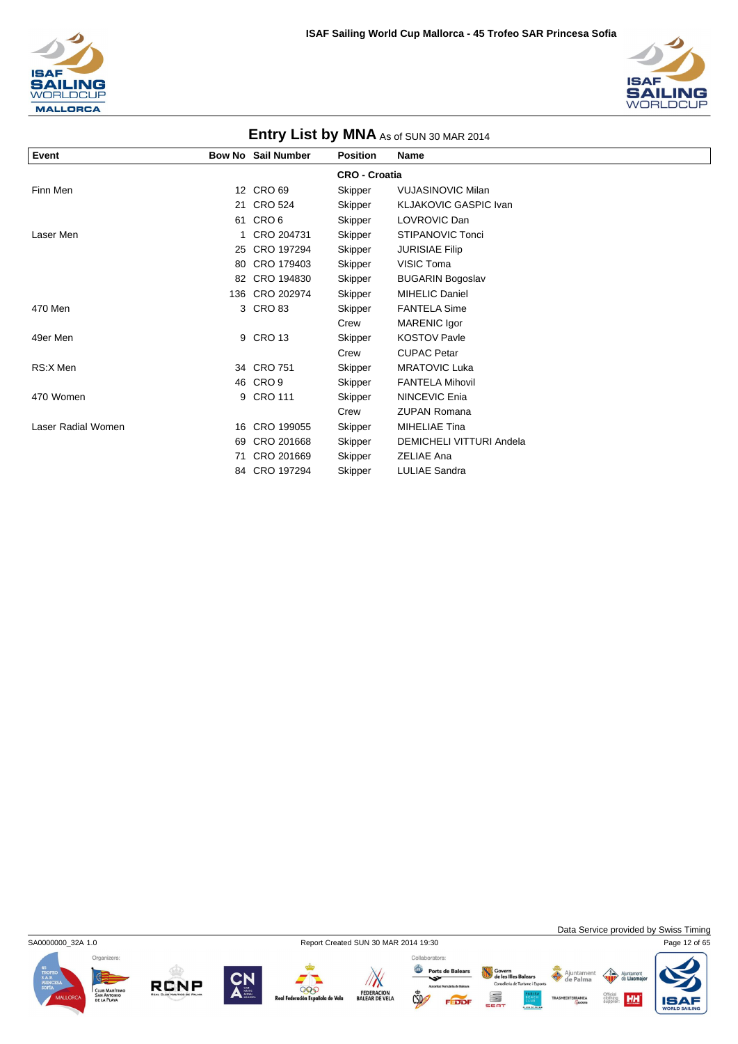## Entry List by MNA As of SUN 30 MAR 2014

| Event | Bow No | Sail Number | Position | Name |
|---|---|---|---|---|
| | | | **CRO - Croatia** | |
| Finn Men | 12 | CRO 69 | Skipper | VUJASINOVIC Milan |
| | 21 | CRO 524 | Skipper | KLJAKOVIC GASPIC Ivan |
| | 61 | CRO 6 | Skipper | LOVROVIC Dan |
| Laser Men | 1 | CRO 204731 | Skipper | STIPANOVIC Tonci |
| | 25 | CRO 197294 | Skipper | JURISIAE Filip |
| | 80 | CRO 179403 | Skipper | VISIC Toma |
| | 82 | CRO 194830 | Skipper | BUGARIN Bogoslav |
| | 136 | CRO 202974 | Skipper | MIHELIC Daniel |
| 470 Men | 3 | CRO 83 | Skipper | FANTELA Sime |
| | | | Crew | MARENIC Igor |
| 49er Men | 9 | CRO 13 | Skipper | KOSTOV Pavle |
| | | | Crew | CUPAC Petar |
| RS:X Men | 34 | CRO 751 | Skipper | MRATOVIC Luka |
| | 46 | CRO 9 | Skipper | FANTELA Mihovil |
| 470 Women | 9 | CRO 111 | Skipper | NINCEVIC Enia |
| | | | Crew | ZUPAN Romana |
| Laser Radial Women | 16 | CRO 199055 | Skipper | MIHELIAE Tina |
| | 69 | CRO 201668 | Skipper | DEMICHELI VITTURI Andela |
| | 71 | CRO 201669 | Skipper | ZELIAE Ana |
| | 84 | CRO 197294 | Skipper | LULIAE Sandra |

Data Service provided by Swiss Timing

SA0000000_32A 1.0 Report Created SUN 30 MAR 2014 19:30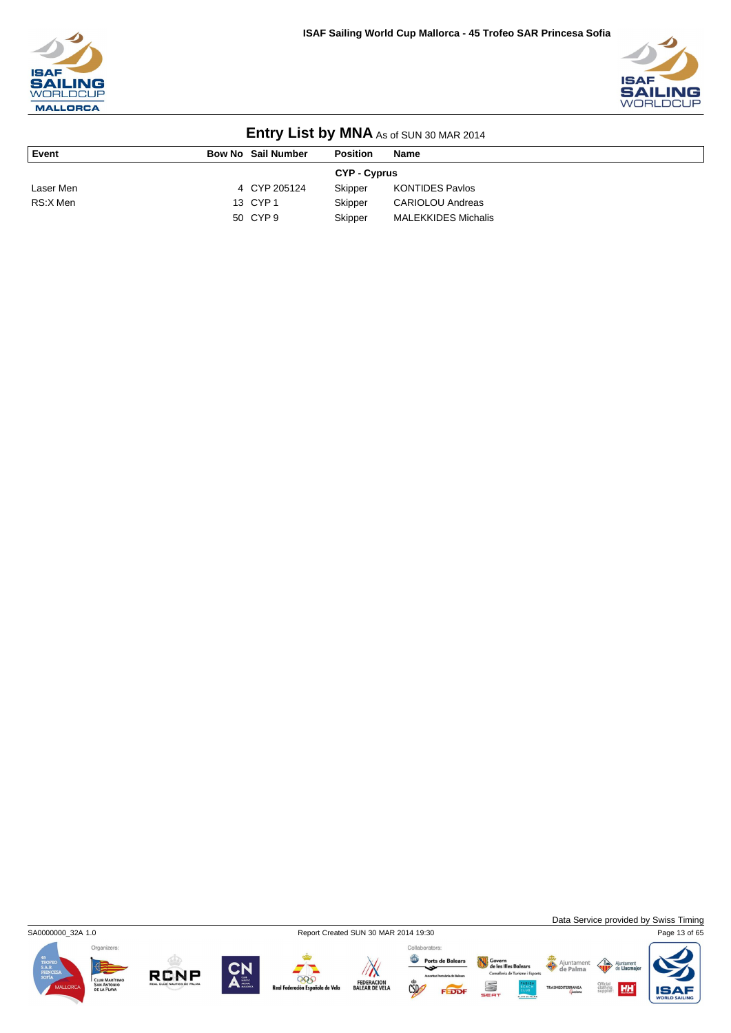# Entry List by MNA As of SUN 30 MAR 2014

| Event | Bow No | Sail Number | Position | Name |
|---|---|---|---|---|
| | | | **CYP - Cyprus** | |
| Laser Men | 4 | CYP 205124 | Skipper | KONTIDES Pavlos |
| RS:X Men | 13 | CYP 1 | Skipper | CARIOLOU Andreas |
| | 50 | CYP 9 | Skipper | MALEKKIDES Michalis |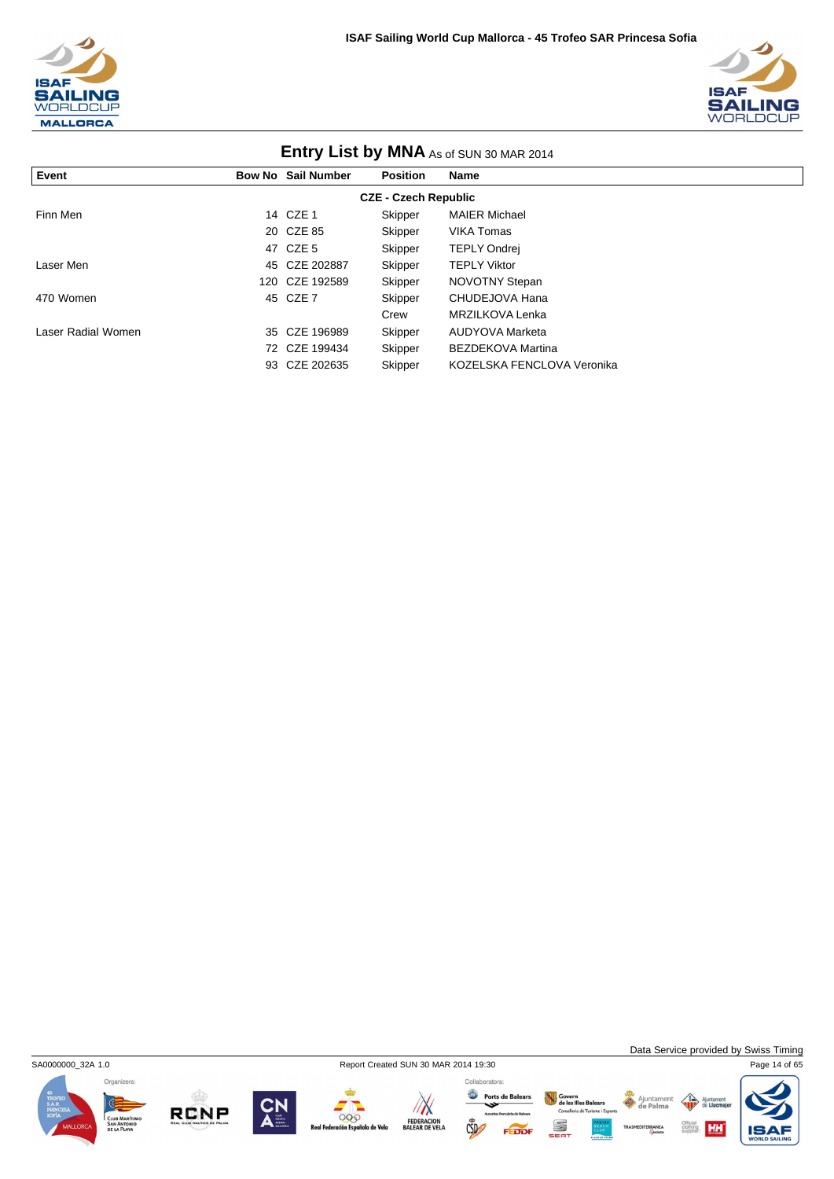## Entry List by MNA As of SUN 30 MAR 2014

| Event | Bow No | Sail Number | Position | Name |
|---|---|---|---|---|
| | | **CZE - Czech Republic** | | |
| Finn Men | 14 | CZE 1 | Skipper | MAIER Michael |
| | 20 | CZE 85 | Skipper | VIKA Tomas |
| | 47 | CZE 5 | Skipper | TEPLY Ondrej |
| Laser Men | 45 | CZE 202887 | Skipper | TEPLY Viktor |
| | 120 | CZE 192589 | Skipper | NOVOTNY Stepan |
| 470 Women | 45 | CZE 7 | Skipper | CHUDEJOVA Hana |
| | | | Crew | MRZILKOVA Lenka |
| Laser Radial Women | 35 | CZE 196989 | Skipper | AUDYOVA Marketa |
| | 72 | CZE 199434 | Skipper | BEZDEKOVA Martina |
| | 93 | CZE 202635 | Skipper | KOZELSKA FENCLOVA Veronika |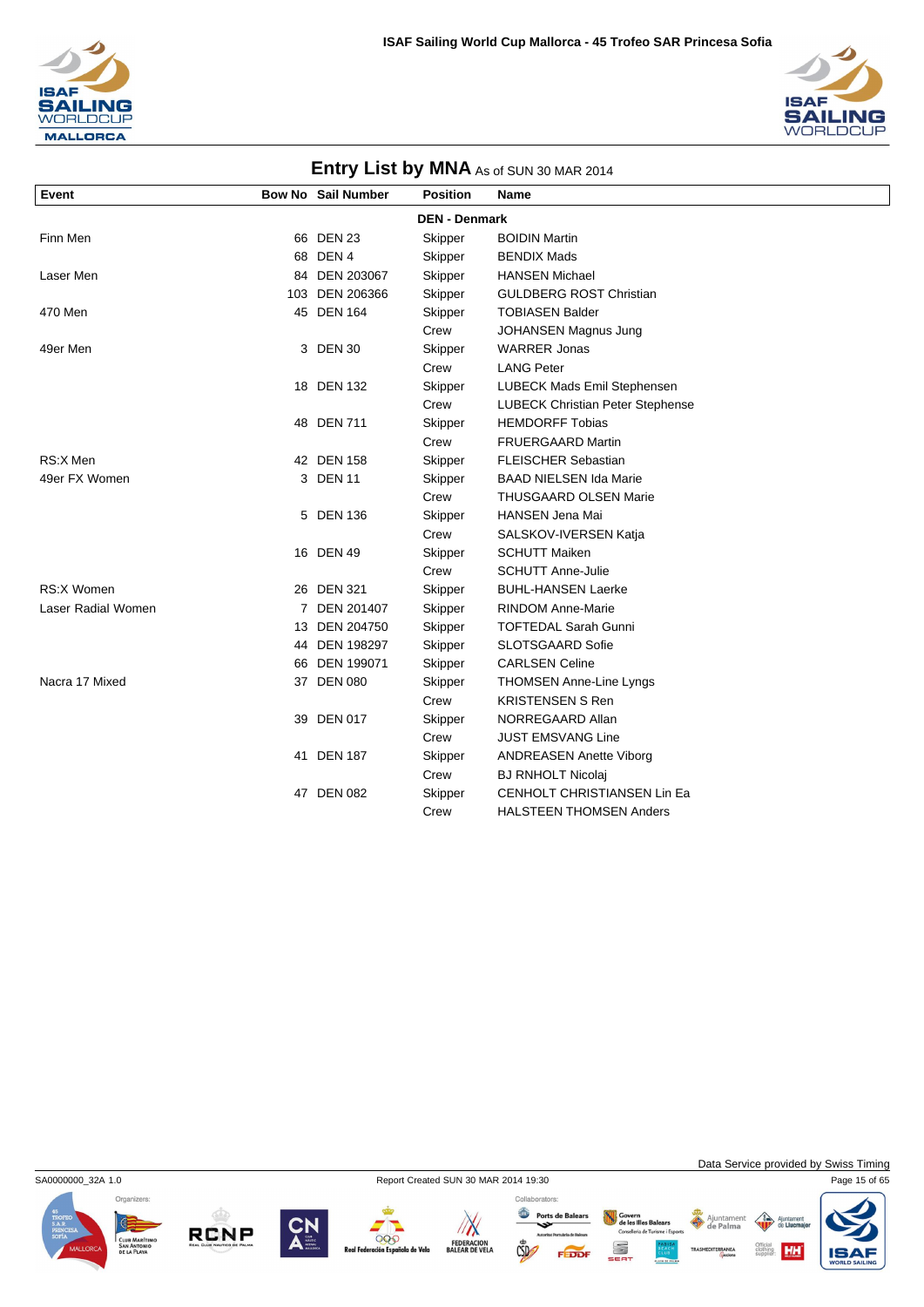# Entry List by MNA As of SUN 30 MAR 2014

| Event | Bow No | Sail Number | Position | Name |
|---|---|---|---|---|
| | | | **DEN - Denmark** | |
| Finn Men | 66 | DEN 23 | Skipper | BOIDIN Martin |
| | 68 | DEN 4 | Skipper | BENDIX Mads |
| Laser Men | 84 | DEN 203067 | Skipper | HANSEN Michael |
| | 103 | DEN 206366 | Skipper | GULDBERG ROST Christian |
| 470 Men | 45 | DEN 164 | Skipper | TOBIASEN Balder |
| | | | Crew | JOHANSEN Magnus Jung |
| 49er Men | 3 | DEN 30 | Skipper | WARRER Jonas |
| | | | Crew | LANG Peter |
| | 18 | DEN 132 | Skipper | LUBECK Mads Emil Stephensen |
| | | | Crew | LUBECK Christian Peter Stephense |
| | 48 | DEN 711 | Skipper | HEMDORFF Tobias |
| | | | Crew | FRUERGAARD Martin |
| RS:X Men | 42 | DEN 158 | Skipper | FLEISCHER Sebastian |
| 49er FX Women | 3 | DEN 11 | Skipper | BAAD NIELSEN Ida Marie |
| | | | Crew | THUSGAARD OLSEN Marie |
| | 5 | DEN 136 | Skipper | HANSEN Jena Mai |
| | | | Crew | SALSKOV-IVERSEN Katja |
| | 16 | DEN 49 | Skipper | SCHUTT Maiken |
| | | | Crew | SCHUTT Anne-Julie |
| RS:X Women | 26 | DEN 321 | Skipper | BUHL-HANSEN Laerke |
| Laser Radial Women | 7 | DEN 201407 | Skipper | RINDOM Anne-Marie |
| | 13 | DEN 204750 | Skipper | TOFTEDAL Sarah Gunni |
| | 44 | DEN 198297 | Skipper | SLOTSGAARD Sofie |
| | 66 | DEN 199071 | Skipper | CARLSEN Celine |
| Nacra 17 Mixed | 37 | DEN 080 | Skipper | THOMSEN Anne-Line Lyngs |
| | | | Crew | KRISTENSEN S Ren |
| | 39 | DEN 017 | Skipper | NORREGAARD Allan |
| | | | Crew | JUST EMSVANG Line |
| | 41 | DEN 187 | Skipper | ANDREASEN Anette Viborg |
| | | | Crew | BJ RNHOLT Nicolaj |
| | 47 | DEN 082 | Skipper | CENHOLT CHRISTIANSEN Lin Ea |
| | | | Crew | HALSTEEN THOMSEN Anders |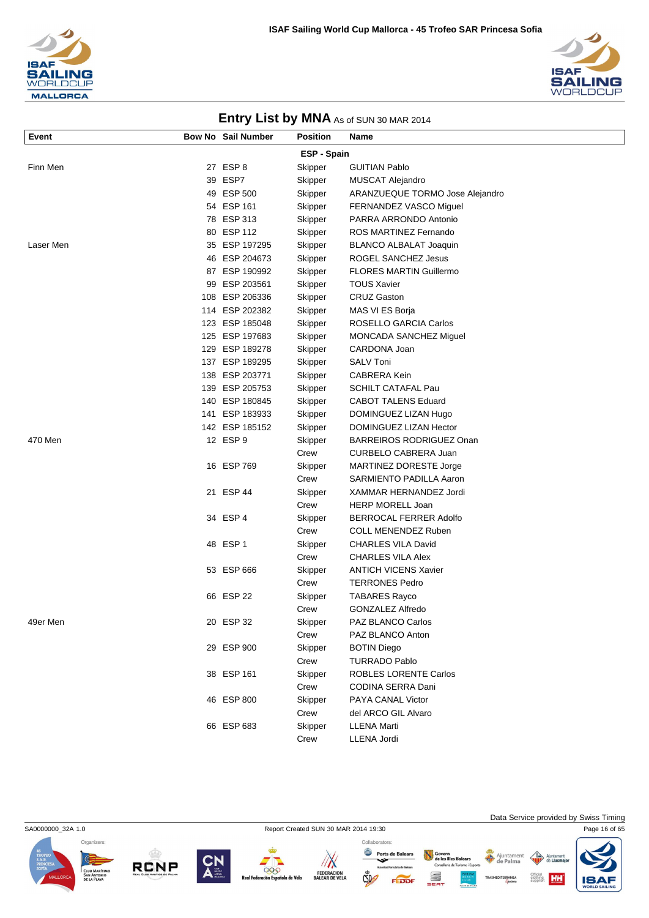## Entry List by MNA As of SUN 30 MAR 2014

| Event | Bow No | Sail Number | Position | Name |
|---|---|---|---|---|
| | | | **ESP - Spain** | |
| Finn Men | 27 | ESP 8 | Skipper | GUITIAN Pablo |
| | 39 | ESP7 | Skipper | MUSCAT Alejandro |
| | 49 | ESP 500 | Skipper | ARANZUEQUE TORMO Jose Alejandro |
| | 54 | ESP 161 | Skipper | FERNANDEZ VASCO Miguel |
| | 78 | ESP 313 | Skipper | PARRA ARRONDO Antonio |
| | 80 | ESP 112 | Skipper | ROS MARTINEZ Fernando |
| Laser Men | 35 | ESP 197295 | Skipper | BLANCO ALBALAT Joaquin |
| | 46 | ESP 204673 | Skipper | ROGEL SANCHEZ Jesus |
| | 87 | ESP 190992 | Skipper | FLORES MARTIN Guillermo |
| | 99 | ESP 203561 | Skipper | TOUS Xavier |
| | 108 | ESP 206336 | Skipper | CRUZ Gaston |
| | 114 | ESP 202382 | Skipper | MAS VI ES Borja |
| | 123 | ESP 185048 | Skipper | ROSELLO GARCIA Carlos |
| | 125 | ESP 197683 | Skipper | MONCADA SANCHEZ Miguel |
| | 129 | ESP 189278 | Skipper | CARDONA Joan |
| | 137 | ESP 189295 | Skipper | SALV Toni |
| | 138 | ESP 203771 | Skipper | CABRERA Kein |
| | 139 | ESP 205753 | Skipper | SCHILT CATAFAL Pau |
| | 140 | ESP 180845 | Skipper | CABOT TALENS Eduard |
| | 141 | ESP 183933 | Skipper | DOMINGUEZ LIZAN Hugo |
| | 142 | ESP 185152 | Skipper | DOMINGUEZ LIZAN Hector |
| 470 Men | 12 | ESP 9 | Skipper | BARREIROS RODRIGUEZ Onan |
| | | | Crew | CURBELO CABRERA Juan |
| | 16 | ESP 769 | Skipper | MARTINEZ DORESTE Jorge |
| | | | Crew | SARMIENTO PADILLA Aaron |
| | 21 | ESP 44 | Skipper | XAMMAR HERNANDEZ Jordi |
| | | | Crew | HERP MORELL Joan |
| | 34 | ESP 4 | Skipper | BERROCAL FERRER Adolfo |
| | | | Crew | COLL MENENDEZ Ruben |
| | 48 | ESP 1 | Skipper | CHARLES VILA David |
| | | | Crew | CHARLES VILA Alex |
| | 53 | ESP 666 | Skipper | ANTICH VICENS Xavier |
| | | | Crew | TERRONES Pedro |
| | 66 | ESP 22 | Skipper | TABARES Rayco |
| | | | Crew | GONZALEZ Alfredo |
| 49er Men | 20 | ESP 32 | Skipper | PAZ BLANCO Carlos |
| | | | Crew | PAZ BLANCO Anton |
| | 29 | ESP 900 | Skipper | BOTIN Diego |
| | | | Crew | TURRADO Pablo |
| | 38 | ESP 161 | Skipper | ROBLES LORENTE Carlos |
| | | | Crew | CODINA SERRA Dani |
| | 46 | ESP 800 | Skipper | PAYA CANAL Victor |
| | | | Crew | del ARCO GIL Alvaro |
| | 66 | ESP 683 | Skipper | LLENA Marti |
| | | | Crew | LLENA Jordi |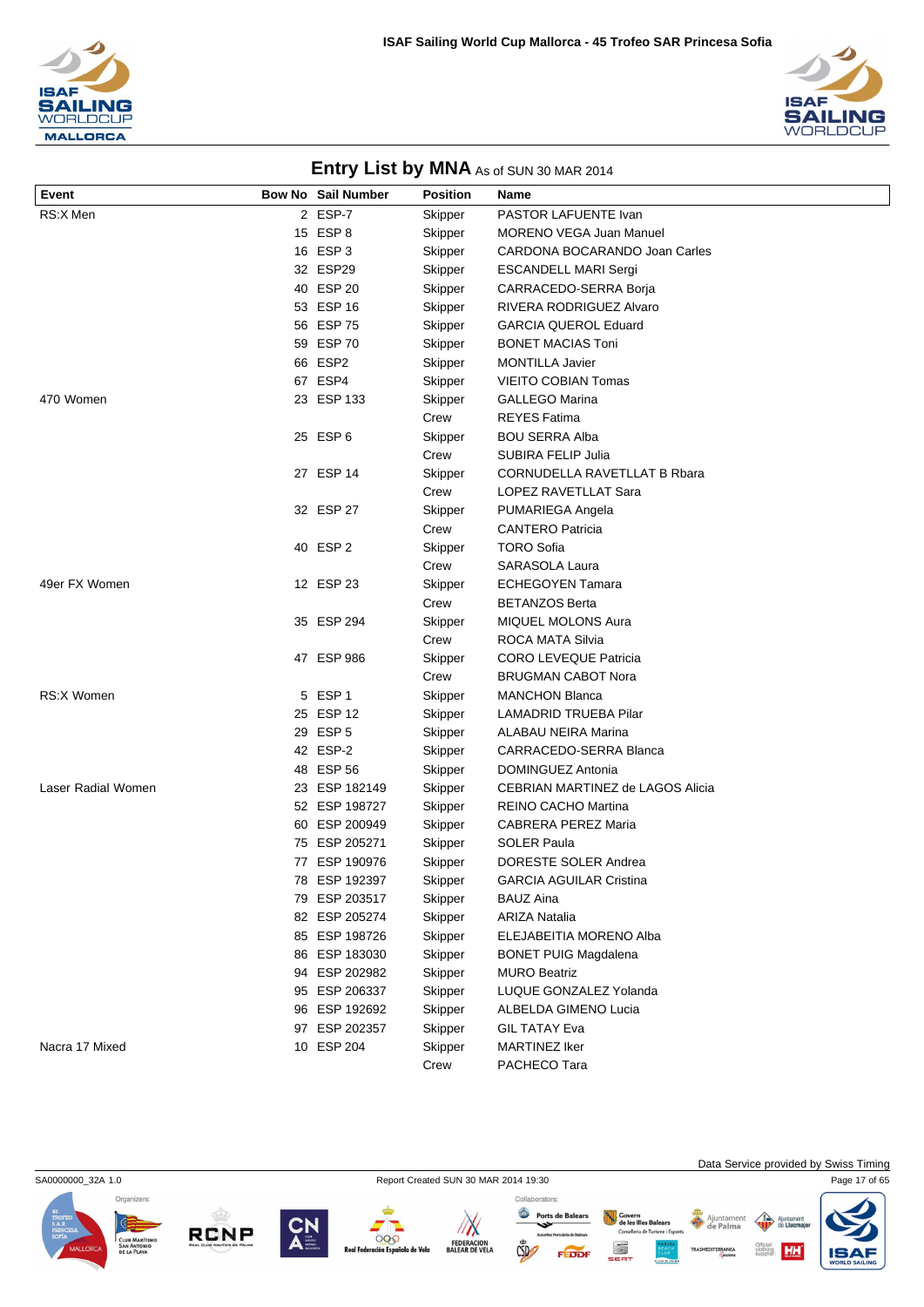# Entry List by MNA As of SUN 30 MAR 2014

| Event | Bow No | Sail Number | Position | Name |
|---|---|---|---|---|
| RS:X Men | 2 | ESP-7 | Skipper | PASTOR LAFUENTE Ivan |
| | 15 | ESP 8 | Skipper | MORENO VEGA Juan Manuel |
| | 16 | ESP 3 | Skipper | CARDONA BOCARANDO Joan Carles |
| | 32 | ESP29 | Skipper | ESCANDELL MARI Sergi |
| | 40 | ESP 20 | Skipper | CARRACEDO-SERRA Borja |
| | 53 | ESP 16 | Skipper | RIVERA RODRIGUEZ Alvaro |
| | 56 | ESP 75 | Skipper | GARCIA QUEROL Eduard |
| | 59 | ESP 70 | Skipper | BONET MACIAS Toni |
| | 66 | ESP2 | Skipper | MONTILLA Javier |
| | 67 | ESP4 | Skipper | VIEITO COBIAN Tomas |
| 470 Women | 23 | ESP 133 | Skipper | GALLEGO Marina |
| | | | Crew | REYES Fatima |
| | 25 | ESP 6 | Skipper | BOU SERRA Alba |
| | | | Crew | SUBIRA FELIP Julia |
| | 27 | ESP 14 | Skipper | CORNUDELLA RAVETLLAT B Rbara |
| | | | Crew | LOPEZ RAVETLLAT Sara |
| | 32 | ESP 27 | Skipper | PUMARIEGA Angela |
| | | | Crew | CANTERO Patricia |
| | 40 | ESP 2 | Skipper | TORO Sofia |
| | | | Crew | SARASOLA Laura |
| 49er FX Women | 12 | ESP 23 | Skipper | ECHEGOYEN Tamara |
| | | | Crew | BETANZOS Berta |
| | 35 | ESP 294 | Skipper | MIQUEL MOLONS Aura |
| | | | Crew | ROCA MATA Silvia |
| | 47 | ESP 986 | Skipper | CORO LEVEQUE Patricia |
| | | | Crew | BRUGMAN CABOT Nora |
| RS:X Women | 5 | ESP 1 | Skipper | MANCHON Blanca |
| | 25 | ESP 12 | Skipper | LAMADRID TRUEBA Pilar |
| | 29 | ESP 5 | Skipper | ALABAU NEIRA Marina |
| | 42 | ESP-2 | Skipper | CARRACEDO-SERRA Blanca |
| | 48 | ESP 56 | Skipper | DOMINGUEZ Antonia |
| Laser Radial Women | 23 | ESP 182149 | Skipper | CEBRIAN MARTINEZ de LAGOS Alicia |
| | 52 | ESP 198727 | Skipper | REINO CACHO Martina |
| | 60 | ESP 200949 | Skipper | CABRERA PEREZ Maria |
| | 75 | ESP 205271 | Skipper | SOLER Paula |
| | 77 | ESP 190976 | Skipper | DORESTE SOLER Andrea |
| | 78 | ESP 192397 | Skipper | GARCIA AGUILAR Cristina |
| | 79 | ESP 203517 | Skipper | BAUZ Aina |
| | 82 | ESP 205274 | Skipper | ARIZA Natalia |
| | 85 | ESP 198726 | Skipper | ELEJABEITIA MORENO Alba |
| | 86 | ESP 183030 | Skipper | BONET PUIG Magdalena |
| | 94 | ESP 202982 | Skipper | MURO Beatriz |
| | 95 | ESP 206337 | Skipper | LUQUE GONZALEZ Yolanda |
| | 96 | ESP 192692 | Skipper | ALBELDA GIMENO Lucia |
| | 97 | ESP 202357 | Skipper | GIL TATAY Eva |
| Nacra 17 Mixed | 10 | ESP 204 | Skipper | MARTINEZ Iker |
| | | | Crew | PACHECO Tara |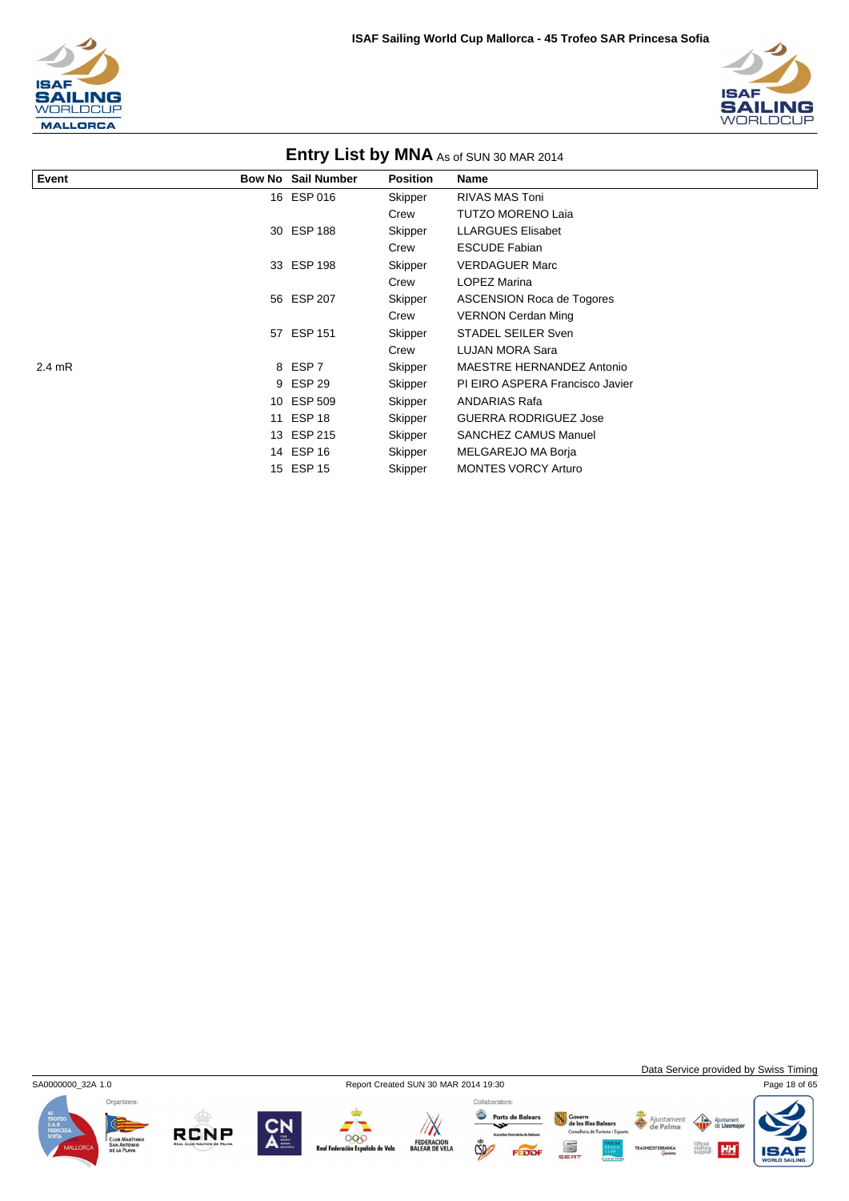## Entry List by MNA As of SUN 30 MAR 2014

| Event | Bow No | Sail Number | Position | Name |
|---|---|---|---|---|
| | 16 | ESP 016 | Skipper | RIVAS MAS Toni |
| | | | Crew | TUTZO MORENO Laia |
| | 30 | ESP 188 | Skipper | LLARGUES Elisabet |
| | | | Crew | ESCUDE Fabian |
| | 33 | ESP 198 | Skipper | VERDAGUER Marc |
| | | | Crew | LOPEZ Marina |
| | 56 | ESP 207 | Skipper | ASCENSION Roca de Togores |
| | | | Crew | VERNON Cerdan Ming |
| | 57 | ESP 151 | Skipper | STADEL SEILER Sven |
| | | | Crew | LUJAN MORA Sara |
| 2.4 mR | 8 | ESP 7 | Skipper | MAESTRE HERNANDEZ Antonio |
| | 9 | ESP 29 | Skipper | PI EIRO ASPERA Francisco Javier |
| | 10 | ESP 509 | Skipper | ANDARIAS Rafa |
| | 11 | ESP 18 | Skipper | GUERRA RODRIGUEZ Jose |
| | 13 | ESP 215 | Skipper | SANCHEZ CAMUS Manuel |
| | 14 | ESP 16 | Skipper | MELGAREJO MA Borja |
| | 15 | ESP 15 | Skipper | MONTES VORCY Arturo |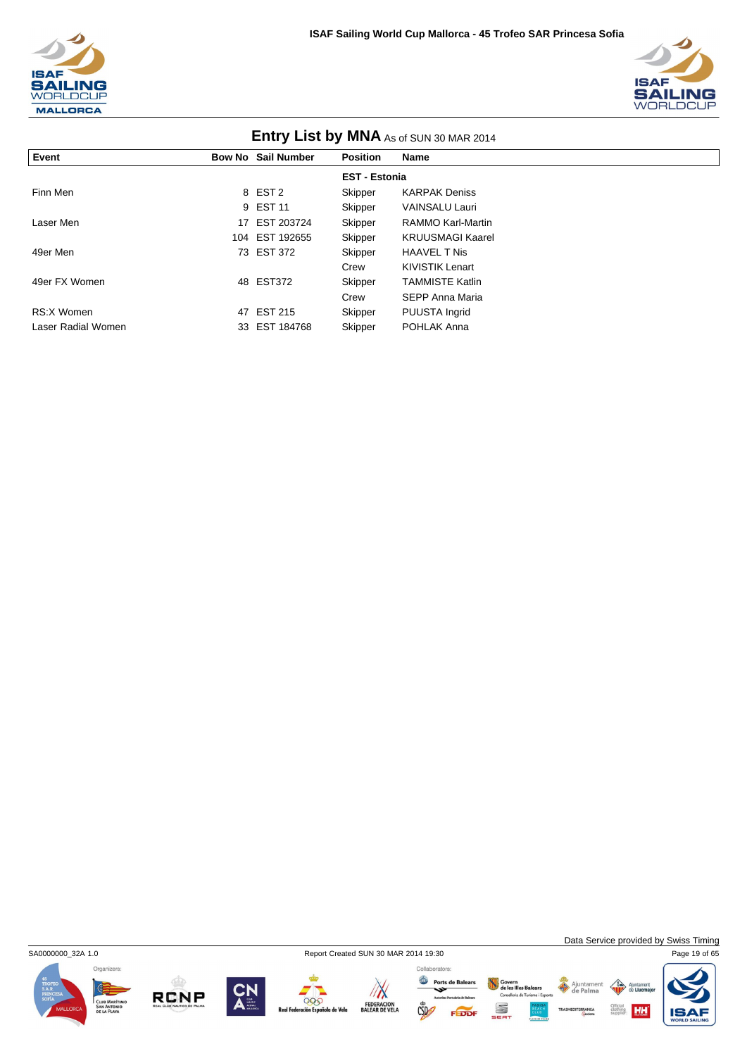# Entry List by MNA As of SUN 30 MAR 2014

| Event | Bow No | Sail Number | Position | Name |
|---|---|---|---|---|
| | | | **EST - Estonia** | |
| Finn Men | 8 | EST 2 | Skipper | KARPAK Deniss |
| | 9 | EST 11 | Skipper | VAINSALU Lauri |
| Laser Men | 17 | EST 203724 | Skipper | RAMMO Karl-Martin |
| | 104 | EST 192655 | Skipper | KRUUSMAGI Kaarel |
| 49er Men | 73 | EST 372 | Skipper | HAAVEL T Nis |
| | | | Crew | KIVISTIK Lenart |
| 49er FX Women | 48 | EST372 | Skipper | TAMMISTE Katlin |
| | | | Crew | SEPP Anna Maria |
| RS:X Women | 47 | EST 215 | Skipper | PUUSTA Ingrid |
| Laser Radial Women | 33 | EST 184768 | Skipper | POHLAK Anna |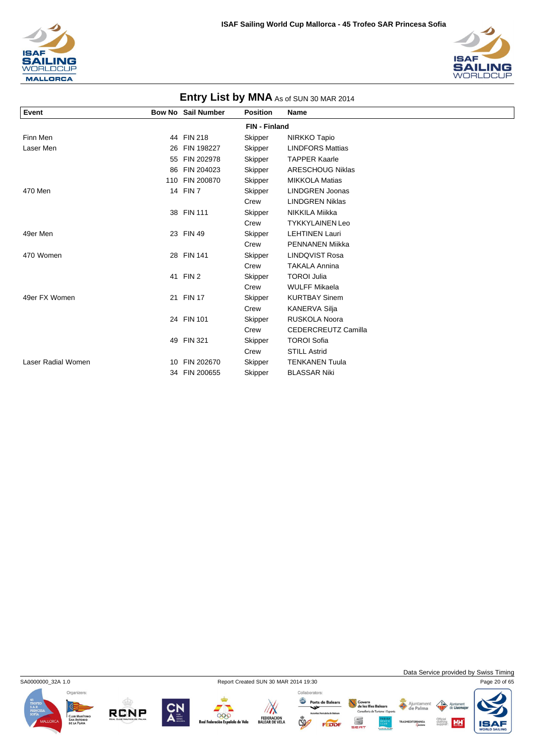## Entry List by MNA As of SUN 30 MAR 2014

| Event | Bow No | Sail Number | Position | Name |
|---|---|---|---|---|
| | | | **FIN - Finland** | |
| Finn Men | 44 | FIN 218 | Skipper | NIRKKO Tapio |
| Laser Men | 26 | FIN 198227 | Skipper | LINDFORS Mattias |
| | 55 | FIN 202978 | Skipper | TAPPER Kaarle |
| | 86 | FIN 204023 | Skipper | ARESCHOUG Niklas |
| | 110 | FIN 200870 | Skipper | MIKKOLA Matias |
| 470 Men | 14 | FIN 7 | Skipper | LINDGREN Joonas |
| | | | Crew | LINDGREN Niklas |
| | 38 | FIN 111 | Skipper | NIKKILA Miikka |
| | | | Crew | TYKKYLAINEN Leo |
| 49er Men | 23 | FIN 49 | Skipper | LEHTINEN Lauri |
| | | | Crew | PENNANEN Miikka |
| 470 Women | 28 | FIN 141 | Skipper | LINDQVIST Rosa |
| | | | Crew | TAKALA Annina |
| | 41 | FIN 2 | Skipper | TOROI Julia |
| | | | Crew | WULFF Mikaela |
| 49er FX Women | 21 | FIN 17 | Skipper | KURTBAY Sinem |
| | | | Crew | KANERVA Silja |
| | 24 | FIN 101 | Skipper | RUSKOLA Noora |
| | | | Crew | CEDERCREUTZ Camilla |
| | 49 | FIN 321 | Skipper | TOROI Sofia |
| | | | Crew | STILL Astrid |
| Laser Radial Women | 10 | FIN 202670 | Skipper | TENKANEN Tuula |
| | 34 | FIN 200655 | Skipper | BLASSAR Niki |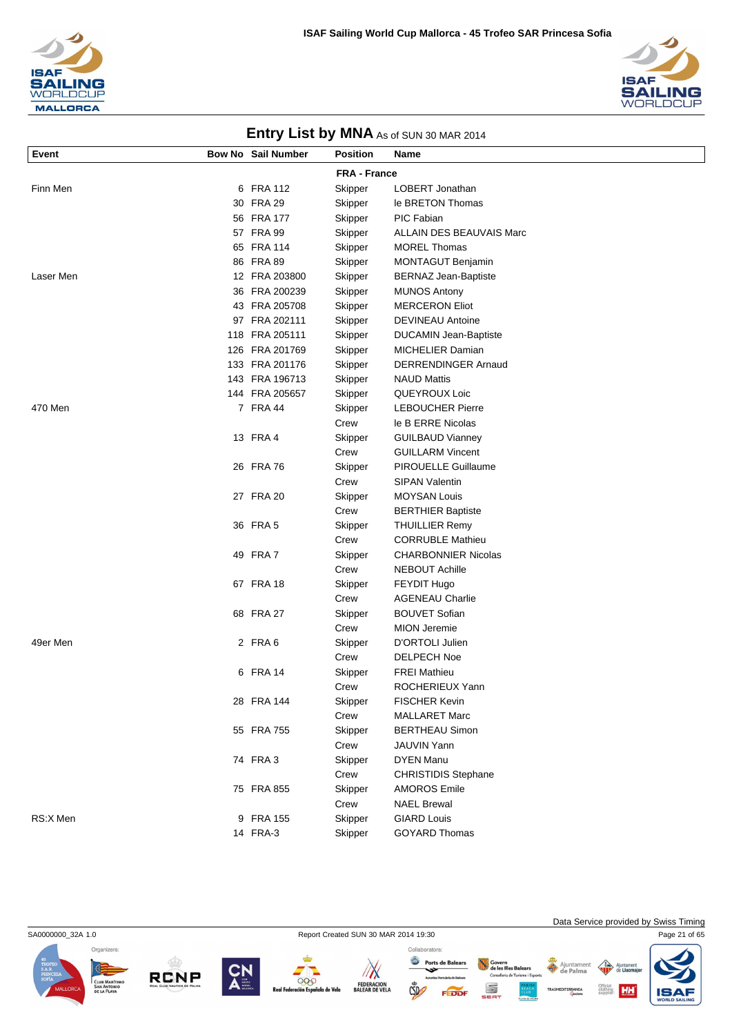## Entry List by MNA As of SUN 30 MAR 2014

| Event | Bow No | Sail Number | Position | Name |
|---|---|---|---|---|
| | | | **FRA - France** | |
| Finn Men | 6 | FRA 112 | Skipper | LOBERT Jonathan |
| | 30 | FRA 29 | Skipper | le BRETON Thomas |
| | 56 | FRA 177 | Skipper | PIC Fabian |
| | 57 | FRA 99 | Skipper | ALLAIN DES BEAUVAIS Marc |
| | 65 | FRA 114 | Skipper | MOREL Thomas |
| | 86 | FRA 89 | Skipper | MONTAGUT Benjamin |
| Laser Men | 12 | FRA 203800 | Skipper | BERNAZ Jean-Baptiste |
| | 36 | FRA 200239 | Skipper | MUNOS Antony |
| | 43 | FRA 205708 | Skipper | MERCERON Eliot |
| | 97 | FRA 202111 | Skipper | DEVINEAU Antoine |
| | 118 | FRA 205111 | Skipper | DUCAMIN Jean-Baptiste |
| | 126 | FRA 201769 | Skipper | MICHELIER Damian |
| | 133 | FRA 201176 | Skipper | DERRENDINGER Arnaud |
| | 143 | FRA 196713 | Skipper | NAUD Mattis |
| | 144 | FRA 205657 | Skipper | QUEYROUX Loic |
| 470 Men | 7 | FRA 44 | Skipper | LEBOUCHER Pierre |
| | | | Crew | le B ERRE Nicolas |
| | 13 | FRA 4 | Skipper | GUILBAUD Vianney |
| | | | Crew | GUILLARM Vincent |
| | 26 | FRA 76 | Skipper | PIROUELLE Guillaume |
| | | | Crew | SIPAN Valentin |
| | 27 | FRA 20 | Skipper | MOYSAN Louis |
| | | | Crew | BERTHIER Baptiste |
| | 36 | FRA 5 | Skipper | THUILLIER Remy |
| | | | Crew | CORRUBLE Mathieu |
| | 49 | FRA 7 | Skipper | CHARBONNIER Nicolas |
| | | | Crew | NEBOUT Achille |
| | 67 | FRA 18 | Skipper | FEYDIT Hugo |
| | | | Crew | AGENEAU Charlie |
| | 68 | FRA 27 | Skipper | BOUVET Sofian |
| | | | Crew | MION Jeremie |
| 49er Men | 2 | FRA 6 | Skipper | D'ORTOLI Julien |
| | | | Crew | DELPECH Noe |
| | 6 | FRA 14 | Skipper | FREI Mathieu |
| | | | Crew | ROCHERIEUX Yann |
| | 28 | FRA 144 | Skipper | FISCHER Kevin |
| | | | Crew | MALLARET Marc |
| | 55 | FRA 755 | Skipper | BERTHEAU Simon |
| | | | Crew | JAUVIN Yann |
| | 74 | FRA 3 | Skipper | DYEN Manu |
| | | | Crew | CHRISTIDIS Stephane |
| | 75 | FRA 855 | Skipper | AMOROS Emile |
| | | | Crew | NAEL Brewal |
| RS:X Men | 9 | FRA 155 | Skipper | GIARD Louis |
| | 14 | FRA-3 | Skipper | GOYARD Thomas |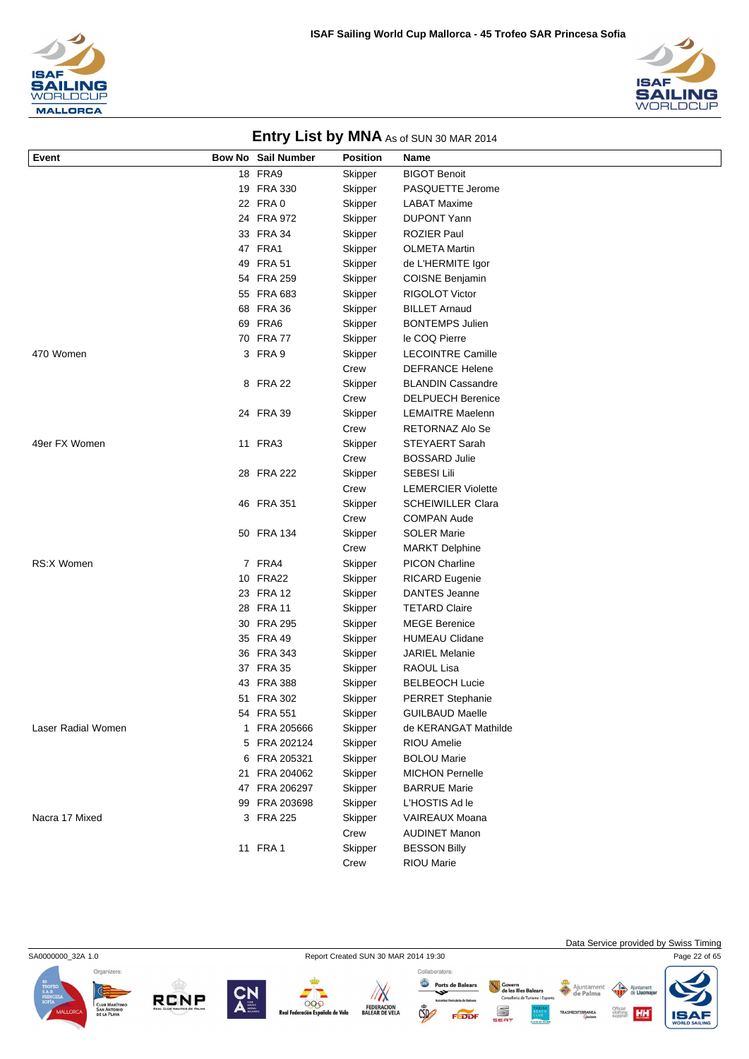# Entry List by MNA As of SUN 30 MAR 2014

| Event | Bow No | Sail Number | Position | Name |
|---|---|---|---|---|
| | 18 | FRA9 | Skipper | BIGOT Benoit |
| | 19 | FRA 330 | Skipper | PASQUETTE Jerome |
| | 22 | FRA 0 | Skipper | LABAT Maxime |
| | 24 | FRA 972 | Skipper | DUPONT Yann |
| | 33 | FRA 34 | Skipper | ROZIER Paul |
| | 47 | FRA1 | Skipper | OLMETA Martin |
| | 49 | FRA 51 | Skipper | de L'HERMITE Igor |
| | 54 | FRA 259 | Skipper | COISNE Benjamin |
| | 55 | FRA 683 | Skipper | RIGOLOT Victor |
| | 68 | FRA 36 | Skipper | BILLET Arnaud |
| | 69 | FRA6 | Skipper | BONTEMPS Julien |
| | 70 | FRA 77 | Skipper | le COQ Pierre |
| 470 Women | 3 | FRA 9 | Skipper | LECOINTRE Camille |
| | | | Crew | DEFRANCE Helene |
| | 8 | FRA 22 | Skipper | BLANDIN Cassandre |
| | | | Crew | DELPUECH Berenice |
| | 24 | FRA 39 | Skipper | LEMAITRE Maelenn |
| | | | Crew | RETORNAZ Alo Se |
| 49er FX Women | 11 | FRA3 | Skipper | STEYAERT Sarah |
| | | | Crew | BOSSARD Julie |
| | 28 | FRA 222 | Skipper | SEBESI Lili |
| | | | Crew | LEMERCIER Violette |
| | 46 | FRA 351 | Skipper | SCHEIWILLER Clara |
| | | | Crew | COMPAN Aude |
| | 50 | FRA 134 | Skipper | SOLER Marie |
| | | | Crew | MARKT Delphine |
| RS:X Women | 7 | FRA4 | Skipper | PICON Charline |
| | 10 | FRA22 | Skipper | RICARD Eugenie |
| | 23 | FRA 12 | Skipper | DANTES Jeanne |
| | 28 | FRA 11 | Skipper | TETARD Claire |
| | 30 | FRA 295 | Skipper | MEGE Berenice |
| | 35 | FRA 49 | Skipper | HUMEAU Clidane |
| | 36 | FRA 343 | Skipper | JARIEL Melanie |
| | 37 | FRA 35 | Skipper | RAOUL Lisa |
| | 43 | FRA 388 | Skipper | BELBEOCH Lucie |
| | 51 | FRA 302 | Skipper | PERRET Stephanie |
| | 54 | FRA 551 | Skipper | GUILBAUD Maelle |
| Laser Radial Women | 1 | FRA 205666 | Skipper | de KERANGAT Mathilde |
| | 5 | FRA 202124 | Skipper | RIOU Amelie |
| | 6 | FRA 205321 | Skipper | BOLOU Marie |
| | 21 | FRA 204062 | Skipper | MICHON Pernelle |
| | 47 | FRA 206297 | Skipper | BARRUE Marie |
| | 99 | FRA 203698 | Skipper | L'HOSTIS Ad le |
| Nacra 17 Mixed | 3 | FRA 225 | Skipper | VAIREAUX Moana |
| | | | Crew | AUDINET Manon |
| | 11 | FRA 1 | Skipper | BESSON Billy |
| | | | Crew | RIOU Marie |

Data Service provided by Swiss Timing

SA0000000_32A 1.0 Report Created SUN 30 MAR 2014 19:30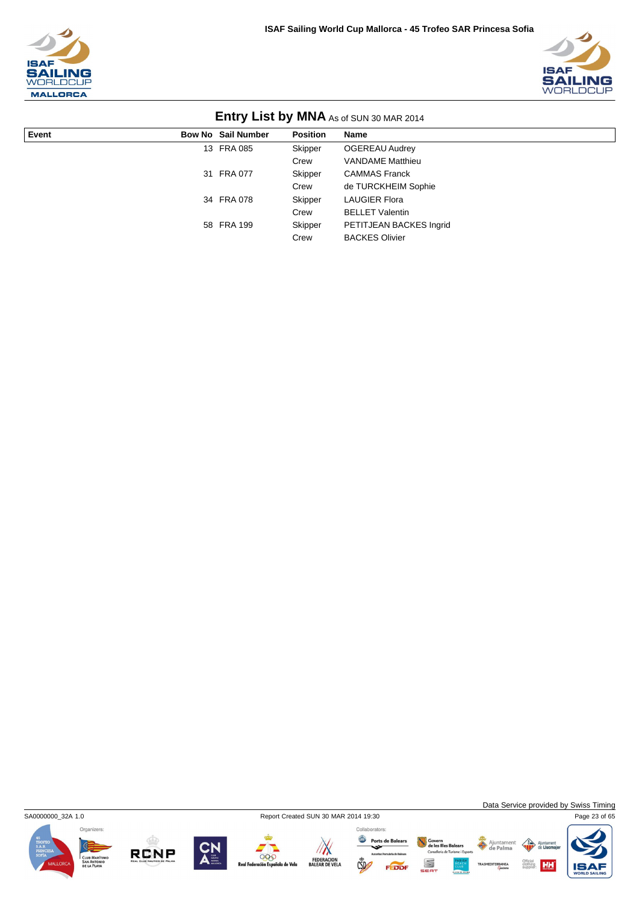## Entry List by MNA As of SUN 30 MAR 2014

| Event | Bow No | Sail Number | Position | Name |
|---|---|---|---|---|
| | 13 | FRA 085 | Skipper | OGEREAU Audrey |
| | | | Crew | VANDAME Matthieu |
| | 31 | FRA 077 | Skipper | CAMMAS Franck |
| | | | Crew | de TURCKHEIM Sophie |
| | 34 | FRA 078 | Skipper | LAUGIER Flora |
| | | | Crew | BELLET Valentin |
| | 58 | FRA 199 | Skipper | PETITJEAN BACKES Ingrid |
| | | | Crew | BACKES Olivier |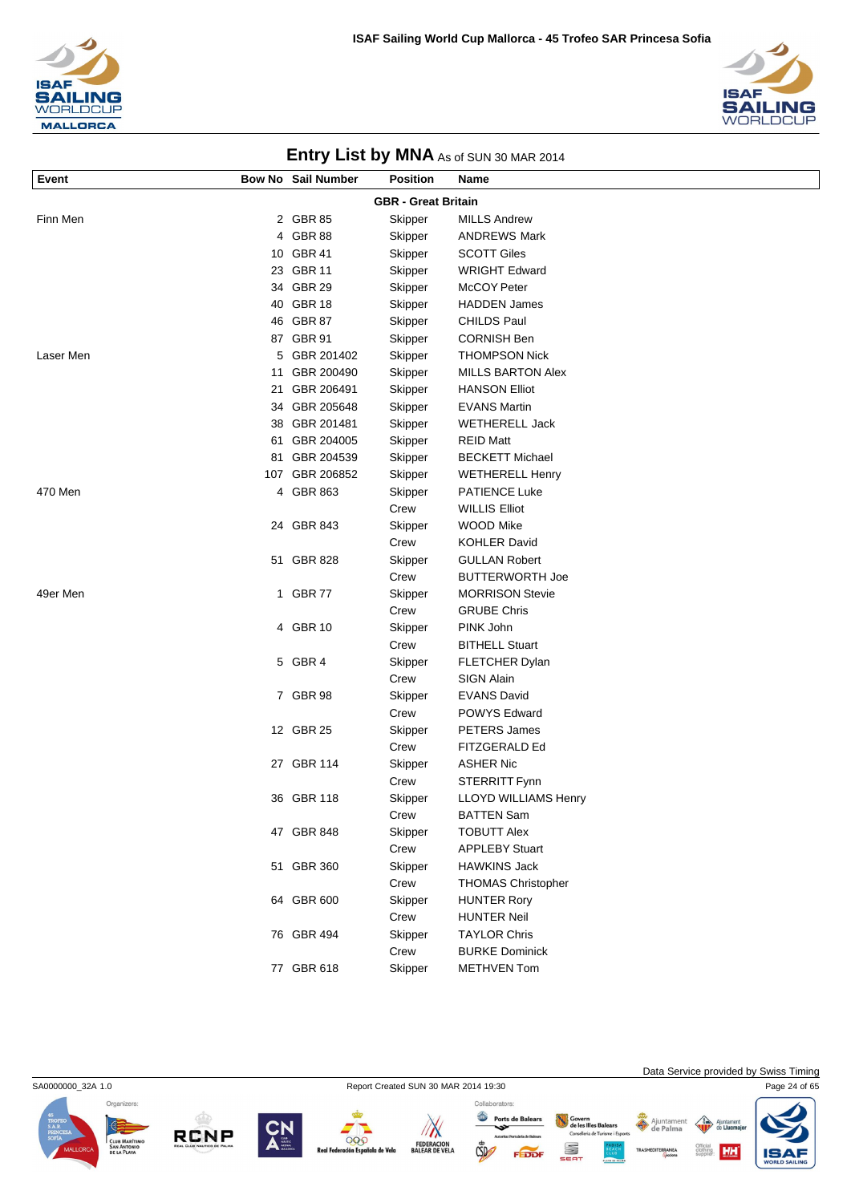## Entry List by MNA As of SUN 30 MAR 2014

| Event | Bow No | Sail Number | Position | Name |
|---|---|---|---|---|
| | | | **GBR - Great Britain** | |
| Finn Men | 2 | GBR 85 | Skipper | MILLS Andrew |
| | 4 | GBR 88 | Skipper | ANDREWS Mark |
| | 10 | GBR 41 | Skipper | SCOTT Giles |
| | 23 | GBR 11 | Skipper | WRIGHT Edward |
| | 34 | GBR 29 | Skipper | McCOY Peter |
| | 40 | GBR 18 | Skipper | HADDEN James |
| | 46 | GBR 87 | Skipper | CHILDS Paul |
| | 87 | GBR 91 | Skipper | CORNISH Ben |
| Laser Men | 5 | GBR 201402 | Skipper | THOMPSON Nick |
| | 11 | GBR 200490 | Skipper | MILLS BARTON Alex |
| | 21 | GBR 206491 | Skipper | HANSON Elliot |
| | 34 | GBR 205648 | Skipper | EVANS Martin |
| | 38 | GBR 201481 | Skipper | WETHERELL Jack |
| | 61 | GBR 204005 | Skipper | REID Matt |
| | 81 | GBR 204539 | Skipper | BECKETT Michael |
| | 107 | GBR 206852 | Skipper | WETHERELL Henry |
| 470 Men | 4 | GBR 863 | Skipper | PATIENCE Luke |
| | | | Crew | WILLIS Elliot |
| | 24 | GBR 843 | Skipper | WOOD Mike |
| | | | Crew | KOHLER David |
| | 51 | GBR 828 | Skipper | GULLAN Robert |
| | | | Crew | BUTTERWORTH Joe |
| 49er Men | 1 | GBR 77 | Skipper | MORRISON Stevie |
| | | | Crew | GRUBE Chris |
| | 4 | GBR 10 | Skipper | PINK John |
| | | | Crew | BITHELL Stuart |
| | 5 | GBR 4 | Skipper | FLETCHER Dylan |
| | | | Crew | SIGN Alain |
| | 7 | GBR 98 | Skipper | EVANS David |
| | | | Crew | POWYS Edward |
| | 12 | GBR 25 | Skipper | PETERS James |
| | | | Crew | FITZGERALD Ed |
| | 27 | GBR 114 | Skipper | ASHER Nic |
| | | | Crew | STERRITT Fynn |
| | 36 | GBR 118 | Skipper | LLOYD WILLIAMS Henry |
| | | | Crew | BATTEN Sam |
| | 47 | GBR 848 | Skipper | TOBUTT Alex |
| | | | Crew | APPLEBY Stuart |
| | 51 | GBR 360 | Skipper | HAWKINS Jack |
| | | | Crew | THOMAS Christopher |
| | 64 | GBR 600 | Skipper | HUNTER Rory |
| | | | Crew | HUNTER Neil |
| | 76 | GBR 494 | Skipper | TAYLOR Chris |
| | | | Crew | BURKE Dominick |
| | 77 | GBR 618 | Skipper | METHVEN Tom |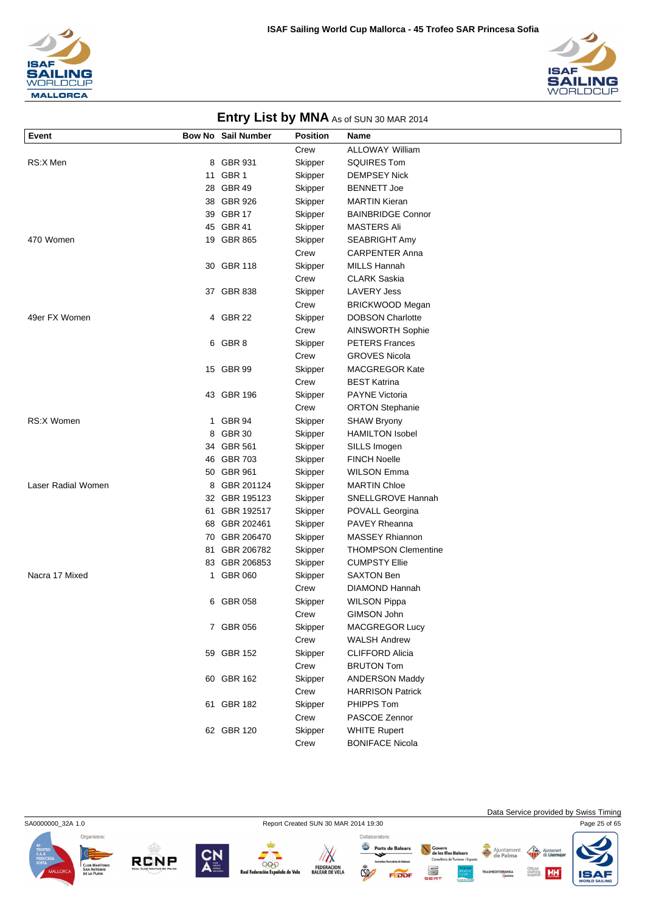## Entry List by MNA As of SUN 30 MAR 2014

| Event | Bow No | Sail Number | Position | Name |
|---|---|---|---|---|
| | | | Crew | ALLOWAY William |
| RS:X Men | 8 | GBR 931 | Skipper | SQUIRES Tom |
| | 11 | GBR 1 | Skipper | DEMPSEY Nick |
| | 28 | GBR 49 | Skipper | BENNETT Joe |
| | 38 | GBR 926 | Skipper | MARTIN Kieran |
| | 39 | GBR 17 | Skipper | BAINBRIDGE Connor |
| | 45 | GBR 41 | Skipper | MASTERS Ali |
| 470 Women | 19 | GBR 865 | Skipper | SEABRIGHT Amy |
| | | | Crew | CARPENTER Anna |
| | 30 | GBR 118 | Skipper | MILLS Hannah |
| | | | Crew | CLARK Saskia |
| | 37 | GBR 838 | Skipper | LAVERY Jess |
| | | | Crew | BRICKWOOD Megan |
| 49er FX Women | 4 | GBR 22 | Skipper | DOBSON Charlotte |
| | | | Crew | AINSWORTH Sophie |
| | 6 | GBR 8 | Skipper | PETERS Frances |
| | | | Crew | GROVES Nicola |
| | 15 | GBR 99 | Skipper | MACGREGOR Kate |
| | | | Crew | BEST Katrina |
| | 43 | GBR 196 | Skipper | PAYNE Victoria |
| | | | Crew | ORTON Stephanie |
| RS:X Women | 1 | GBR 94 | Skipper | SHAW Bryony |
| | 8 | GBR 30 | Skipper | HAMILTON Isobel |
| | 34 | GBR 561 | Skipper | SILLS Imogen |
| | 46 | GBR 703 | Skipper | FINCH Noelle |
| | 50 | GBR 961 | Skipper | WILSON Emma |
| Laser Radial Women | 8 | GBR 201124 | Skipper | MARTIN Chloe |
| | 32 | GBR 195123 | Skipper | SNELLGROVE Hannah |
| | 61 | GBR 192517 | Skipper | POVALL Georgina |
| | 68 | GBR 202461 | Skipper | PAVEY Rheanna |
| | 70 | GBR 206470 | Skipper | MASSEY Rhiannon |
| | 81 | GBR 206782 | Skipper | THOMPSON Clementine |
| | 83 | GBR 206853 | Skipper | CUMPSTY Ellie |
| Nacra 17 Mixed | 1 | GBR 060 | Skipper | SAXTON Ben |
| | | | Crew | DIAMOND Hannah |
| | 6 | GBR 058 | Skipper | WILSON Pippa |
| | | | Crew | GIMSON John |
| | 7 | GBR 056 | Skipper | MACGREGOR Lucy |
| | | | Crew | WALSH Andrew |
| | 59 | GBR 152 | Skipper | CLIFFORD Alicia |
| | | | Crew | BRUTON Tom |
| | 60 | GBR 162 | Skipper | ANDERSON Maddy |
| | | | Crew | HARRISON Patrick |
| | 61 | GBR 182 | Skipper | PHIPPS Tom |
| | | | Crew | PASCOE Zennor |
| | 62 | GBR 120 | Skipper | WHITE Rupert |
| | | | Crew | BONIFACE Nicola |

SA0000000_32A 1.0 — Report Created SUN 30 MAR 2014 19:30 — Data Service provided by Swiss Timing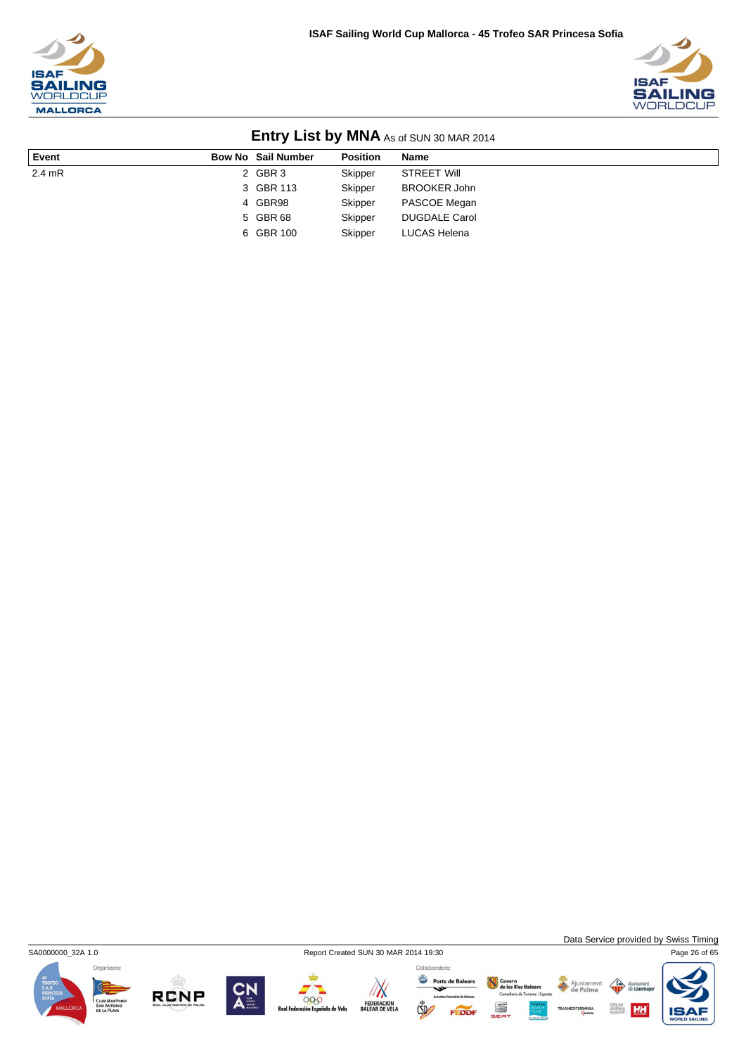## Entry List by MNA As of SUN 30 MAR 2014

| Event | Bow No | Sail Number | Position | Name |
|---|---|---|---|---|
| 2.4 mR | 2 | GBR 3 | Skipper | STREET Will |
| | 3 | GBR 113 | Skipper | BROOKER John |
| | 4 | GBR98 | Skipper | PASCOE Megan |
| | 5 | GBR 68 | Skipper | DUGDALE Carol |
| | 6 | GBR 100 | Skipper | LUCAS Helena |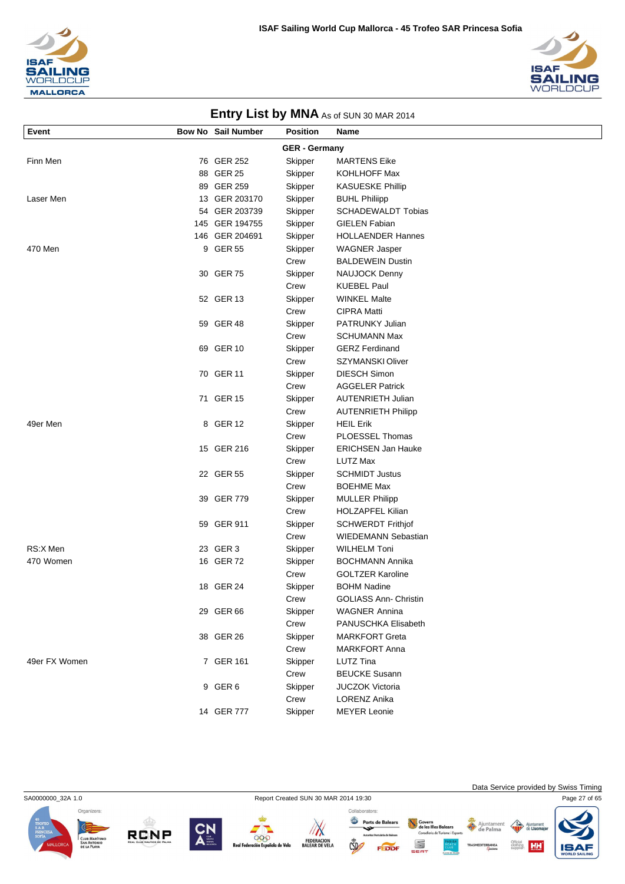## Entry List by MNA As of SUN 30 MAR 2014

| Event | Bow No | Sail Number | Position | Name |
|---|---|---|---|---|
| | | | **GER - Germany** | |
| Finn Men | 76 | GER 252 | Skipper | MARTENS Eike |
| | 88 | GER 25 | Skipper | KOHLHOFF Max |
| | 89 | GER 259 | Skipper | KASUESKE Phillip |
| Laser Men | 13 | GER 203170 | Skipper | BUHL Philiipp |
| | 54 | GER 203739 | Skipper | SCHADEWALDT Tobias |
| | 145 | GER 194755 | Skipper | GIELEN Fabian |
| | 146 | GER 204691 | Skipper | HOLLAENDER Hannes |
| 470 Men | 9 | GER 55 | Skipper | WAGNER Jasper |
| | | | Crew | BALDEWEIN Dustin |
| | 30 | GER 75 | Skipper | NAUJOCK Denny |
| | | | Crew | KUEBEL Paul |
| | 52 | GER 13 | Skipper | WINKEL Malte |
| | | | Crew | CIPRA Matti |
| | 59 | GER 48 | Skipper | PATRUNKY Julian |
| | | | Crew | SCHUMANN Max |
| | 69 | GER 10 | Skipper | GERZ Ferdinand |
| | | | Crew | SZYMANSKI Oliver |
| | 70 | GER 11 | Skipper | DIESCH Simon |
| | | | Crew | AGGELER Patrick |
| | 71 | GER 15 | Skipper | AUTENRIETH Julian |
| | | | Crew | AUTENRIETH Philipp |
| 49er Men | 8 | GER 12 | Skipper | HEIL Erik |
| | | | Crew | PLOESSEL Thomas |
| | 15 | GER 216 | Skipper | ERICHSEN Jan Hauke |
| | | | Crew | LUTZ Max |
| | 22 | GER 55 | Skipper | SCHMIDT Justus |
| | | | Crew | BOEHME Max |
| | 39 | GER 779 | Skipper | MULLER Philipp |
| | | | Crew | HOLZAPFEL Kilian |
| | 59 | GER 911 | Skipper | SCHWERDT Frithjof |
| | | | Crew | WIEDEMANN Sebastian |
| RS:X Men | 23 | GER 3 | Skipper | WILHELM Toni |
| 470 Women | 16 | GER 72 | Skipper | BOCHMANN Annika |
| | | | Crew | GOLTZER Karoline |
| | 18 | GER 24 | Skipper | BOHM Nadine |
| | | | Crew | GOLIASS Ann- Christin |
| | 29 | GER 66 | Skipper | WAGNER Annina |
| | | | Crew | PANUSCHKA Elisabeth |
| | 38 | GER 26 | Skipper | MARKFORT Greta |
| | | | Crew | MARKFORT Anna |
| 49er FX Women | 7 | GER 161 | Skipper | LUTZ Tina |
| | | | Crew | BEUCKE Susann |
| | 9 | GER 6 | Skipper | JUCZOK Victoria |
| | | | Crew | LORENZ Anika |
| | 14 | GER 777 | Skipper | MEYER Leonie |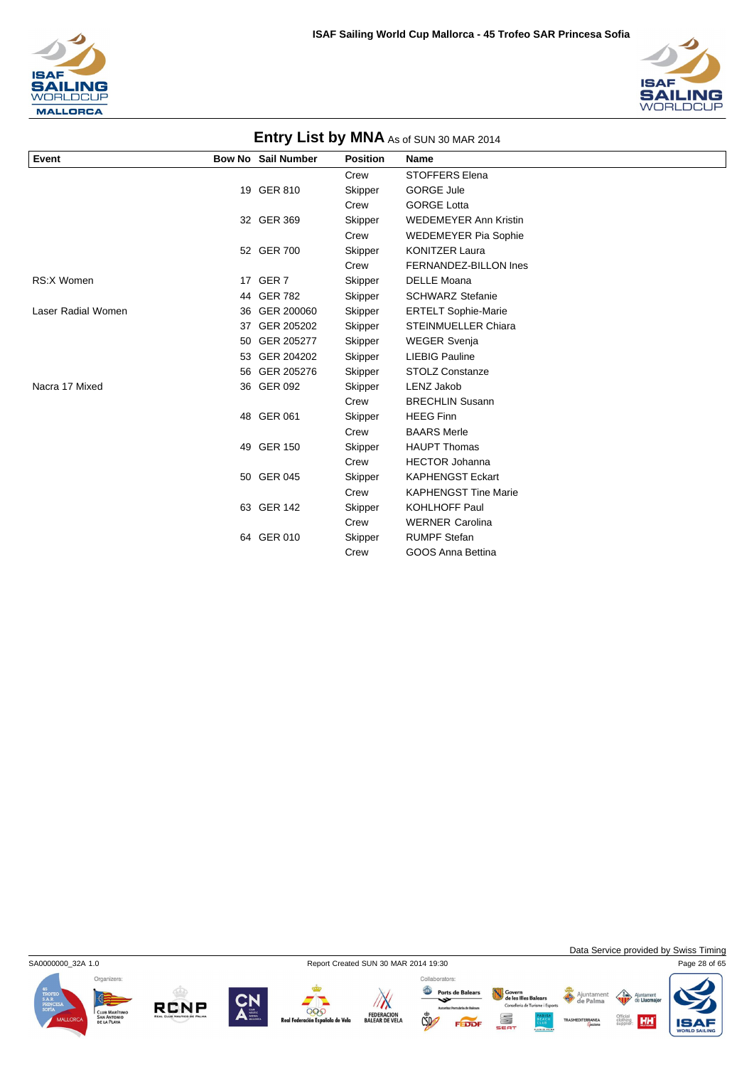## Entry List by MNA As of SUN 30 MAR 2014

| Event | Bow No | Sail Number | Position | Name |
|---|---|---|---|---|
| | | | Crew | STOFFERS Elena |
| | 19 | GER 810 | Skipper | GORGE Jule |
| | | | Crew | GORGE Lotta |
| | 32 | GER 369 | Skipper | WEDEMEYER Ann Kristin |
| | | | Crew | WEDEMEYER Pia Sophie |
| | 52 | GER 700 | Skipper | KONITZER Laura |
| | | | Crew | FERNANDEZ-BILLON Ines |
| RS:X Women | 17 | GER 7 | Skipper | DELLE Moana |
| | 44 | GER 782 | Skipper | SCHWARZ Stefanie |
| Laser Radial Women | 36 | GER 200060 | Skipper | ERTELT Sophie-Marie |
| | 37 | GER 205202 | Skipper | STEINMUELLER Chiara |
| | 50 | GER 205277 | Skipper | WEGER Svenja |
| | 53 | GER 204202 | Skipper | LIEBIG Pauline |
| | 56 | GER 205276 | Skipper | STOLZ Constanze |
| Nacra 17 Mixed | 36 | GER 092 | Skipper | LENZ Jakob |
| | | | Crew | BRECHLIN Susann |
| | 48 | GER 061 | Skipper | HEEG Finn |
| | | | Crew | BAARS Merle |
| | 49 | GER 150 | Skipper | HAUPT Thomas |
| | | | Crew | HECTOR Johanna |
| | 50 | GER 045 | Skipper | KAPHENGST Eckart |
| | | | Crew | KAPHENGST Tine Marie |
| | 63 | GER 142 | Skipper | KOHLHOFF Paul |
| | | | Crew | WERNER Carolina |
| | 64 | GER 010 | Skipper | RUMPF Stefan |
| | | | Crew | GOOS Anna Bettina |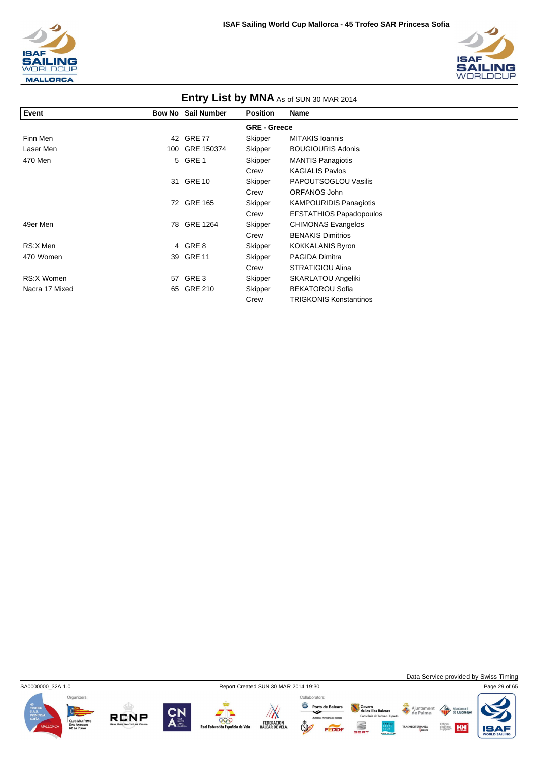## Entry List by MNA As of SUN 30 MAR 2014

| Event | Bow No | Sail Number | Position | Name |
|---|---|---|---|---|
| | | | **GRE - Greece** | |
| Finn Men | 42 | GRE 77 | Skipper | MITAKIS Ioannis |
| Laser Men | 100 | GRE 150374 | Skipper | BOUGIOURIS Adonis |
| 470 Men | 5 | GRE 1 | Skipper | MANTIS Panagiotis |
| | | | Crew | KAGIALIS Pavlos |
| | 31 | GRE 10 | Skipper | PAPOUTSOGLOU Vasilis |
| | | | Crew | ORFANOS John |
| | 72 | GRE 165 | Skipper | KAMPOURIDIS Panagiotis |
| | | | Crew | EFSTATHIOS Papadopoulos |
| 49er Men | 78 | GRE 1264 | Skipper | CHIMONAS Evangelos |
| | | | Crew | BENAKIS Dimitrios |
| RS:X Men | 4 | GRE 8 | Skipper | KOKKALANIS Byron |
| 470 Women | 39 | GRE 11 | Skipper | PAGIDA Dimitra |
| | | | Crew | STRATIGIOU Alina |
| RS:X Women | 57 | GRE 3 | Skipper | SKARLATOU Angeliki |
| Nacra 17 Mixed | 65 | GRE 210 | Skipper | BEKATOROU Sofia |
| | | | Crew | TRIGKONIS Konstantinos |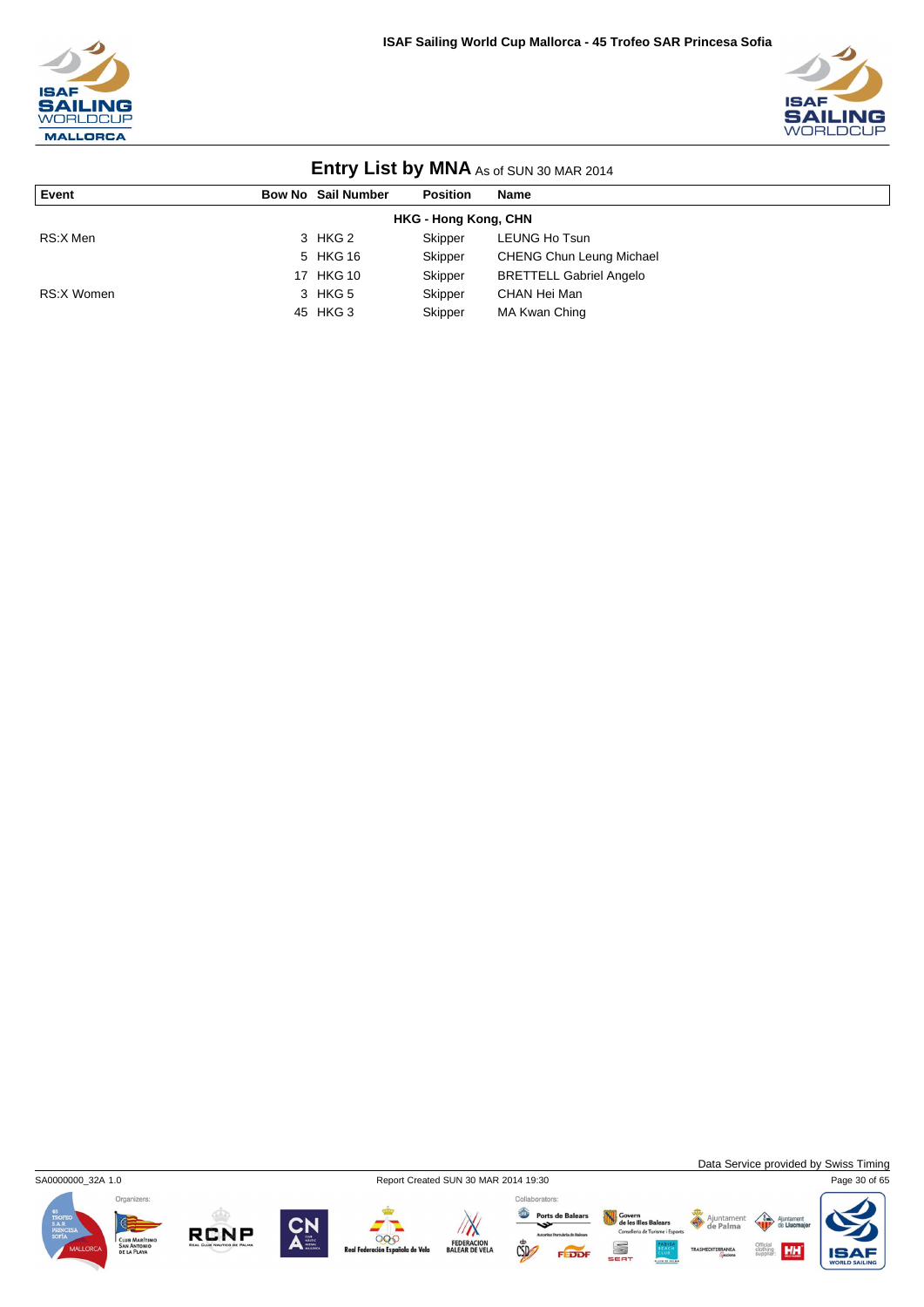## Entry List by MNA As of SUN 30 MAR 2014

| Event | Bow No | Sail Number | Position | Name |
|---|---|---|---|---|
| | | **HKG - Hong Kong, CHN** | | |
| RS:X Men | 3 | HKG 2 | Skipper | LEUNG Ho Tsun |
| | 5 | HKG 16 | Skipper | CHENG Chun Leung Michael |
| | 17 | HKG 10 | Skipper | BRETTELL Gabriel Angelo |
| RS:X Women | 3 | HKG 5 | Skipper | CHAN Hei Man |
| | 45 | HKG 3 | Skipper | MA Kwan Ching |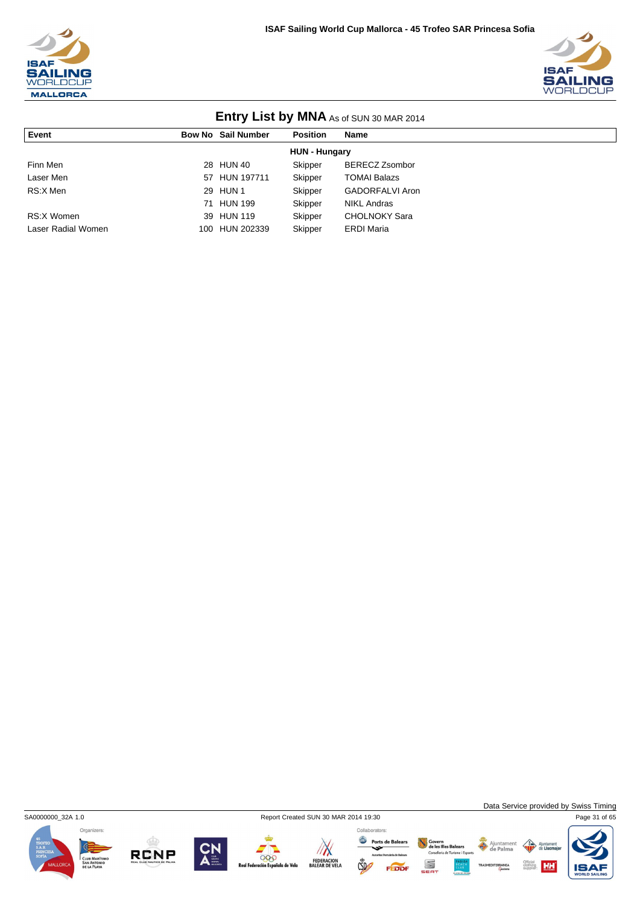# Entry List by MNA As of SUN 30 MAR 2014

| Event | Bow No | Sail Number | Position | Name |
|---|---|---|---|---|
| | | | **HUN - Hungary** | |
| Finn Men | 28 | HUN 40 | Skipper | BERECZ Zsombor |
| Laser Men | 57 | HUN 197711 | Skipper | TOMAI Balazs |
| RS:X Men | 29 | HUN 1 | Skipper | GADORFALVI Aron |
| | 71 | HUN 199 | Skipper | NIKL Andras |
| RS:X Women | 39 | HUN 119 | Skipper | CHOLNOKY Sara |
| Laser Radial Women | 100 | HUN 202339 | Skipper | ERDI Maria |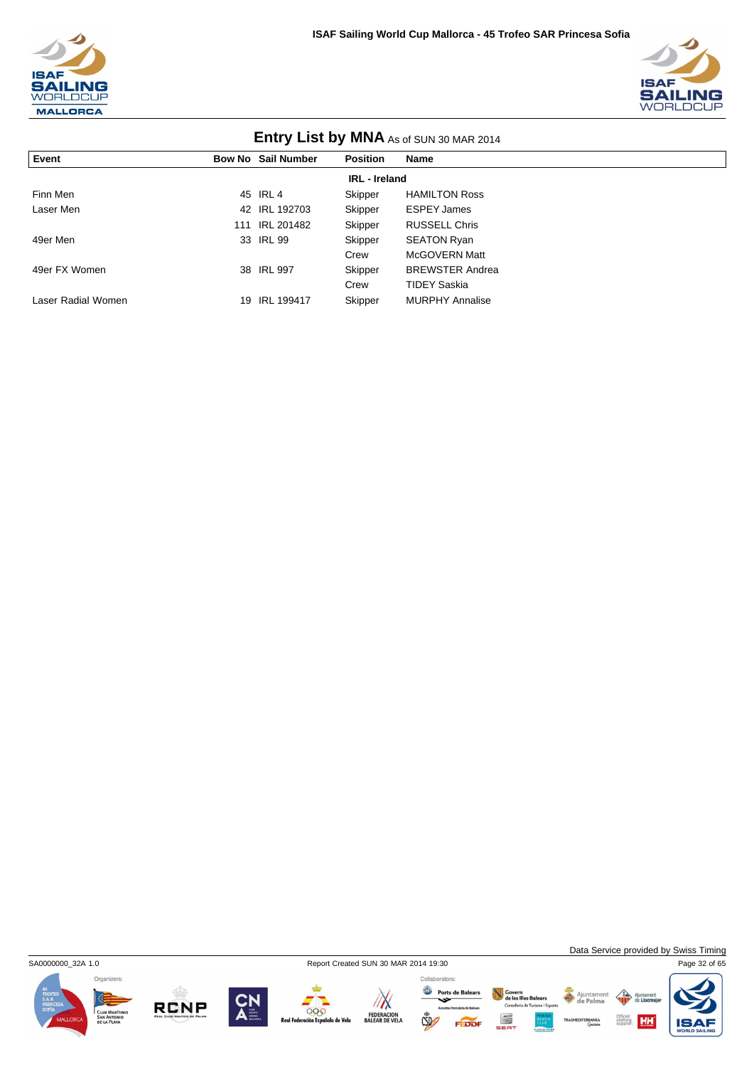## Entry List by MNA As of SUN 30 MAR 2014

| Event | Bow No | Sail Number | Position | Name |
|---|---|---|---|---|
| | | | **IRL - Ireland** | |
| Finn Men | 45 | IRL 4 | Skipper | HAMILTON Ross |
| Laser Men | 42 | IRL 192703 | Skipper | ESPEY James |
| | 111 | IRL 201482 | Skipper | RUSSELL Chris |
| 49er Men | 33 | IRL 99 | Skipper | SEATON Ryan |
| | | | Crew | McGOVERN Matt |
| 49er FX Women | 38 | IRL 997 | Skipper | BREWSTER Andrea |
| | | | Crew | TIDEY Saskia |
| Laser Radial Women | 19 | IRL 199417 | Skipper | MURPHY Annalise |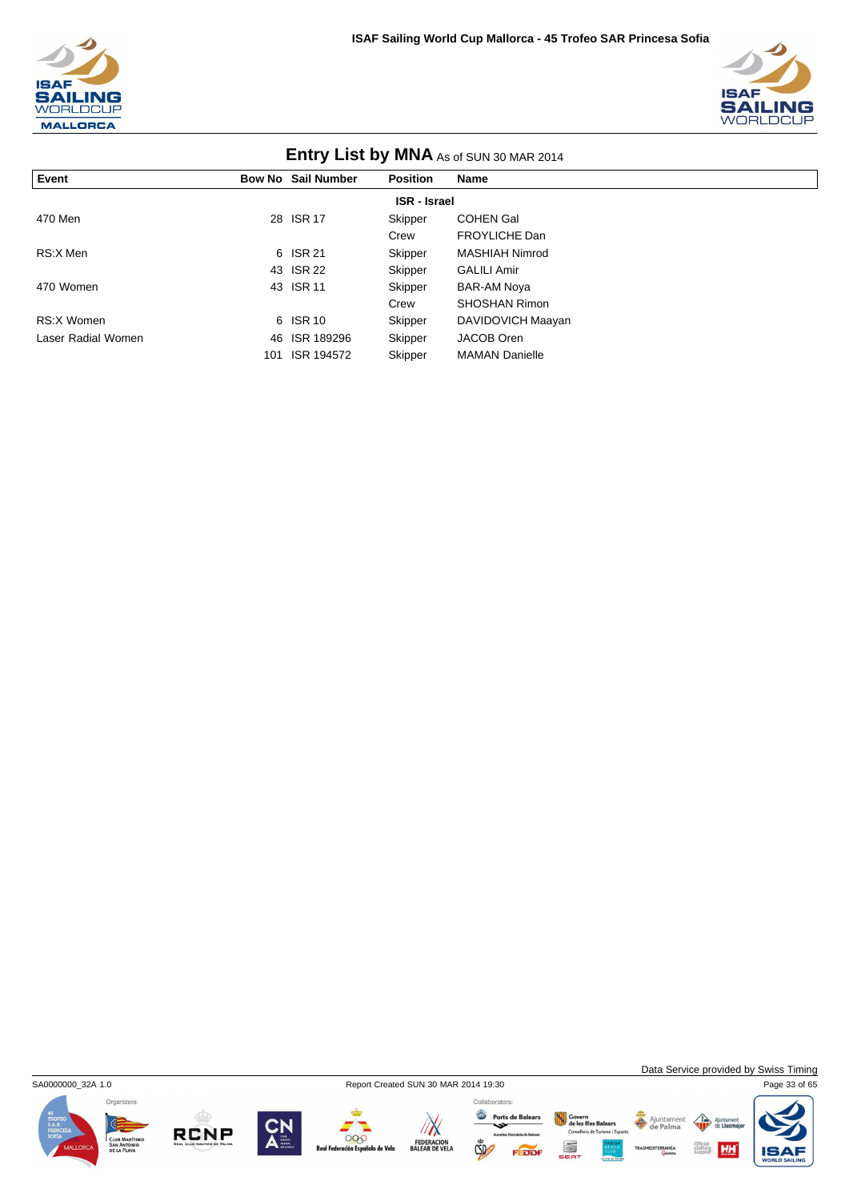## Entry List by MNA As of SUN 30 MAR 2014

| Event | Bow No | Sail Number | Position | Name |
|---|---|---|---|---|
| | | | **ISR - Israel** | |
| 470 Men | 28 | ISR 17 | Skipper | COHEN Gal |
| | | | Crew | FROYLICHE Dan |
| RS:X Men | 6 | ISR 21 | Skipper | MASHIAH Nimrod |
| | 43 | ISR 22 | Skipper | GALILI Amir |
| 470 Women | 43 | ISR 11 | Skipper | BAR-AM Noya |
| | | | Crew | SHOSHAN Rimon |
| RS:X Women | 6 | ISR 10 | Skipper | DAVIDOVICH Maayan |
| Laser Radial Women | 46 | ISR 189296 | Skipper | JACOB Oren |
| | 101 | ISR 194572 | Skipper | MAMAN Danielle |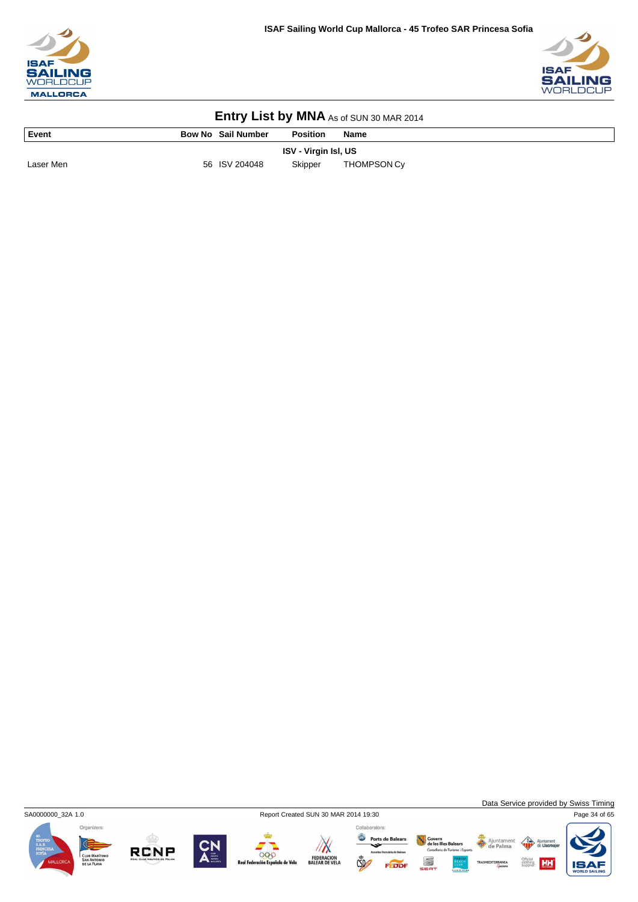# Entry List by MNA As of SUN 30 MAR 2014

| Event | Bow No | Sail Number | Position | Name |
|---|---|---|---|---|
| | | **ISV - Virgin Isl, US** | | |
| Laser Men | 56 | ISV 204048 | Skipper | THOMPSON Cy |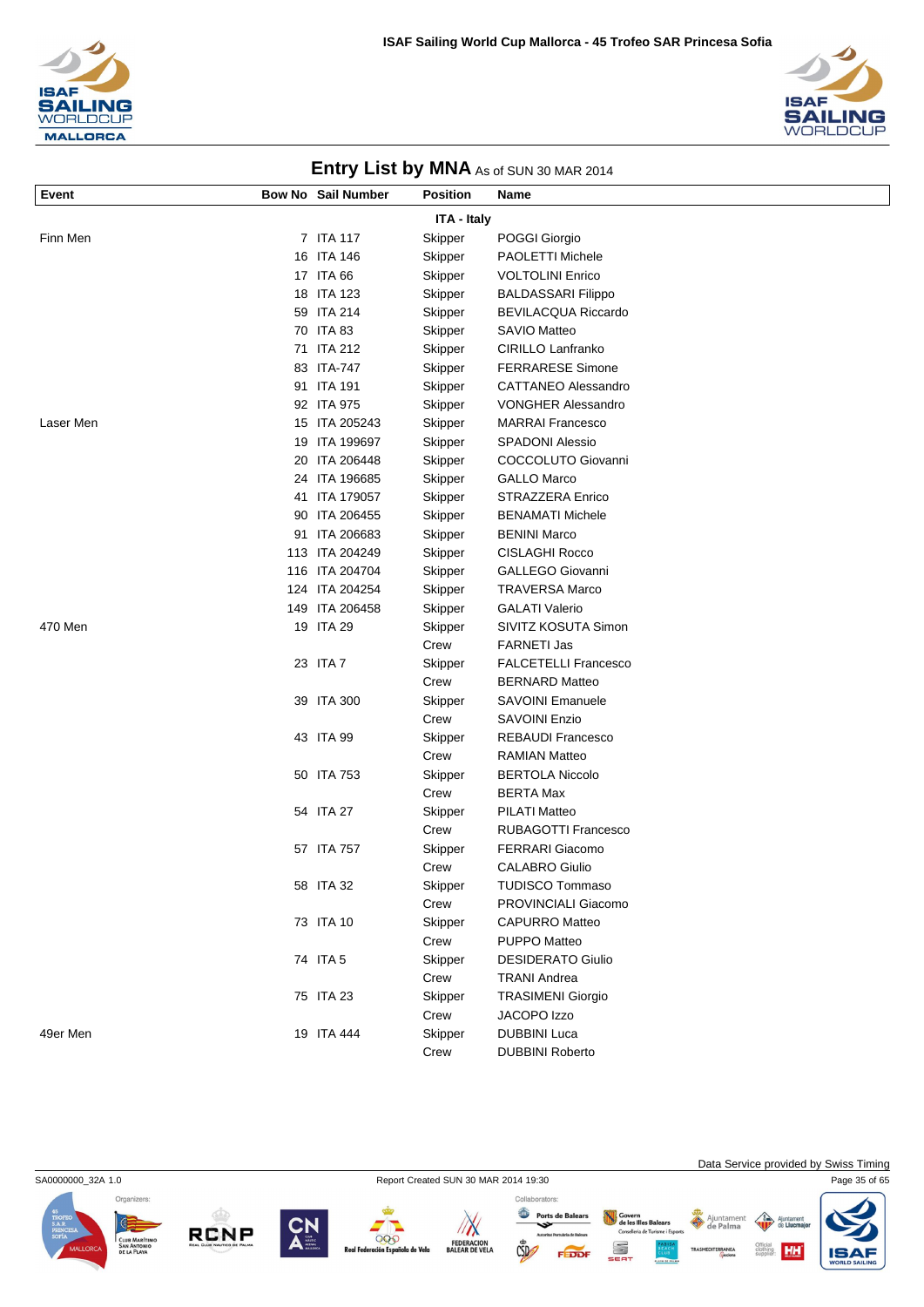# Entry List by MNA As of SUN 30 MAR 2014

| Event | Bow No | Sail Number | Position | Name |
|---|---|---|---|---|
| | | | **ITA - Italy** | |
| Finn Men | 7 | ITA 117 | Skipper | POGGI Giorgio |
| | 16 | ITA 146 | Skipper | PAOLETTI Michele |
| | 17 | ITA 66 | Skipper | VOLTOLINI Enrico |
| | 18 | ITA 123 | Skipper | BALDASSARI Filippo |
| | 59 | ITA 214 | Skipper | BEVILACQUA Riccardo |
| | 70 | ITA 83 | Skipper | SAVIO Matteo |
| | 71 | ITA 212 | Skipper | CIRILLO Lanfranko |
| | 83 | ITA-747 | Skipper | FERRARESE Simone |
| | 91 | ITA 191 | Skipper | CATTANEO Alessandro |
| | 92 | ITA 975 | Skipper | VONGHER Alessandro |
| Laser Men | 15 | ITA 205243 | Skipper | MARRAI Francesco |
| | 19 | ITA 199697 | Skipper | SPADONI Alessio |
| | 20 | ITA 206448 | Skipper | COCCOLUTO Giovanni |
| | 24 | ITA 196685 | Skipper | GALLO Marco |
| | 41 | ITA 179057 | Skipper | STRAZZERA Enrico |
| | 90 | ITA 206455 | Skipper | BENAMATI Michele |
| | 91 | ITA 206683 | Skipper | BENINI Marco |
| | 113 | ITA 204249 | Skipper | CISLAGHI Rocco |
| | 116 | ITA 204704 | Skipper | GALLEGO Giovanni |
| | 124 | ITA 204254 | Skipper | TRAVERSA Marco |
| | 149 | ITA 206458 | Skipper | GALATI Valerio |
| 470 Men | 19 | ITA 29 | Skipper | SIVITZ KOSUTA Simon |
| | | | Crew | FARNETI Jas |
| | 23 | ITA 7 | Skipper | FALCETELLI Francesco |
| | | | Crew | BERNARD Matteo |
| | 39 | ITA 300 | Skipper | SAVOINI Emanuele |
| | | | Crew | SAVOINI Enzio |
| | 43 | ITA 99 | Skipper | REBAUDI Francesco |
| | | | Crew | RAMIAN Matteo |
| | 50 | ITA 753 | Skipper | BERTOLA Niccolo |
| | | | Crew | BERTA Max |
| | 54 | ITA 27 | Skipper | PILATI Matteo |
| | | | Crew | RUBAGOTTI Francesco |
| | 57 | ITA 757 | Skipper | FERRARI Giacomo |
| | | | Crew | CALABRO Giulio |
| | 58 | ITA 32 | Skipper | TUDISCO Tommaso |
| | | | Crew | PROVINCIALI Giacomo |
| | 73 | ITA 10 | Skipper | CAPURRO Matteo |
| | | | Crew | PUPPO Matteo |
| | 74 | ITA 5 | Skipper | DESIDERATO Giulio |
| | | | Crew | TRANI Andrea |
| | 75 | ITA 23 | Skipper | TRASIMENI Giorgio |
| | | | Crew | JACOPO Izzo |
| 49er Men | 19 | ITA 444 | Skipper | DUBBINI Luca |
| | | | Crew | DUBBINI Roberto |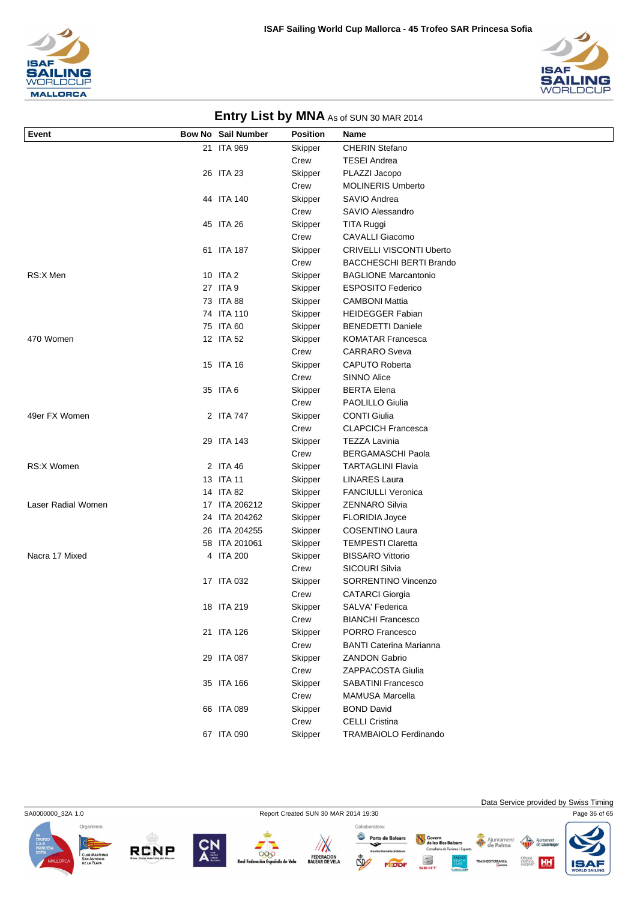## Entry List by MNA As of SUN 30 MAR 2014

| Event | Bow No | Sail Number | Position | Name |
|---|---|---|---|---|
| | 21 | ITA 969 | Skipper | CHERIN Stefano |
| | | | Crew | TESEI Andrea |
| | 26 | ITA 23 | Skipper | PLAZZI Jacopo |
| | | | Crew | MOLINERIS Umberto |
| | 44 | ITA 140 | Skipper | SAVIO Andrea |
| | | | Crew | SAVIO Alessandro |
| | 45 | ITA 26 | Skipper | TITA Ruggi |
| | | | Crew | CAVALLI Giacomo |
| | 61 | ITA 187 | Skipper | CRIVELLI VISCONTI Uberto |
| | | | Crew | BACCHESCHI BERTI Brando |
| RS:X Men | 10 | ITA 2 | Skipper | BAGLIONE Marcantonio |
| | 27 | ITA 9 | Skipper | ESPOSITO Federico |
| | 73 | ITA 88 | Skipper | CAMBONI Mattia |
| | 74 | ITA 110 | Skipper | HEIDEGGER Fabian |
| | 75 | ITA 60 | Skipper | BENEDETTI Daniele |
| 470 Women | 12 | ITA 52 | Skipper | KOMATAR Francesca |
| | | | Crew | CARRARO Sveva |
| | 15 | ITA 16 | Skipper | CAPUTO Roberta |
| | | | Crew | SINNO Alice |
| | 35 | ITA 6 | Skipper | BERTA Elena |
| | | | Crew | PAOLILLO Giulia |
| 49er FX Women | 2 | ITA 747 | Skipper | CONTI Giulia |
| | | | Crew | CLAPCICH Francesca |
| | 29 | ITA 143 | Skipper | TEZZA Lavinia |
| | | | Crew | BERGAMASCHI Paola |
| RS:X Women | 2 | ITA 46 | Skipper | TARTAGLINI Flavia |
| | 13 | ITA 11 | Skipper | LINARES Laura |
| | 14 | ITA 82 | Skipper | FANCIULLI Veronica |
| Laser Radial Women | 17 | ITA 206212 | Skipper | ZENNARO Silvia |
| | 24 | ITA 204262 | Skipper | FLORIDIA Joyce |
| | 26 | ITA 204255 | Skipper | COSENTINO Laura |
| | 58 | ITA 201061 | Skipper | TEMPESTI Claretta |
| Nacra 17 Mixed | 4 | ITA 200 | Skipper | BISSARO Vittorio |
| | | | Crew | SICOURI Silvia |
| | 17 | ITA 032 | Skipper | SORRENTINO Vincenzo |
| | | | Crew | CATARCI Giorgia |
| | 18 | ITA 219 | Skipper | SALVA' Federica |
| | | | Crew | BIANCHI Francesco |
| | 21 | ITA 126 | Skipper | PORRO Francesco |
| | | | Crew | BANTI Caterina Marianna |
| | 29 | ITA 087 | Skipper | ZANDON Gabrio |
| | | | Crew | ZAPPACOSTA Giulia |
| | 35 | ITA 166 | Skipper | SABATINI Francesco |
| | | | Crew | MAMUSA Marcella |
| | 66 | ITA 089 | Skipper | BOND David |
| | | | Crew | CELLI Cristina |
| | 67 | ITA 090 | Skipper | TRAMBAIOLO Ferdinando |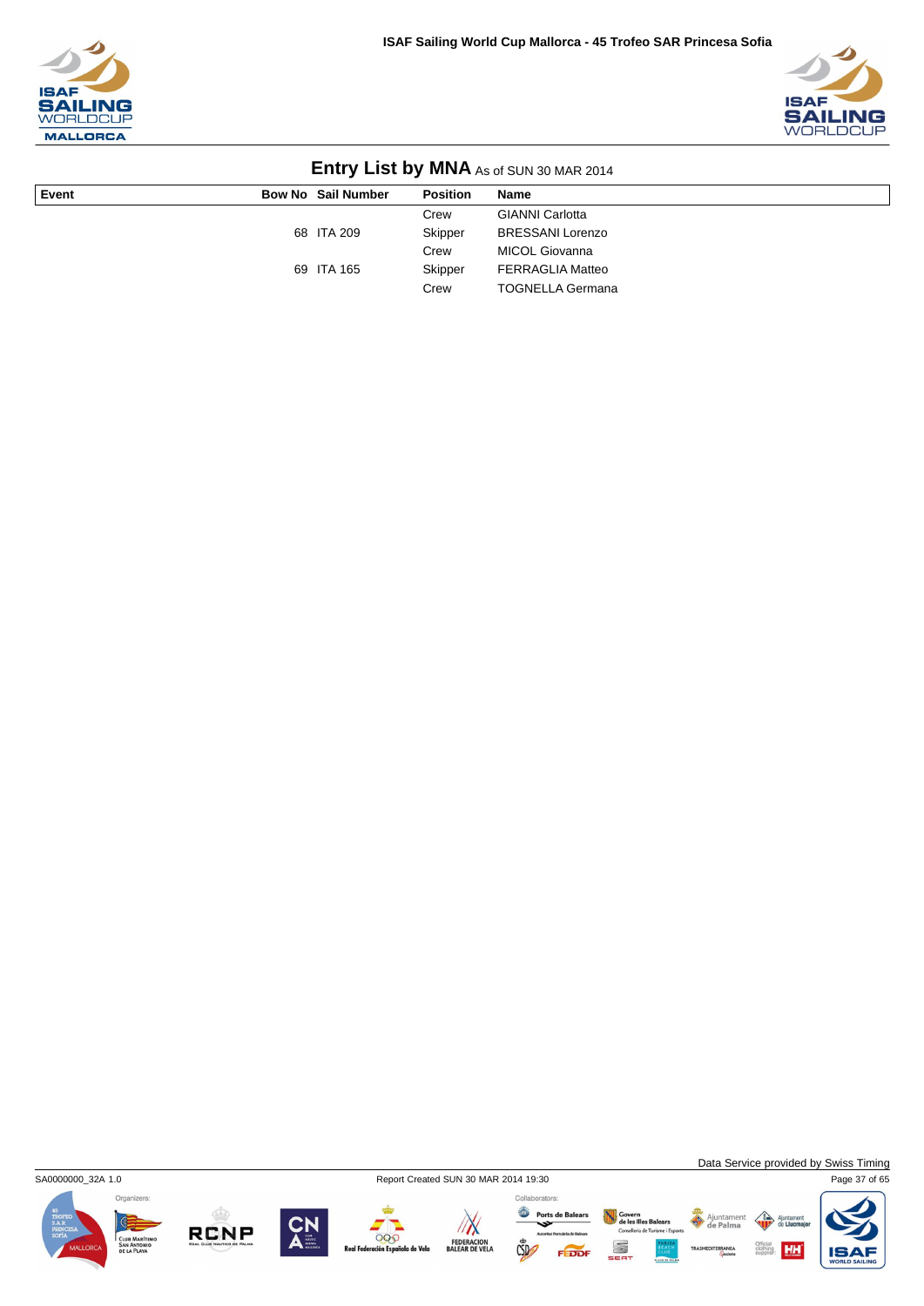## Entry List by MNA As of SUN 30 MAR 2014

| Event | Bow No | Sail Number | Position | Name |
|---|---|---|---|---|
| | | | Crew | GIANNI Carlotta |
| | 68 | ITA 209 | Skipper | BRESSANI Lorenzo |
| | | | Crew | MICOL Giovanna |
| | 69 | ITA 165 | Skipper | FERRAGLIA Matteo |
| | | | Crew | TOGNELLA Germana |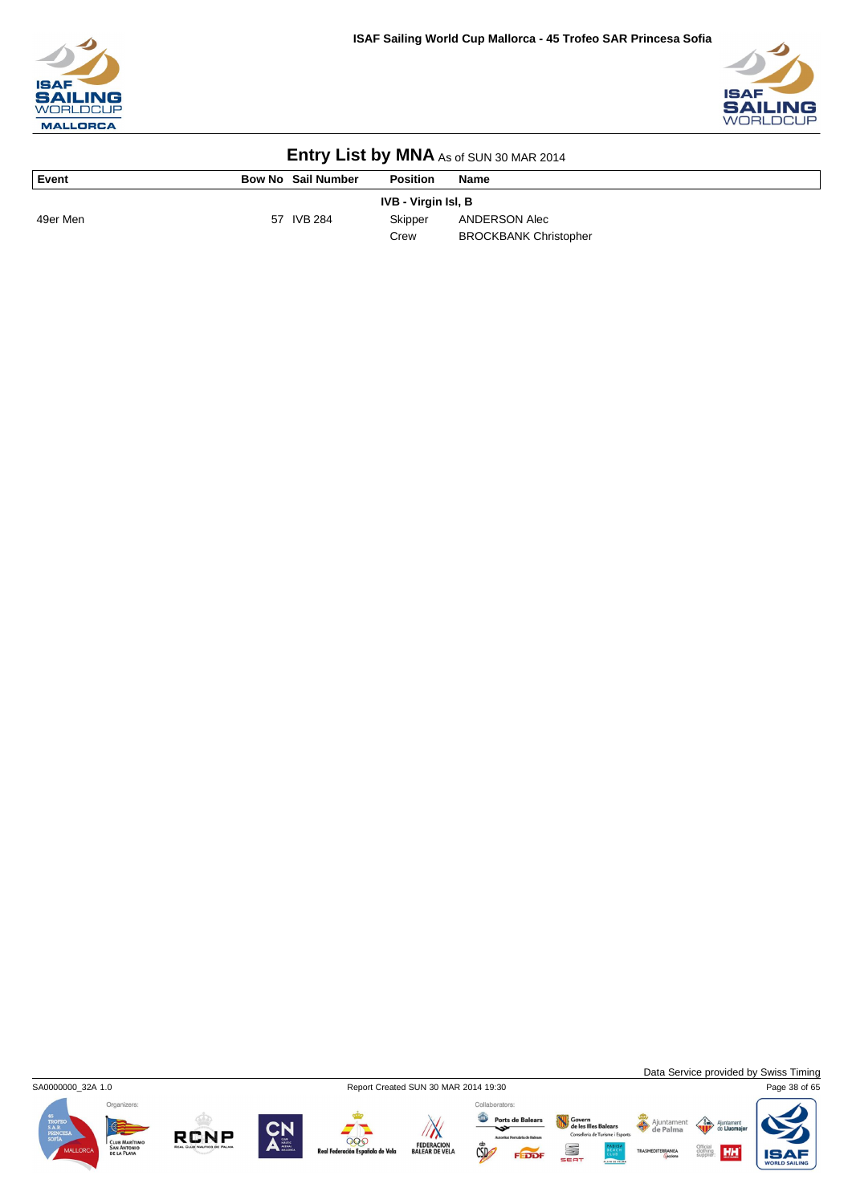# Entry List by MNA As of SUN 30 MAR 2014

| Event | Bow No | Sail Number | Position | Name |
|---|---|---|---|---|
| | | | **IVB - Virgin Isl, B** | |
| 49er Men | 57 | IVB 284 | Skipper | ANDERSON Alec |
| | | | Crew | BROCKBANK Christopher |

Data Service provided by Swiss Timing

SA0000000_32A 1.0 Report Created SUN 30 MAR 2014 19:30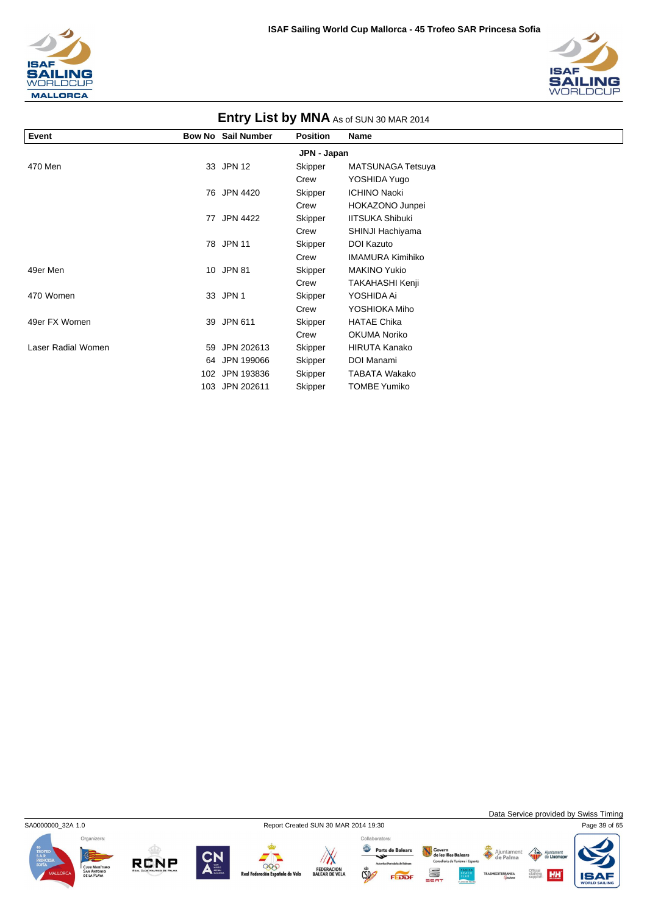# Entry List by MNA As of SUN 30 MAR 2014

| Event | Bow No | Sail Number | Position | Name |
|---|---|---|---|---|
| | | | **JPN - Japan** | |
| 470 Men | 33 | JPN 12 | Skipper | MATSUNAGA Tetsuya |
| | | | Crew | YOSHIDA Yugo |
| | 76 | JPN 4420 | Skipper | ICHINO Naoki |
| | | | Crew | HOKAZONO Junpei |
| | 77 | JPN 4422 | Skipper | IITSUKA Shibuki |
| | | | Crew | SHINJI Hachiyama |
| | 78 | JPN 11 | Skipper | DOI Kazuto |
| | | | Crew | IMAMURA Kimihiko |
| 49er Men | 10 | JPN 81 | Skipper | MAKINO Yukio |
| | | | Crew | TAKAHASHI Kenji |
| 470 Women | 33 | JPN 1 | Skipper | YOSHIDA Ai |
| | | | Crew | YOSHIOKA Miho |
| 49er FX Women | 39 | JPN 611 | Skipper | HATAE Chika |
| | | | Crew | OKUMA Noriko |
| Laser Radial Women | 59 | JPN 202613 | Skipper | HIRUTA Kanako |
| | 64 | JPN 199066 | Skipper | DOI Manami |
| | 102 | JPN 193836 | Skipper | TABATA Wakako |
| | 103 | JPN 202611 | Skipper | TOMBE Yumiko |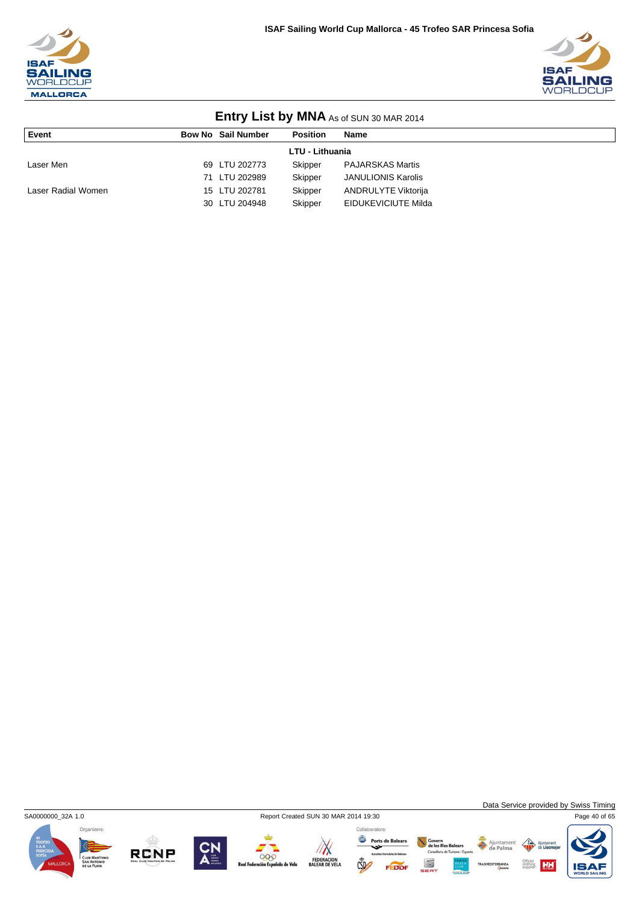# Entry List by MNA As of SUN 30 MAR 2014

| Event | Bow No | Sail Number | Position | Name |
|---|---|---|---|---|
| | | | **LTU - Lithuania** | |
| Laser Men | 69 | LTU 202773 | Skipper | PAJARSKAS Martis |
| | 71 | LTU 202989 | Skipper | JANULIONIS Karolis |
| Laser Radial Women | 15 | LTU 202781 | Skipper | ANDRULYTE Viktorija |
| | 30 | LTU 204948 | Skipper | EIDUKEVICIUTE Milda |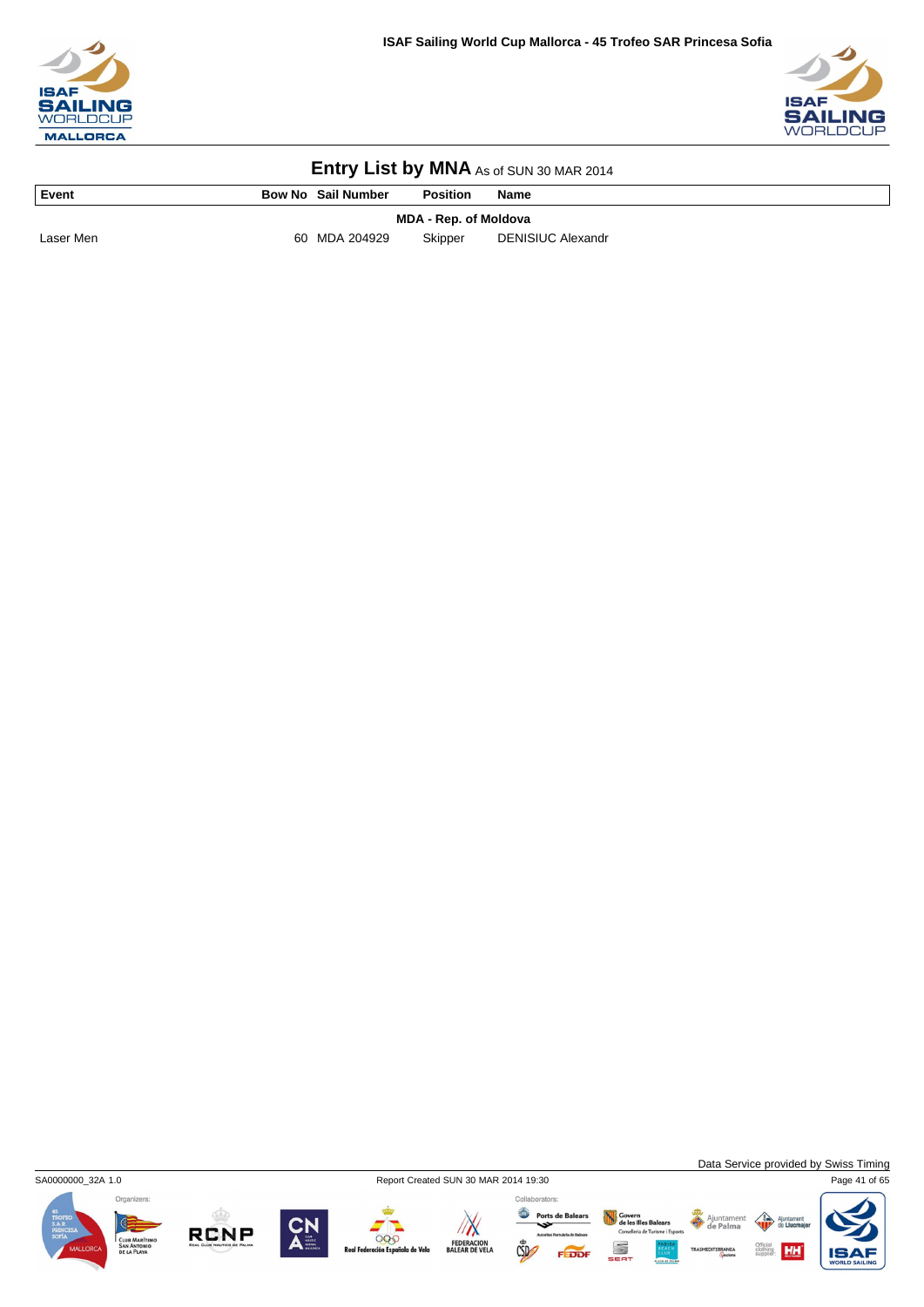# Entry List by MNA As of SUN 30 MAR 2014

| Event | Bow No | Sail Number | Position | Name |
|---|---|---|---|---|
| | | **MDA - Rep. of Moldova** | | |
| Laser Men | 60 | MDA 204929 | Skipper | DENISIUC Alexandr |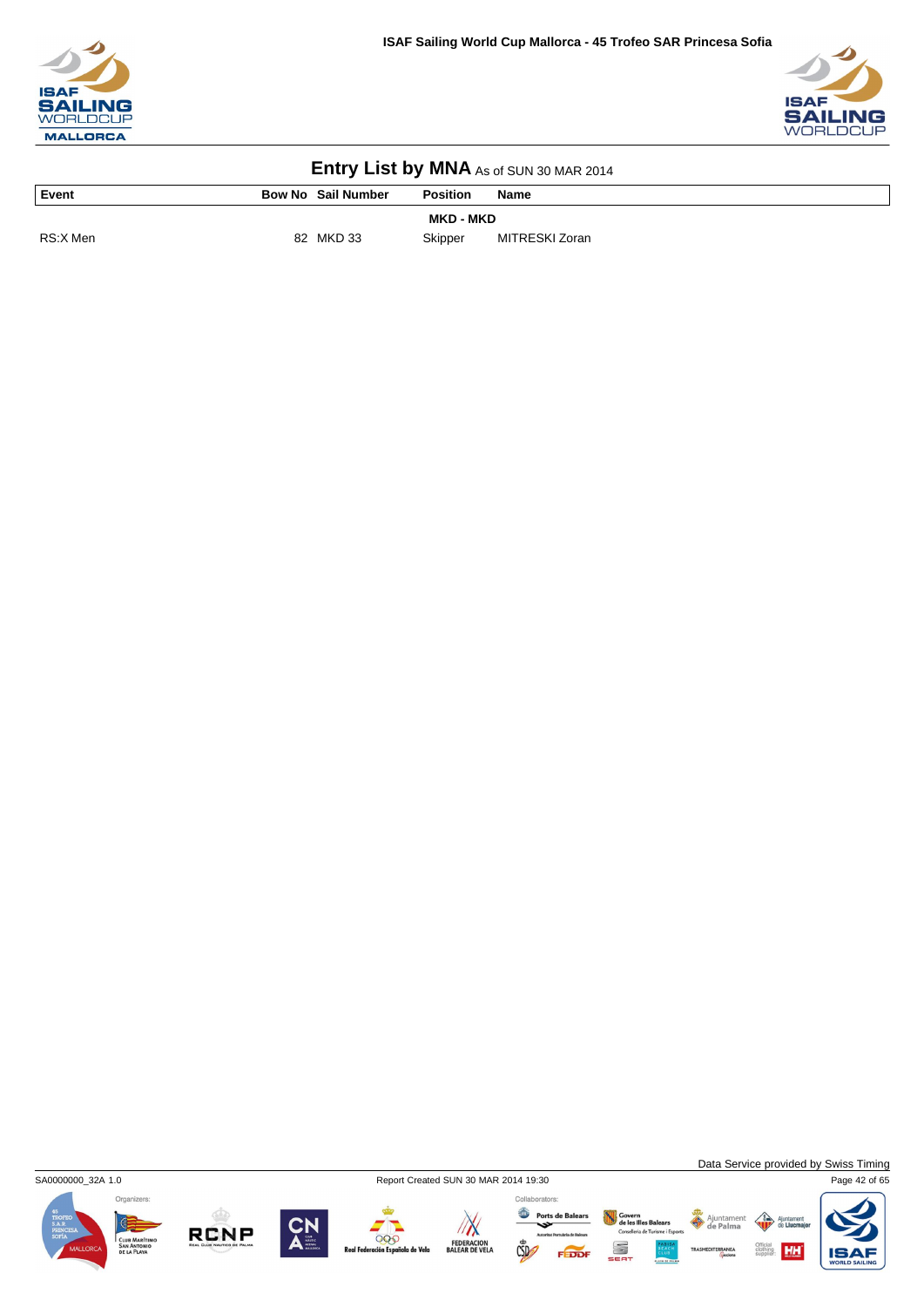# Entry List by MNA As of SUN 30 MAR 2014

| Event | Bow No | Sail Number | Position | Name |
|---|---|---|---|---|
| | | | **MKD - MKD** | |
| RS:X Men | 82 | MKD 33 | Skipper | MITRESKI Zoran |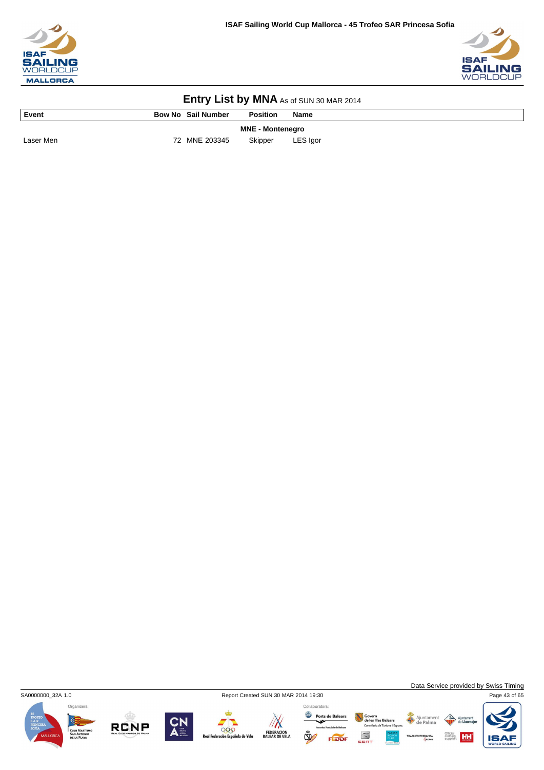# Entry List by MNA As of SUN 30 MAR 2014

| Event | Bow No | Sail Number | Position | Name |
|---|---|---|---|---|
| | | **MNE - Montenegro** | | |
| Laser Men | 72 | MNE 203345 | Skipper | LES Igor |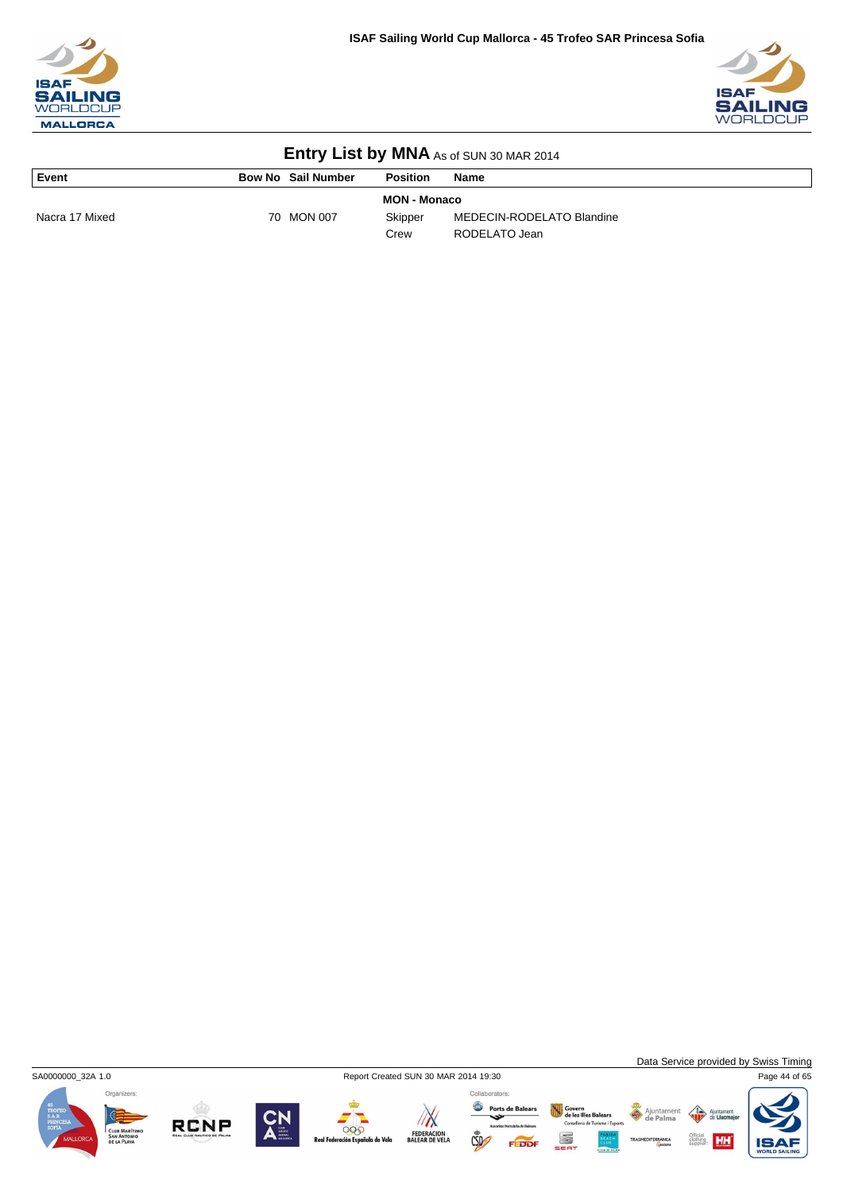## Entry List by MNA As of SUN 30 MAR 2014

| Event | Bow No | Sail Number | Position | Name |
|---|---|---|---|---|
| | | | **MON - Monaco** | |
| Nacra 17 Mixed | 70 | MON 007 | Skipper | MEDECIN-RODELATO Blandine |
| | | | Crew | RODELATO Jean |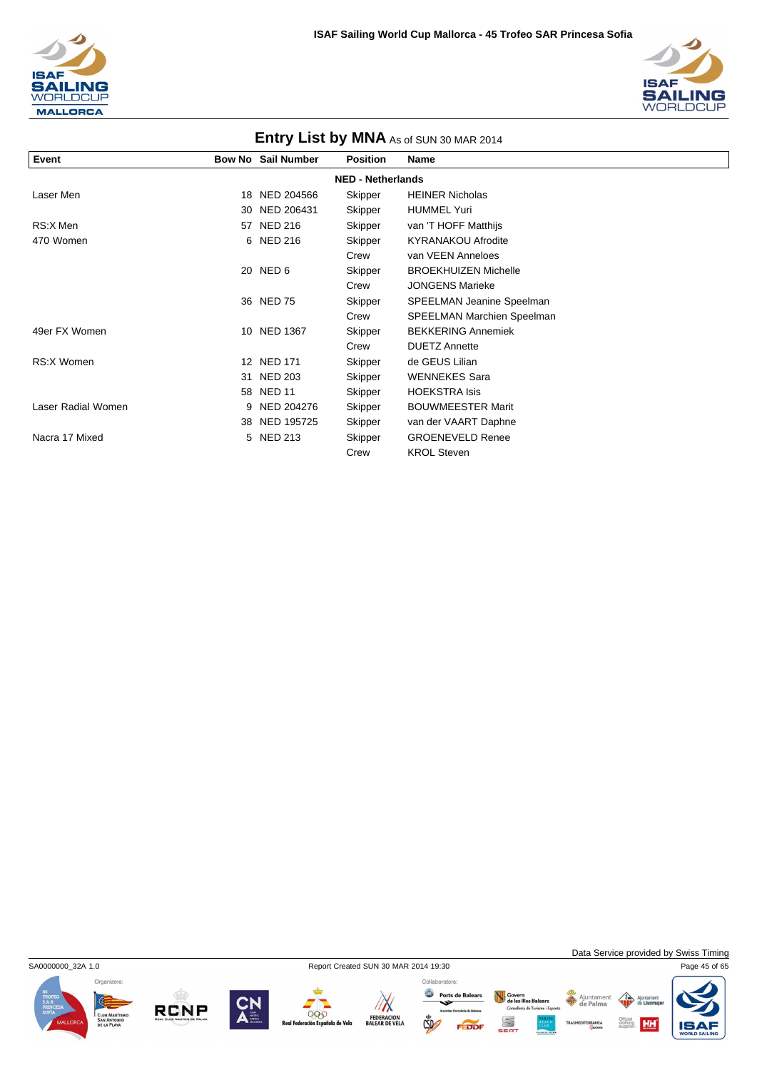# Entry List by MNA As of SUN 30 MAR 2014

| Event | Bow No | Sail Number | Position | Name |
|---|---|---|---|---|
| | | | **NED - Netherlands** | |
| Laser Men | 18 | NED 204566 | Skipper | HEINER Nicholas |
| | 30 | NED 206431 | Skipper | HUMMEL Yuri |
| RS:X Men | 57 | NED 216 | Skipper | van 'T HOFF Matthijs |
| 470 Women | 6 | NED 216 | Skipper | KYRANAKOU Afrodite |
| | | | Crew | van VEEN Anneloes |
| | 20 | NED 6 | Skipper | BROEKHUIZEN Michelle |
| | | | Crew | JONGENS Marieke |
| | 36 | NED 75 | Skipper | SPEELMAN Jeanine Speelman |
| | | | Crew | SPEELMAN Marchien Speelman |
| 49er FX Women | 10 | NED 1367 | Skipper | BEKKERING Annemiek |
| | | | Crew | DUETZ Annette |
| RS:X Women | 12 | NED 171 | Skipper | de GEUS Lilian |
| | 31 | NED 203 | Skipper | WENNEKES Sara |
| | 58 | NED 11 | Skipper | HOEKSTRA Isis |
| Laser Radial Women | 9 | NED 204276 | Skipper | BOUWMEESTER Marit |
| | 38 | NED 195725 | Skipper | van der VAART Daphne |
| Nacra 17 Mixed | 5 | NED 213 | Skipper | GROENEVELD Renee |
| | | | Crew | KROL Steven |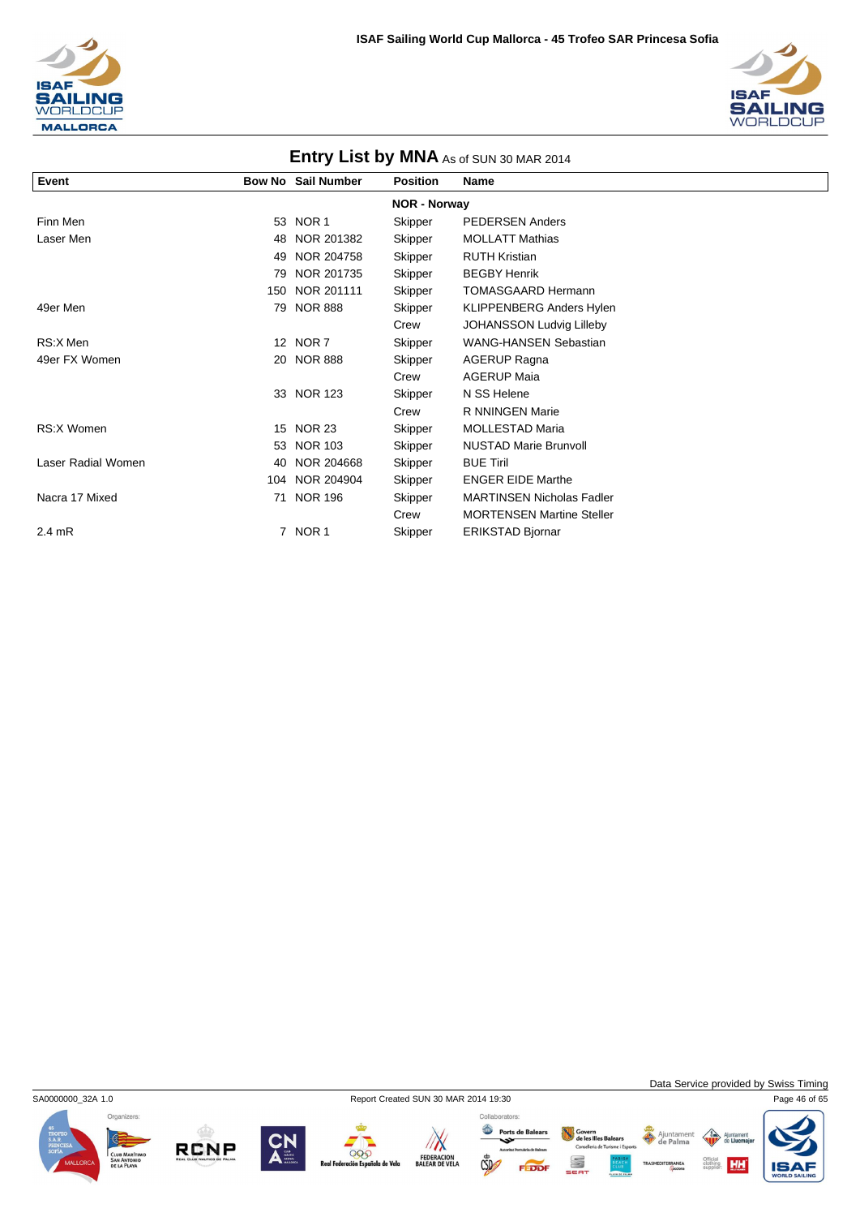## Entry List by MNA As of SUN 30 MAR 2014

| Event | Bow No | Sail Number | Position | Name |
|---|---|---|---|---|
| | | | **NOR - Norway** | |
| Finn Men | 53 | NOR 1 | Skipper | PEDERSEN Anders |
| Laser Men | 48 | NOR 201382 | Skipper | MOLLATT Mathias |
| | 49 | NOR 204758 | Skipper | RUTH Kristian |
| | 79 | NOR 201735 | Skipper | BEGBY Henrik |
| | 150 | NOR 201111 | Skipper | TOMASGAARD Hermann |
| 49er Men | 79 | NOR 888 | Skipper | KLIPPENBERG Anders Hylen |
| | | | Crew | JOHANSSON Ludvig Lilleby |
| RS:X Men | 12 | NOR 7 | Skipper | WANG-HANSEN Sebastian |
| 49er FX Women | 20 | NOR 888 | Skipper | AGERUP Ragna |
| | | | Crew | AGERUP Maia |
| | 33 | NOR 123 | Skipper | N SS Helene |
| | | | Crew | R NNINGEN Marie |
| RS:X Women | 15 | NOR 23 | Skipper | MOLLESTAD Maria |
| | 53 | NOR 103 | Skipper | NUSTAD Marie Brunvoll |
| Laser Radial Women | 40 | NOR 204668 | Skipper | BUE Tiril |
| | 104 | NOR 204904 | Skipper | ENGER EIDE Marthe |
| Nacra 17 Mixed | 71 | NOR 196 | Skipper | MARTINSEN Nicholas Fadler |
| | | | Crew | MORTENSEN Martine Steller |
| 2.4 mR | 7 | NOR 1 | Skipper | ERIKSTAD Bjornar |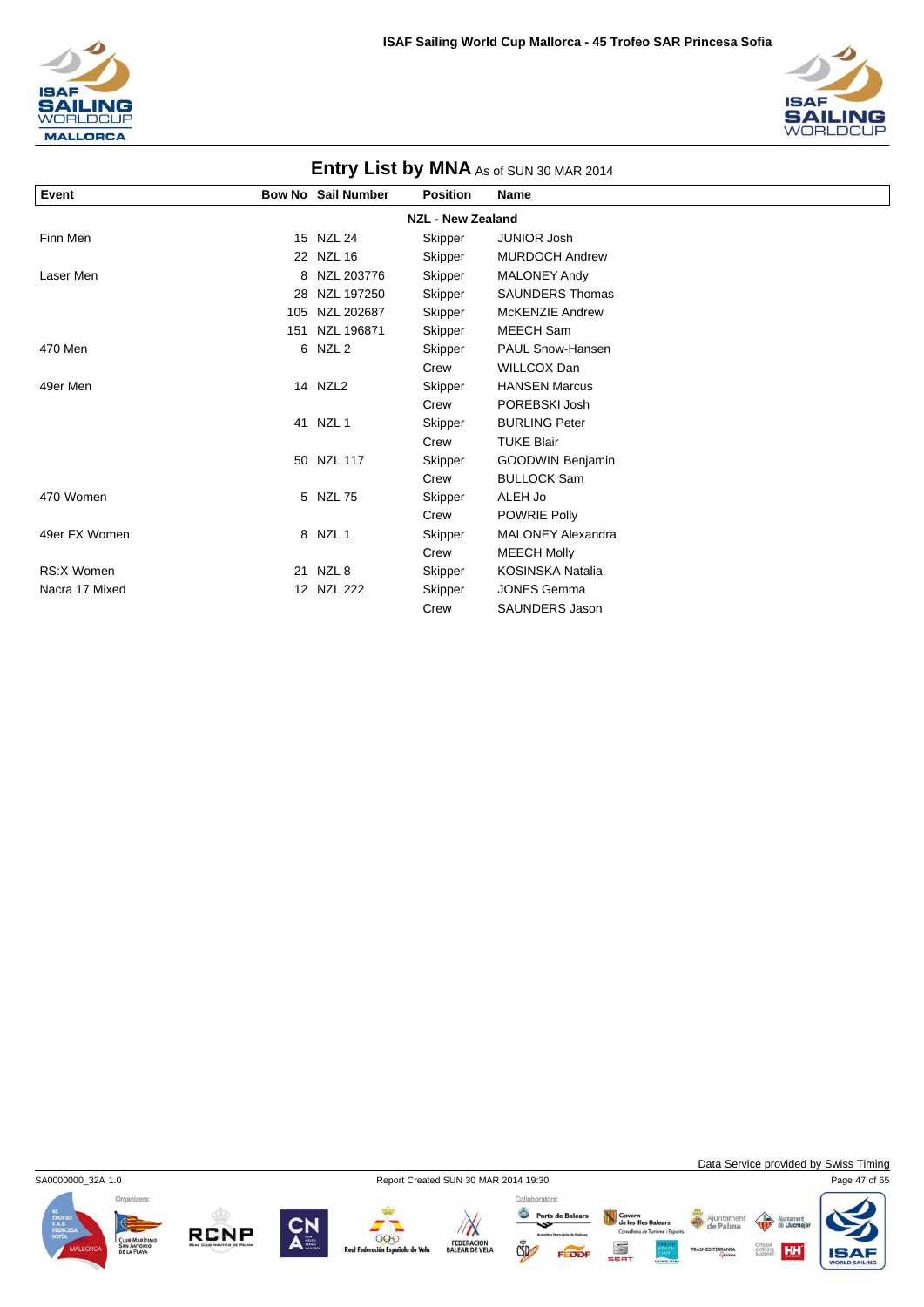## Entry List by MNA As of SUN 30 MAR 2014

| Event | Bow No | Sail Number | Position | Name |
|---|---|---|---|---|
| | | | **NZL - New Zealand** | |
| Finn Men | 15 | NZL 24 | Skipper | JUNIOR Josh |
| | 22 | NZL 16 | Skipper | MURDOCH Andrew |
| Laser Men | 8 | NZL 203776 | Skipper | MALONEY Andy |
| | 28 | NZL 197250 | Skipper | SAUNDERS Thomas |
| | 105 | NZL 202687 | Skipper | McKENZIE Andrew |
| | 151 | NZL 196871 | Skipper | MEECH Sam |
| 470 Men | 6 | NZL 2 | Skipper | PAUL Snow-Hansen |
| | | | Crew | WILLCOX Dan |
| 49er Men | 14 | NZL2 | Skipper | HANSEN Marcus |
| | | | Crew | POREBSKI Josh |
| | 41 | NZL 1 | Skipper | BURLING Peter |
| | | | Crew | TUKE Blair |
| | 50 | NZL 117 | Skipper | GOODWIN Benjamin |
| | | | Crew | BULLOCK Sam |
| 470 Women | 5 | NZL 75 | Skipper | ALEH Jo |
| | | | Crew | POWRIE Polly |
| 49er FX Women | 8 | NZL 1 | Skipper | MALONEY Alexandra |
| | | | Crew | MEECH Molly |
| RS:X Women | 21 | NZL 8 | Skipper | KOSINSKA Natalia |
| Nacra 17 Mixed | 12 | NZL 222 | Skipper | JONES Gemma |
| | | | Crew | SAUNDERS Jason |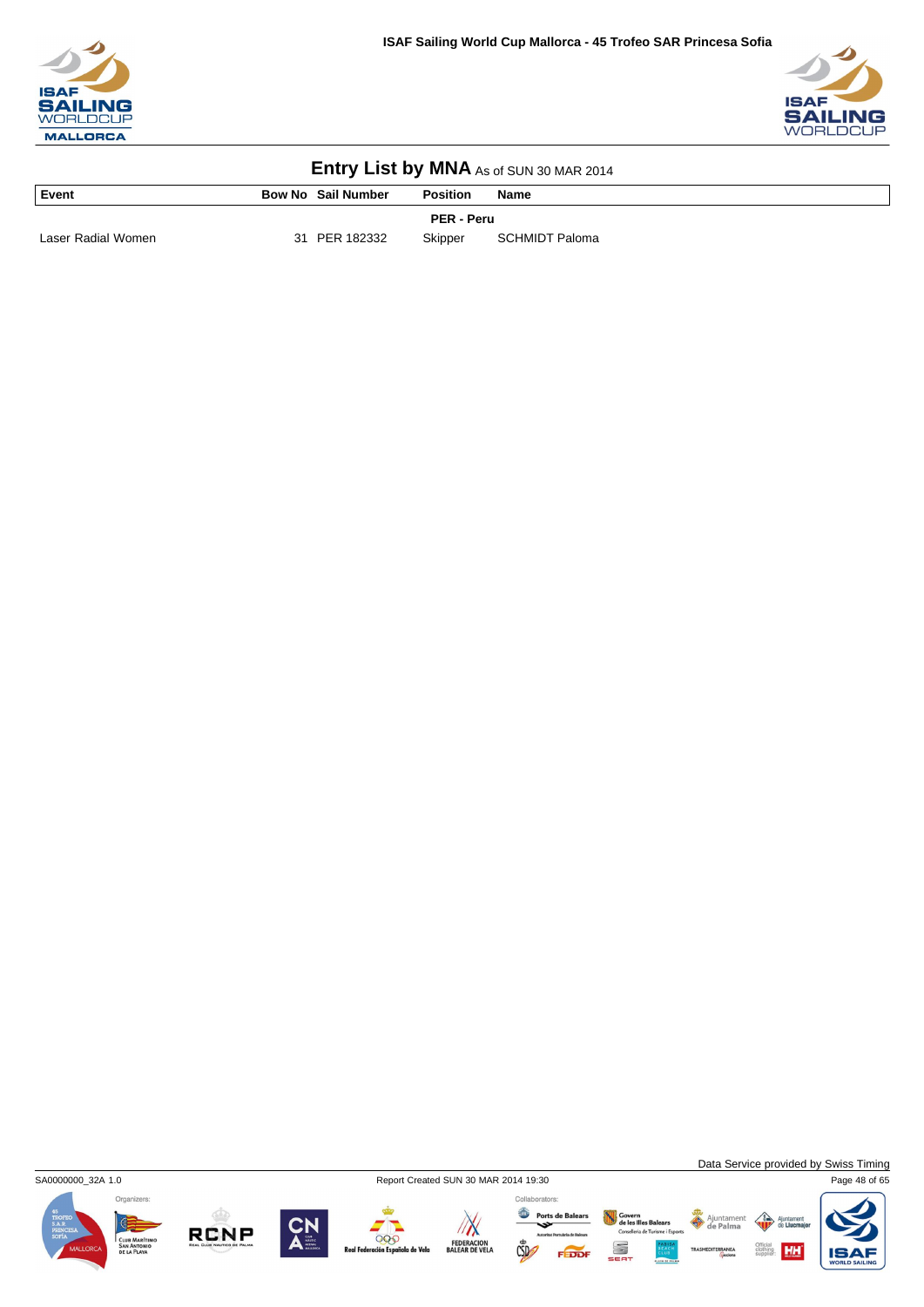# Entry List by MNA As of SUN 30 MAR 2014

| Event | Bow No | Sail Number | Position | Name |
|---|---|---|---|---|
| | | | **PER - Peru** | |
| Laser Radial Women | 31 | PER 182332 | Skipper | SCHMIDT Paloma |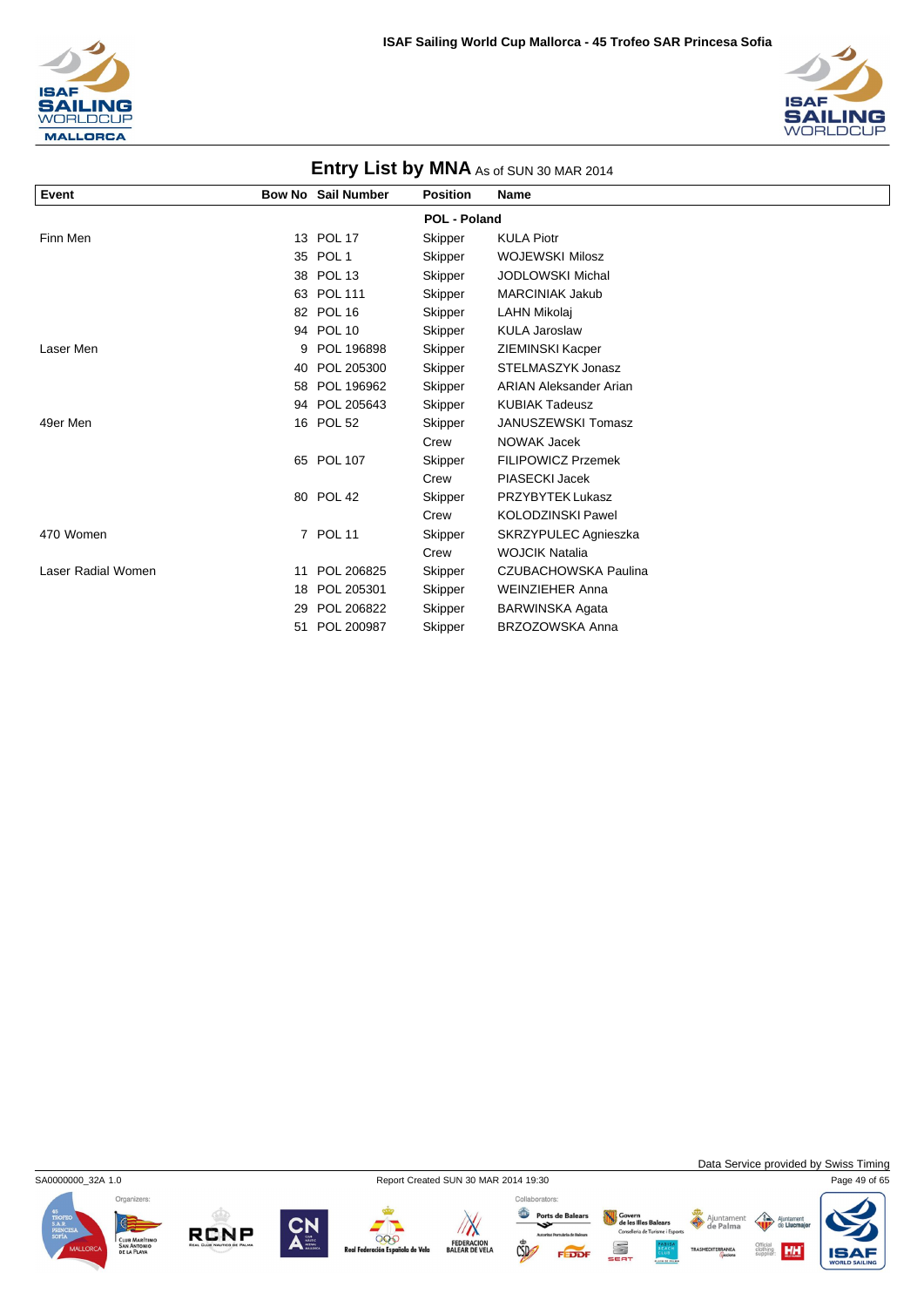## Entry List by MNA As of SUN 30 MAR 2014

| Event | Bow No | Sail Number | Position | Name |
|---|---|---|---|---|
| | | | **POL - Poland** | |
| Finn Men | 13 | POL 17 | Skipper | KULA Piotr |
| | 35 | POL 1 | Skipper | WOJEWSKI Milosz |
| | 38 | POL 13 | Skipper | JODLOWSKI Michal |
| | 63 | POL 111 | Skipper | MARCINIAK Jakub |
| | 82 | POL 16 | Skipper | LAHN Mikolaj |
| | 94 | POL 10 | Skipper | KULA Jaroslaw |
| Laser Men | 9 | POL 196898 | Skipper | ZIEMINSKI Kacper |
| | 40 | POL 205300 | Skipper | STELMASZYK Jonasz |
| | 58 | POL 196962 | Skipper | ARIAN Aleksander Arian |
| | 94 | POL 205643 | Skipper | KUBIAK Tadeusz |
| 49er Men | 16 | POL 52 | Skipper | JANUSZEWSKI Tomasz |
| | | | Crew | NOWAK Jacek |
| | 65 | POL 107 | Skipper | FILIPOWICZ Przemek |
| | | | Crew | PIASECKI Jacek |
| | 80 | POL 42 | Skipper | PRZYBYTEK Lukasz |
| | | | Crew | KOLODZINSKI Pawel |
| 470 Women | 7 | POL 11 | Skipper | SKRZYPULEC Agnieszka |
| | | | Crew | WOJCIK Natalia |
| Laser Radial Women | 11 | POL 206825 | Skipper | CZUBACHOWSKA Paulina |
| | 18 | POL 205301 | Skipper | WEINZIEHER Anna |
| | 29 | POL 206822 | Skipper | BARWINSKA Agata |
| | 51 | POL 200987 | Skipper | BRZOZOWSKA Anna |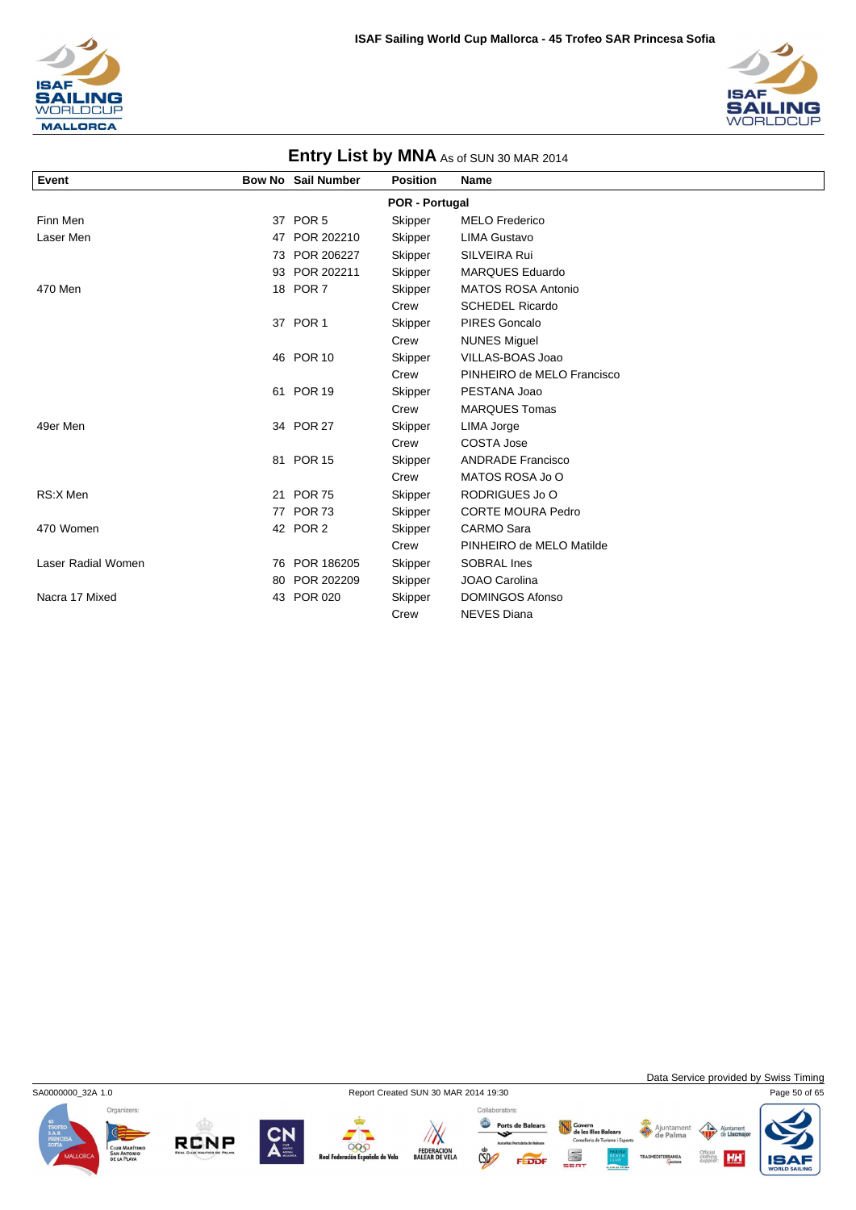# Entry List by MNA As of SUN 30 MAR 2014

| Event | Bow No | Sail Number | Position | Name |
|---|---|---|---|---|
| | | | **POR - Portugal** | |
| Finn Men | 37 | POR 5 | Skipper | MELO Frederico |
| Laser Men | 47 | POR 202210 | Skipper | LIMA Gustavo |
| | 73 | POR 206227 | Skipper | SILVEIRA Rui |
| | 93 | POR 202211 | Skipper | MARQUES Eduardo |
| 470 Men | 18 | POR 7 | Skipper | MATOS ROSA Antonio |
| | | | Crew | SCHEDEL Ricardo |
| | 37 | POR 1 | Skipper | PIRES Goncalo |
| | | | Crew | NUNES Miguel |
| | 46 | POR 10 | Skipper | VILLAS-BOAS Joao |
| | | | Crew | PINHEIRO de MELO Francisco |
| | 61 | POR 19 | Skipper | PESTANA Joao |
| | | | Crew | MARQUES Tomas |
| 49er Men | 34 | POR 27 | Skipper | LIMA Jorge |
| | | | Crew | COSTA Jose |
| | 81 | POR 15 | Skipper | ANDRADE Francisco |
| | | | Crew | MATOS ROSA Jo O |
| RS:X Men | 21 | POR 75 | Skipper | RODRIGUES Jo O |
| | 77 | POR 73 | Skipper | CORTE MOURA Pedro |
| 470 Women | 42 | POR 2 | Skipper | CARMO Sara |
| | | | Crew | PINHEIRO de MELO Matilde |
| Laser Radial Women | 76 | POR 186205 | Skipper | SOBRAL Ines |
| | 80 | POR 202209 | Skipper | JOAO Carolina |
| Nacra 17 Mixed | 43 | POR 020 | Skipper | DOMINGOS Afonso |
| | | | Crew | NEVES Diana |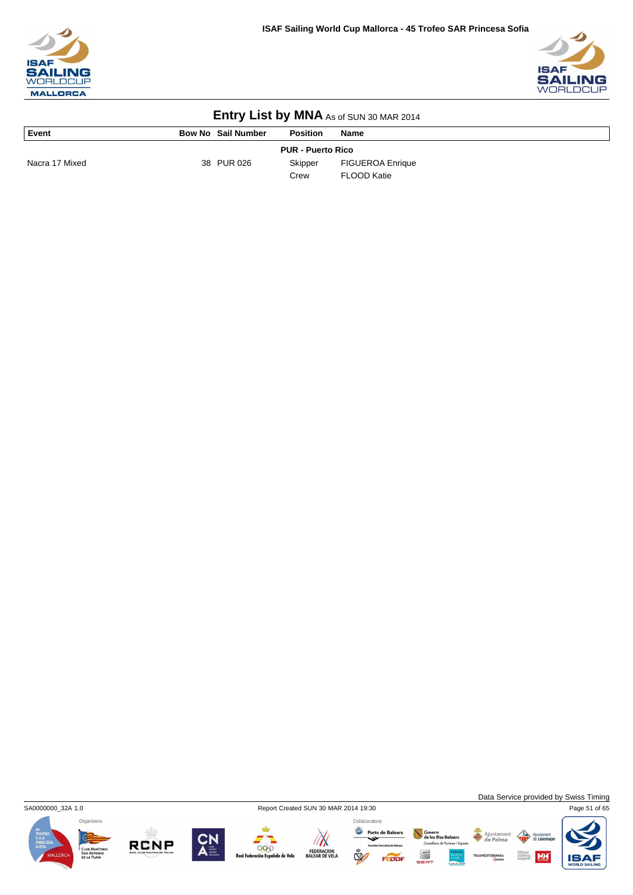# Entry List by MNA As of SUN 30 MAR 2014

| Event | Bow No | Sail Number | Position | Name |
|---|---|---|---|---|
| | | | **PUR - Puerto Rico** | |
| Nacra 17 Mixed | 38 | PUR 026 | Skipper | FIGUEROA Enrique |
| | | | Crew | FLOOD Katie |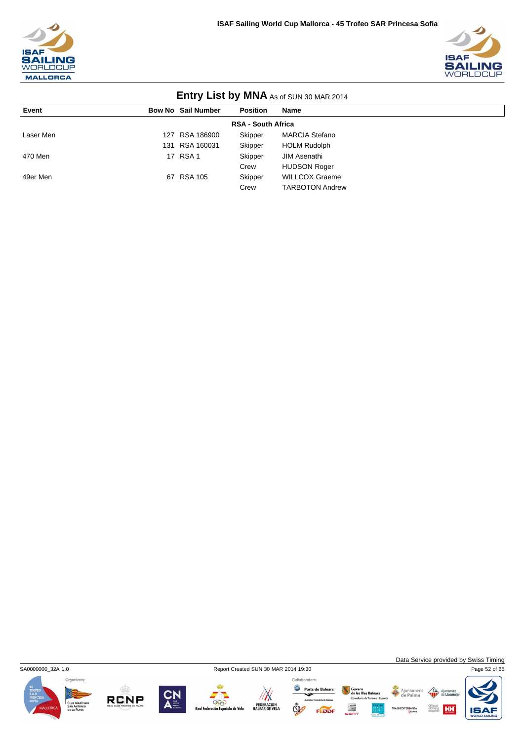## Entry List by MNA As of SUN 30 MAR 2014

| Event | Bow No | Sail Number | Position | Name |
|---|---|---|---|---|
| | | | **RSA - South Africa** | |
| Laser Men | 127 | RSA 186900 | Skipper | MARCIA Stefano |
| | 131 | RSA 160031 | Skipper | HOLM Rudolph |
| 470 Men | 17 | RSA 1 | Skipper | JIM Asenathi |
| | | | Crew | HUDSON Roger |
| 49er Men | 67 | RSA 105 | Skipper | WILLCOX Graeme |
| | | | Crew | TARBOTON Andrew |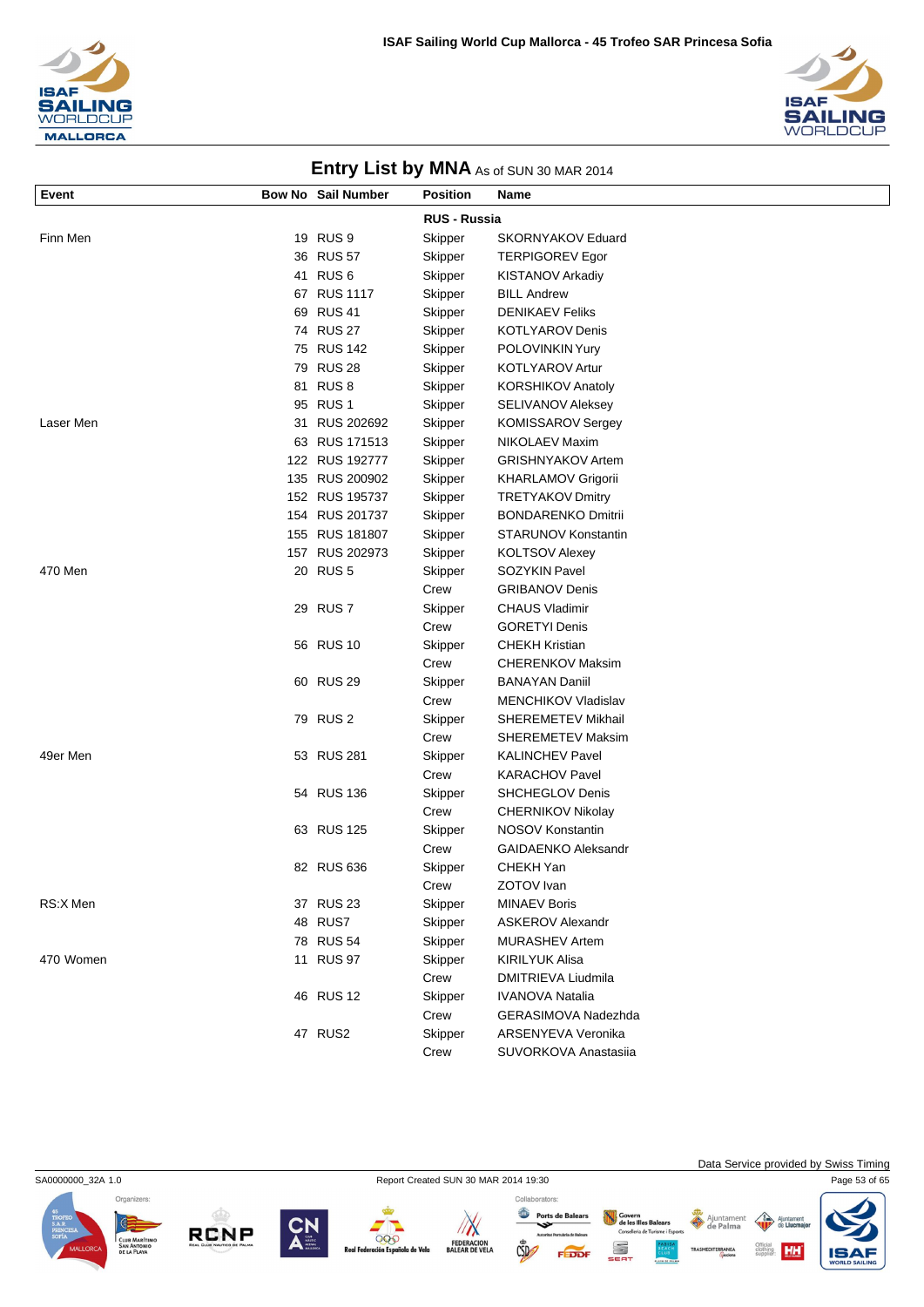## Entry List by MNA As of SUN 30 MAR 2014

| Event | Bow No | Sail Number | Position | Name |
|---|---|---|---|---|
| | | | **RUS - Russia** | |
| Finn Men | 19 | RUS 9 | Skipper | SKORNYAKOV Eduard |
| | 36 | RUS 57 | Skipper | TERPIGOREV Egor |
| | 41 | RUS 6 | Skipper | KISTANOV Arkadiy |
| | 67 | RUS 1117 | Skipper | BILL Andrew |
| | 69 | RUS 41 | Skipper | DENIKAEV Feliks |
| | 74 | RUS 27 | Skipper | KOTLYAROV Denis |
| | 75 | RUS 142 | Skipper | POLOVINKIN Yury |
| | 79 | RUS 28 | Skipper | KOTLYAROV Artur |
| | 81 | RUS 8 | Skipper | KORSHIKOV Anatoly |
| | 95 | RUS 1 | Skipper | SELIVANOV Aleksey |
| Laser Men | 31 | RUS 202692 | Skipper | KOMISSAROV Sergey |
| | 63 | RUS 171513 | Skipper | NIKOLAEV Maxim |
| | 122 | RUS 192777 | Skipper | GRISHNYAKOV Artem |
| | 135 | RUS 200902 | Skipper | KHARLAMOV Grigorii |
| | 152 | RUS 195737 | Skipper | TRETYAKOV Dmitry |
| | 154 | RUS 201737 | Skipper | BONDARENKO Dmitrii |
| | 155 | RUS 181807 | Skipper | STARUNOV Konstantin |
| | 157 | RUS 202973 | Skipper | KOLTSOV Alexey |
| 470 Men | 20 | RUS 5 | Skipper | SOZYKIN Pavel |
| | | | Crew | GRIBANOV Denis |
| | 29 | RUS 7 | Skipper | CHAUS Vladimir |
| | | | Crew | GORETYI Denis |
| | 56 | RUS 10 | Skipper | CHEKH Kristian |
| | | | Crew | CHERENKOV Maksim |
| | 60 | RUS 29 | Skipper | BANAYAN Daniil |
| | | | Crew | MENCHIKOV Vladislav |
| | 79 | RUS 2 | Skipper | SHEREMETEV Mikhail |
| | | | Crew | SHEREMETEV Maksim |
| 49er Men | 53 | RUS 281 | Skipper | KALINCHEV Pavel |
| | | | Crew | KARACHOV Pavel |
| | 54 | RUS 136 | Skipper | SHCHEGLOV Denis |
| | | | Crew | CHERNIKOV Nikolay |
| | 63 | RUS 125 | Skipper | NOSOV Konstantin |
| | | | Crew | GAIDAENKO Aleksandr |
| | 82 | RUS 636 | Skipper | CHEKH Yan |
| | | | Crew | ZOTOV Ivan |
| RS:X Men | 37 | RUS 23 | Skipper | MINAEV Boris |
| | 48 | RUS7 | Skipper | ASKEROV Alexandr |
| | 78 | RUS 54 | Skipper | MURASHEV Artem |
| 470 Women | 11 | RUS 97 | Skipper | KIRILYUK Alisa |
| | | | Crew | DMITRIEVA Liudmila |
| | 46 | RUS 12 | Skipper | IVANOVA Natalia |
| | | | Crew | GERASIMOVA Nadezhda |
| | 47 | RUS2 | Skipper | ARSENYEVA Veronika |
| | | | Crew | SUVORKOVA Anastasiia |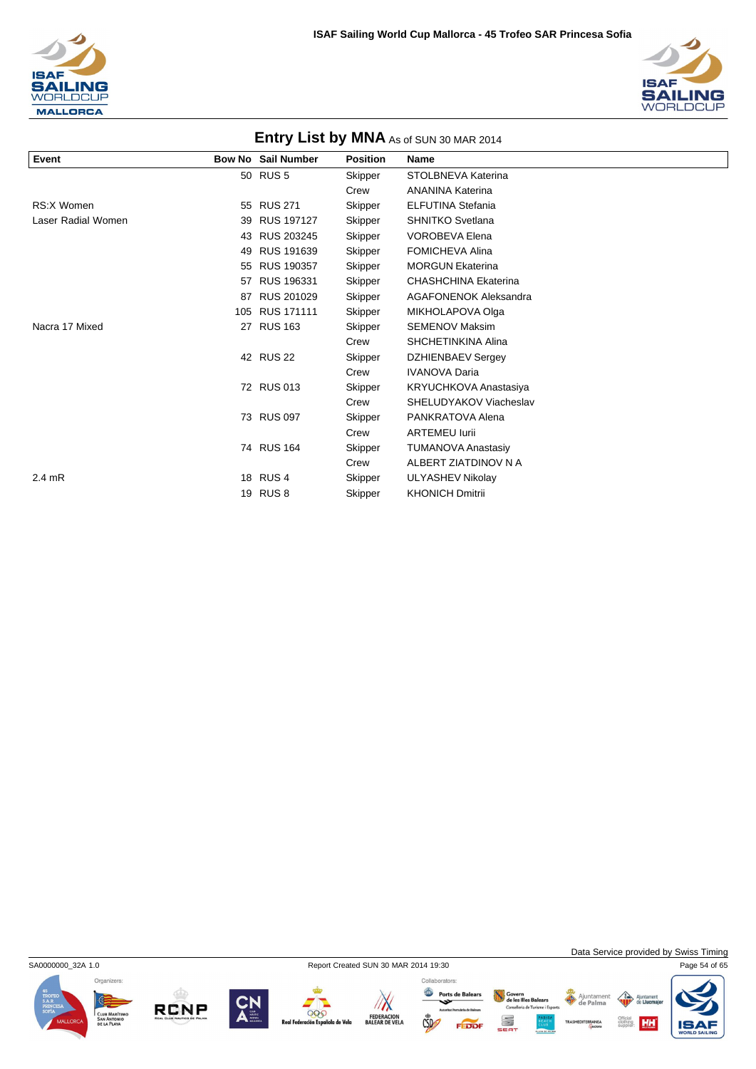## Entry List by MNA As of SUN 30 MAR 2014

| Event | Bow No | Sail Number | Position | Name |
|---|---|---|---|---|
| | 50 | RUS 5 | Skipper | STOLBNEVA Katerina |
| | | | Crew | ANANINA Katerina |
| RS:X Women | 55 | RUS 271 | Skipper | ELFUTINA Stefania |
| Laser Radial Women | 39 | RUS 197127 | Skipper | SHNITKO Svetlana |
| | 43 | RUS 203245 | Skipper | VOROBEVA Elena |
| | 49 | RUS 191639 | Skipper | FOMICHEVA Alina |
| | 55 | RUS 190357 | Skipper | MORGUN Ekaterina |
| | 57 | RUS 196331 | Skipper | CHASHCHINA Ekaterina |
| | 87 | RUS 201029 | Skipper | AGAFONENOK Aleksandra |
| | 105 | RUS 171111 | Skipper | MIKHOLAPOVA Olga |
| Nacra 17 Mixed | 27 | RUS 163 | Skipper | SEMENOV Maksim |
| | | | Crew | SHCHETINKINA Alina |
| | 42 | RUS 22 | Skipper | DZHIENBAEV Sergey |
| | | | Crew | IVANOVA Daria |
| | 72 | RUS 013 | Skipper | KRYUCHKOVA Anastasiya |
| | | | Crew | SHELUDYAKOV Viacheslav |
| | 73 | RUS 097 | Skipper | PANKRATOVA Alena |
| | | | Crew | ARTEMEU Iurii |
| | 74 | RUS 164 | Skipper | TUMANOVA Anastasiy |
| | | | Crew | ALBERT ZIATDINOV N A |
| 2.4 mR | 18 | RUS 4 | Skipper | ULYASHEV Nikolay |
| | 19 | RUS 8 | Skipper | KHONICH Dmitrii |

SA0000000_32A 1.0

Report Created SUN 30 MAR 2014 19:30

Data Service provided by Swiss Timing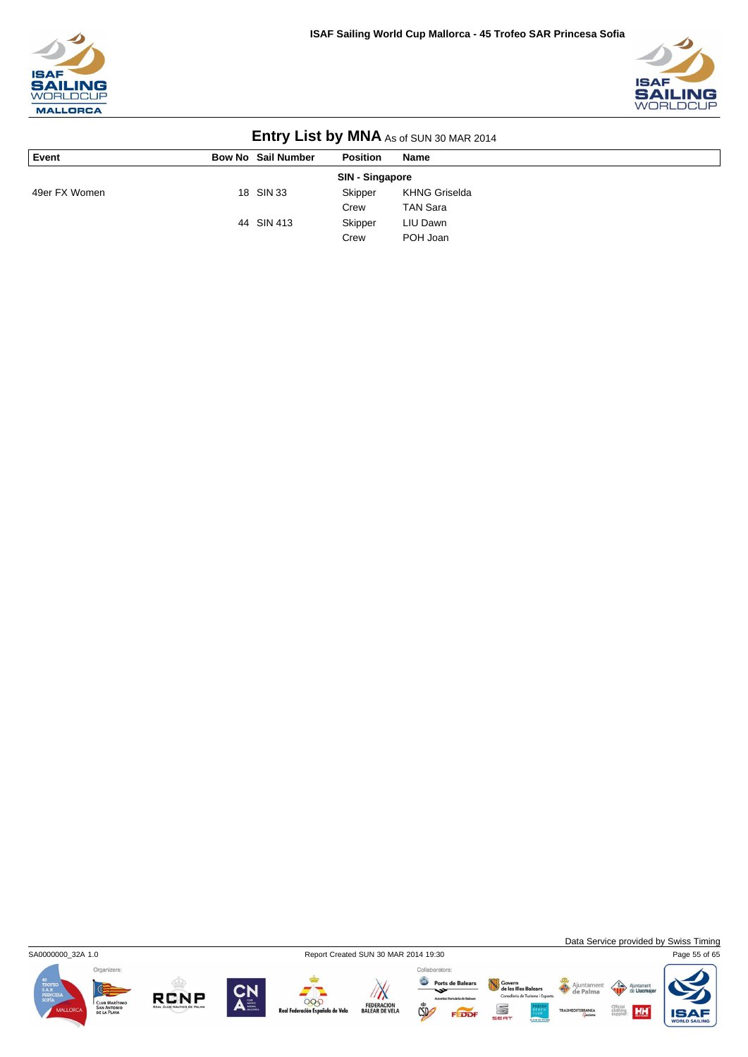## Entry List by MNA As of SUN 30 MAR 2014

| Event | Bow No | Sail Number | Position | Name |
|---|---|---|---|---|
| | | | **SIN - Singapore** | |
| 49er FX Women | 18 | SIN 33 | Skipper | KHNG Griselda |
| | | | Crew | TAN Sara |
| | 44 | SIN 413 | Skipper | LIU Dawn |
| | | | Crew | POH Joan |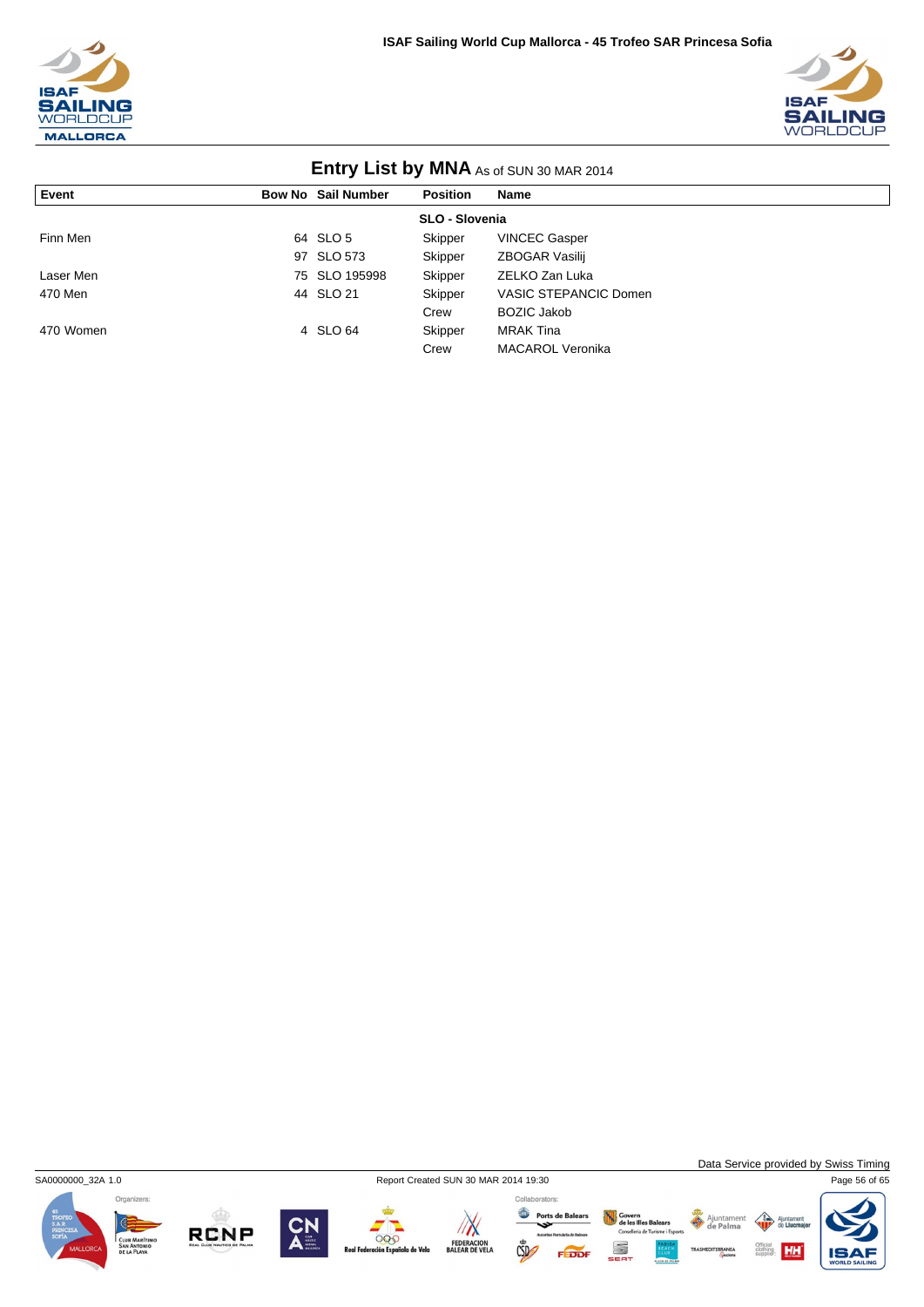# Entry List by MNA As of SUN 30 MAR 2014

| Event | Bow No | Sail Number | Position | Name |
|---|---|---|---|---|
| | | | **SLO - Slovenia** | |
| Finn Men | 64 | SLO 5 | Skipper | VINCEC Gasper |
| | 97 | SLO 573 | Skipper | ZBOGAR Vasilij |
| Laser Men | 75 | SLO 195998 | Skipper | ZELKO Zan Luka |
| 470 Men | 44 | SLO 21 | Skipper | VASIC STEPANCIC Domen |
| | | | Crew | BOZIC Jakob |
| 470 Women | 4 | SLO 64 | Skipper | MRAK Tina |
| | | | Crew | MACAROL Veronika |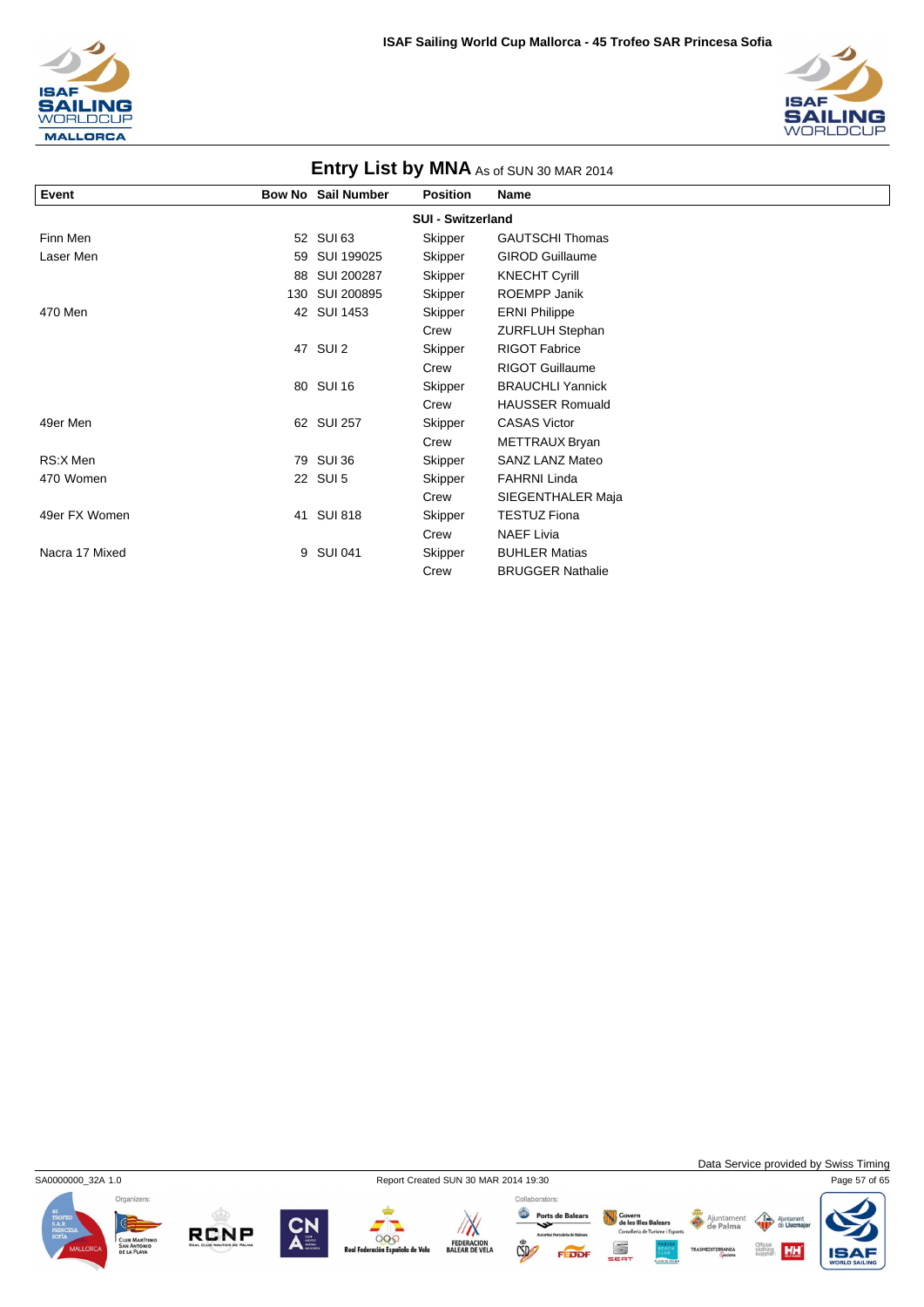# Entry List by MNA As of SUN 30 MAR 2014

| Event | Bow No | Sail Number | Position | Name |
|---|---|---|---|---|
| | | | **SUI - Switzerland** | |
| Finn Men | 52 | SUI 63 | Skipper | GAUTSCHI Thomas |
| Laser Men | 59 | SUI 199025 | Skipper | GIROD Guillaume |
| | 88 | SUI 200287 | Skipper | KNECHT Cyrill |
| | 130 | SUI 200895 | Skipper | ROEMPP Janik |
| 470 Men | 42 | SUI 1453 | Skipper | ERNI Philippe |
| | | | Crew | ZURFLUH Stephan |
| | 47 | SUI 2 | Skipper | RIGOT Fabrice |
| | | | Crew | RIGOT Guillaume |
| | 80 | SUI 16 | Skipper | BRAUCHLI Yannick |
| | | | Crew | HAUSSER Romuald |
| 49er Men | 62 | SUI 257 | Skipper | CASAS Victor |
| | | | Crew | METTRAUX Bryan |
| RS:X Men | 79 | SUI 36 | Skipper | SANZ LANZ Mateo |
| 470 Women | 22 | SUI 5 | Skipper | FAHRNI Linda |
| | | | Crew | SIEGENTHALER Maja |
| 49er FX Women | 41 | SUI 818 | Skipper | TESTUZ Fiona |
| | | | Crew | NAEF Livia |
| Nacra 17 Mixed | 9 | SUI 041 | Skipper | BUHLER Matias |
| | | | Crew | BRUGGER Nathalie |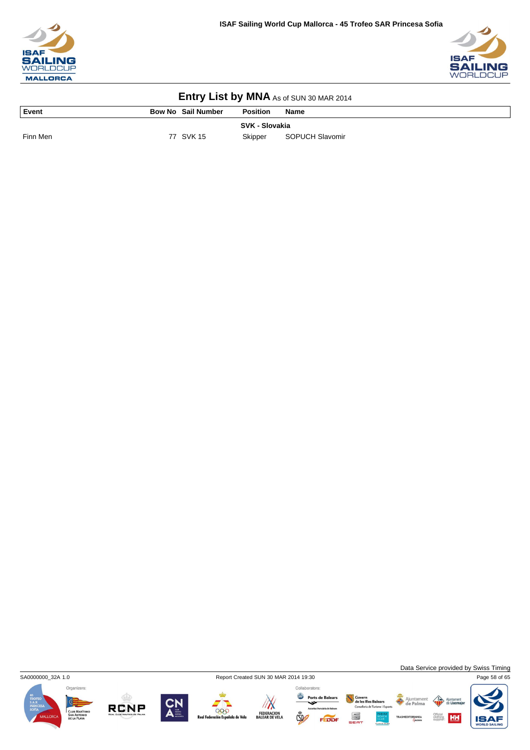# Entry List by MNA As of SUN 30 MAR 2014

| Event | Bow No | Sail Number | Position | Name |
|---|---|---|---|---|
| | | | **SVK - Slovakia** | |
| Finn Men | 77 | SVK 15 | Skipper | SOPUCH Slavomir |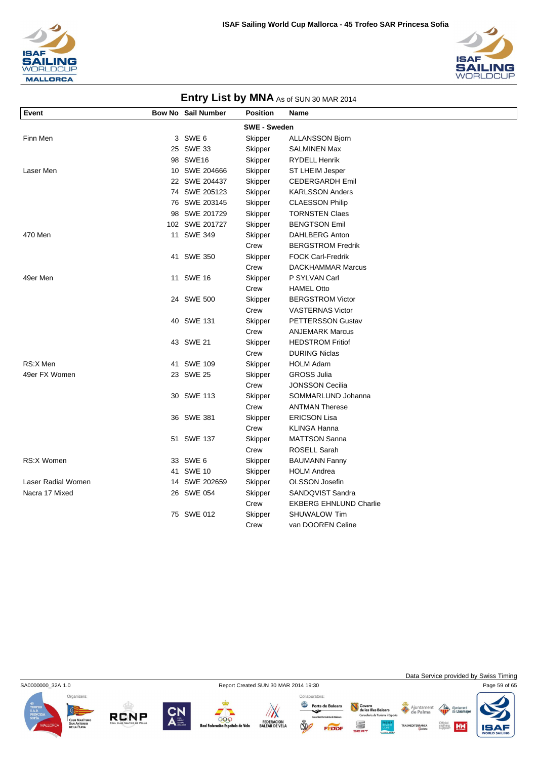## Entry List by MNA As of SUN 30 MAR 2014

| Event | Bow No | Sail Number | Position | Name |
|---|---|---|---|---|
| | | | **SWE - Sweden** | |
| Finn Men | 3 | SWE 6 | Skipper | ALLANSSON Bjorn |
| | 25 | SWE 33 | Skipper | SALMINEN Max |
| | 98 | SWE16 | Skipper | RYDELL Henrik |
| Laser Men | 10 | SWE 204666 | Skipper | ST LHEIM Jesper |
| | 22 | SWE 204437 | Skipper | CEDERGARDH Emil |
| | 74 | SWE 205123 | Skipper | KARLSSON Anders |
| | 76 | SWE 203145 | Skipper | CLAESSON Philip |
| | 98 | SWE 201729 | Skipper | TORNSTEN Claes |
| | 102 | SWE 201727 | Skipper | BENGTSON Emil |
| 470 Men | 11 | SWE 349 | Skipper | DAHLBERG Anton |
| | | | Crew | BERGSTROM Fredrik |
| | 41 | SWE 350 | Skipper | FOCK Carl-Fredrik |
| | | | Crew | DACKHAMMAR Marcus |
| 49er Men | 11 | SWE 16 | Skipper | P SYLVAN Carl |
| | | | Crew | HAMEL Otto |
| | 24 | SWE 500 | Skipper | BERGSTROM Victor |
| | | | Crew | VASTERNAS Victor |
| | 40 | SWE 131 | Skipper | PETTERSSON Gustav |
| | | | Crew | ANJEMARK Marcus |
| | 43 | SWE 21 | Skipper | HEDSTROM Fritiof |
| | | | Crew | DURING Niclas |
| RS:X Men | 41 | SWE 109 | Skipper | HOLM Adam |
| 49er FX Women | 23 | SWE 25 | Skipper | GROSS Julia |
| | | | Crew | JONSSON Cecilia |
| | 30 | SWE 113 | Skipper | SOMMARLUND Johanna |
| | | | Crew | ANTMAN Therese |
| | 36 | SWE 381 | Skipper | ERICSON Lisa |
| | | | Crew | KLINGA Hanna |
| | 51 | SWE 137 | Skipper | MATTSON Sanna |
| | | | Crew | ROSELL Sarah |
| RS:X Women | 33 | SWE 6 | Skipper | BAUMANN Fanny |
| | 41 | SWE 10 | Skipper | HOLM Andrea |
| Laser Radial Women | 14 | SWE 202659 | Skipper | OLSSON Josefin |
| Nacra 17 Mixed | 26 | SWE 054 | Skipper | SANDQVIST Sandra |
| | | | Crew | EKBERG EHNLUND Charlie |
| | 75 | SWE 012 | Skipper | SHUWALOW Tim |
| | | | Crew | van DOOREN Celine |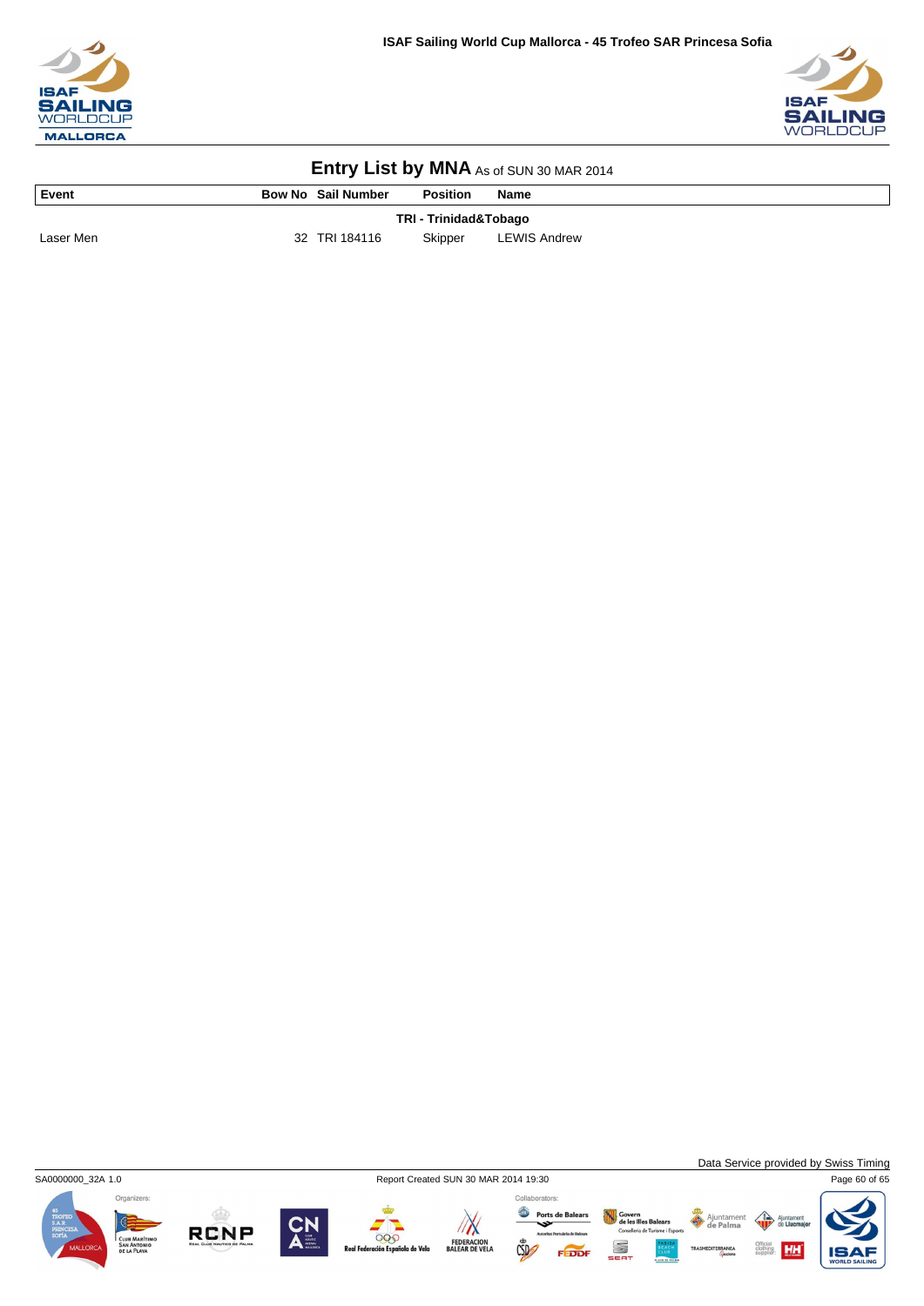## Entry List by MNA As of SUN 30 MAR 2014

| Event | Bow No | Sail Number | Position | Name |
|---|---|---|---|---|
| | | **TRI - Trinidad&Tobago** | | |
| Laser Men | 32 | TRI 184116 | Skipper | LEWIS Andrew |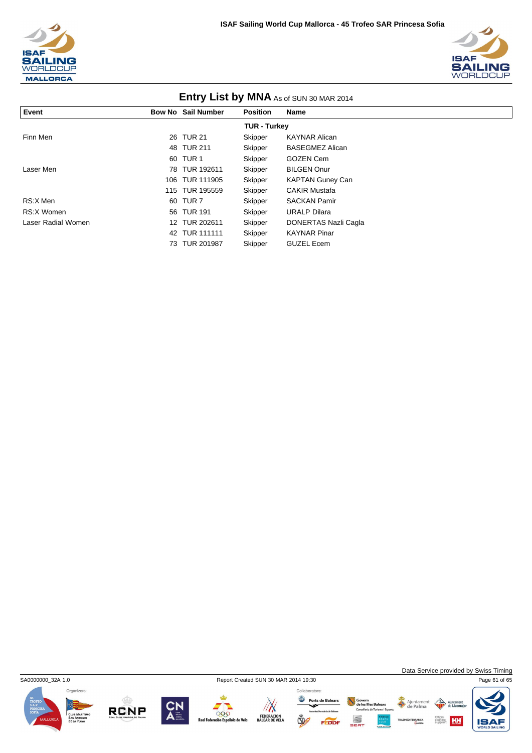## Entry List by MNA As of SUN 30 MAR 2014

| Event | Bow No | Sail Number | Position | Name |
|---|---|---|---|---|
| | | | **TUR - Turkey** | |
| Finn Men | 26 | TUR 21 | Skipper | KAYNAR Alican |
| | 48 | TUR 211 | Skipper | BASEGMEZ Alican |
| | 60 | TUR 1 | Skipper | GOZEN Cem |
| Laser Men | 78 | TUR 192611 | Skipper | BILGEN Onur |
| | 106 | TUR 111905 | Skipper | KAPTAN Guney Can |
| | 115 | TUR 195559 | Skipper | CAKIR Mustafa |
| RS:X Men | 60 | TUR 7 | Skipper | SACKAN Pamir |
| RS:X Women | 56 | TUR 191 | Skipper | URALP Dilara |
| Laser Radial Women | 12 | TUR 202611 | Skipper | DONERTAS Nazli Cagla |
| | 42 | TUR 111111 | Skipper | KAYNAR Pinar |
| | 73 | TUR 201987 | Skipper | GUZEL Ecem |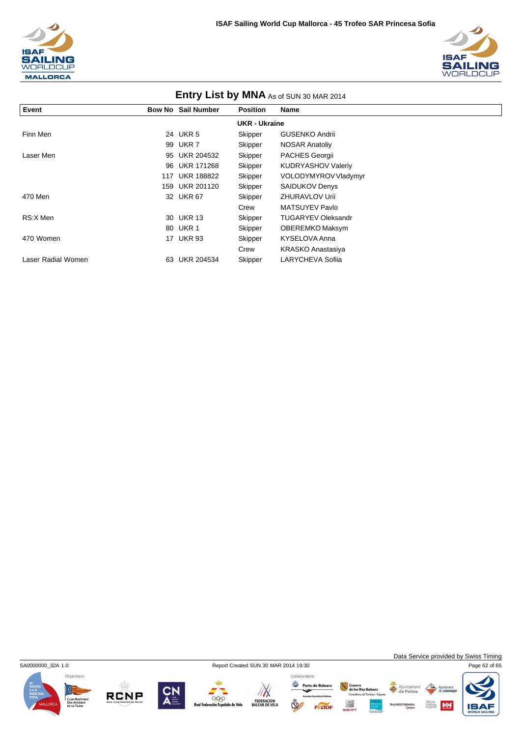## Entry List by MNA As of SUN 30 MAR 2014

| Event | Bow No | Sail Number | Position | Name |
|---|---|---|---|---|
| | | | **UKR - Ukraine** | |
| Finn Men | 24 | UKR 5 | Skipper | GUSENKO Andrii |
| | 99 | UKR 7 | Skipper | NOSAR Anatoliy |
| Laser Men | 95 | UKR 204532 | Skipper | PACHES Georgii |
| | 96 | UKR 171268 | Skipper | KUDRYASHOV Valeriy |
| | 117 | UKR 188822 | Skipper | VOLODYMYROV Vladymyr |
| | 159 | UKR 201120 | Skipper | SAIDUKOV Denys |
| 470 Men | 32 | UKR 67 | Skipper | ZHURAVLOV Urii |
| | | | Crew | MATSUYEV Pavlo |
| RS:X Men | 30 | UKR 13 | Skipper | TUGARYEV Oleksandr |
| | 80 | UKR 1 | Skipper | OBEREMKO Maksym |
| 470 Women | 17 | UKR 93 | Skipper | KYSELOVA Anna |
| | | | Crew | KRASKO Anastasiya |
| Laser Radial Women | 63 | UKR 204534 | Skipper | LARYCHEVA Sofiia |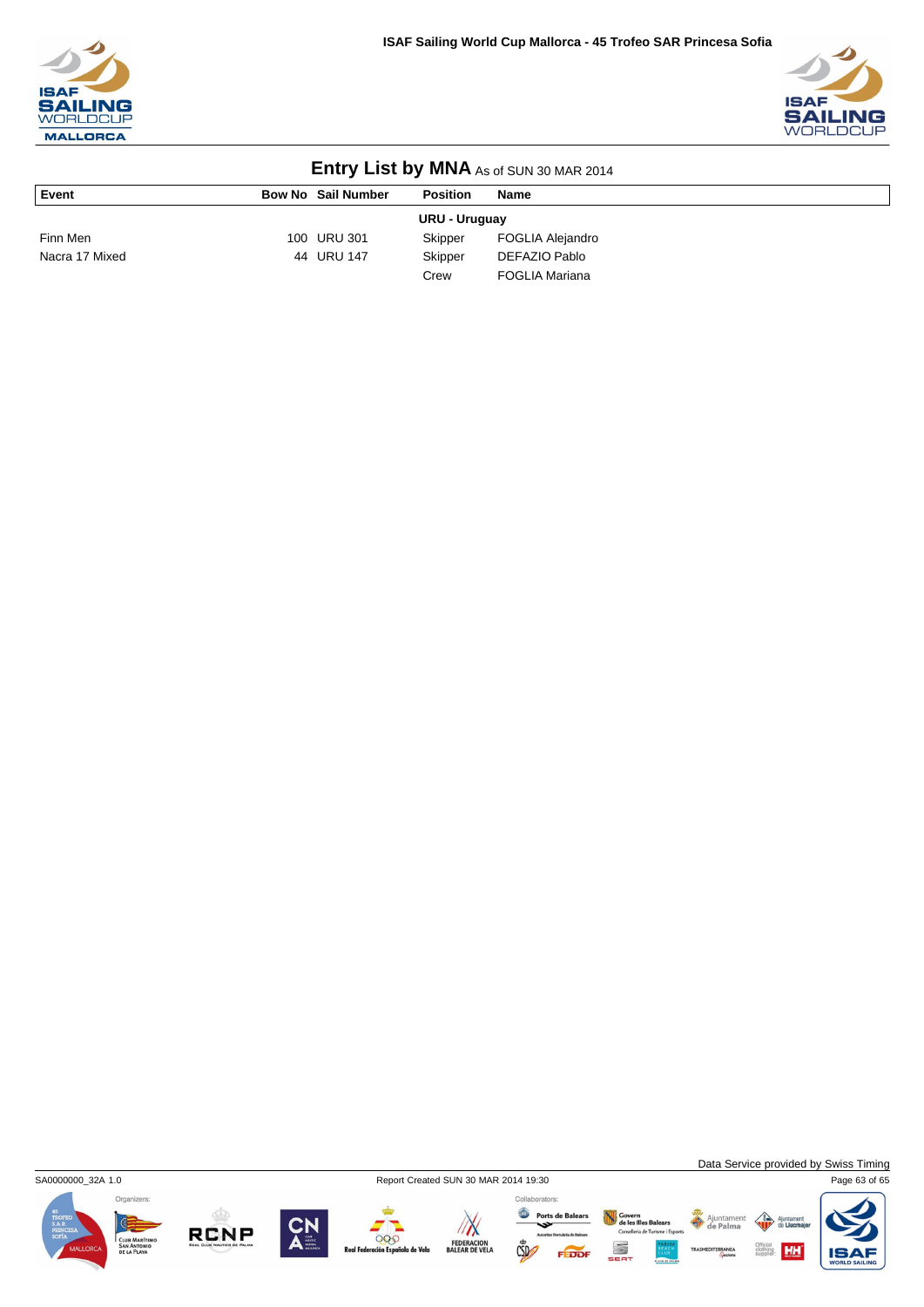## Entry List by MNA As of SUN 30 MAR 2014

| Event | Bow No | Sail Number | Position | Name |
|---|---|---|---|---|
| | | | **URU - Uruguay** | |
| Finn Men | 100 | URU 301 | Skipper | FOGLIA Alejandro |
| Nacra 17 Mixed | 44 | URU 147 | Skipper | DEFAZIO Pablo |
| | | | Crew | FOGLIA Mariana |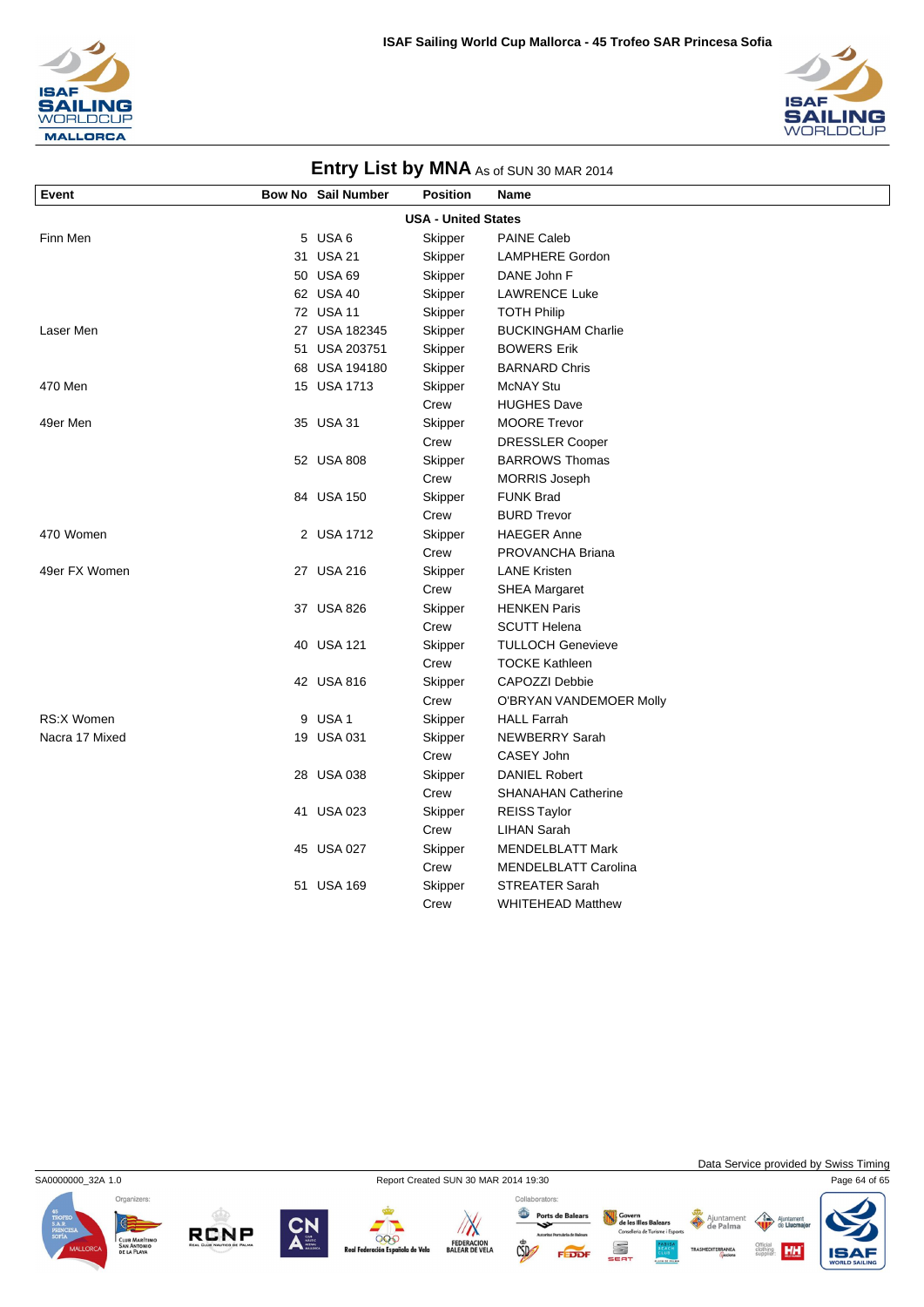ISAF Sailing World Cup Mallorca - 45 Trofeo SAR Princesa Sofia

## Entry List by MNA As of SUN 30 MAR 2014

| Event | Bow No | Sail Number | Position | Name |
|---|---|---|---|---|
| | | | **USA - United States** | |
| Finn Men | 5 | USA 6 | Skipper | PAINE Caleb |
| | 31 | USA 21 | Skipper | LAMPHERE Gordon |
| | 50 | USA 69 | Skipper | DANE John F |
| | 62 | USA 40 | Skipper | LAWRENCE Luke |
| | 72 | USA 11 | Skipper | TOTH Philip |
| Laser Men | 27 | USA 182345 | Skipper | BUCKINGHAM Charlie |
| | 51 | USA 203751 | Skipper | BOWERS Erik |
| | 68 | USA 194180 | Skipper | BARNARD Chris |
| 470 Men | 15 | USA 1713 | Skipper | McNAY Stu |
| | | | Crew | HUGHES Dave |
| 49er Men | 35 | USA 31 | Skipper | MOORE Trevor |
| | | | Crew | DRESSLER Cooper |
| | 52 | USA 808 | Skipper | BARROWS Thomas |
| | | | Crew | MORRIS Joseph |
| | 84 | USA 150 | Skipper | FUNK Brad |
| | | | Crew | BURD Trevor |
| 470 Women | 2 | USA 1712 | Skipper | HAEGER Anne |
| | | | Crew | PROVANCHA Briana |
| 49er FX Women | 27 | USA 216 | Skipper | LANE Kristen |
| | | | Crew | SHEA Margaret |
| | 37 | USA 826 | Skipper | HENKEN Paris |
| | | | Crew | SCUTT Helena |
| | 40 | USA 121 | Skipper | TULLOCH Genevieve |
| | | | Crew | TOCKE Kathleen |
| | 42 | USA 816 | Skipper | CAPOZZI Debbie |
| | | | Crew | O'BRYAN VANDEMOER Molly |
| RS:X Women | 9 | USA 1 | Skipper | HALL Farrah |
| Nacra 17 Mixed | 19 | USA 031 | Skipper | NEWBERRY Sarah |
| | | | Crew | CASEY John |
| | 28 | USA 038 | Skipper | DANIEL Robert |
| | | | Crew | SHANAHAN Catherine |
| | 41 | USA 023 | Skipper | REISS Taylor |
| | | | Crew | LIHAN Sarah |
| | 45 | USA 027 | Skipper | MENDELBLATT Mark |
| | | | Crew | MENDELBLATT Carolina |
| | 51 | USA 169 | Skipper | STREATER Sarah |
| | | | Crew | WHITEHEAD Matthew |

Data Service provided by Swiss Timing

SA0000000_32A 1.0 Report Created SUN 30 MAR 2014 19:30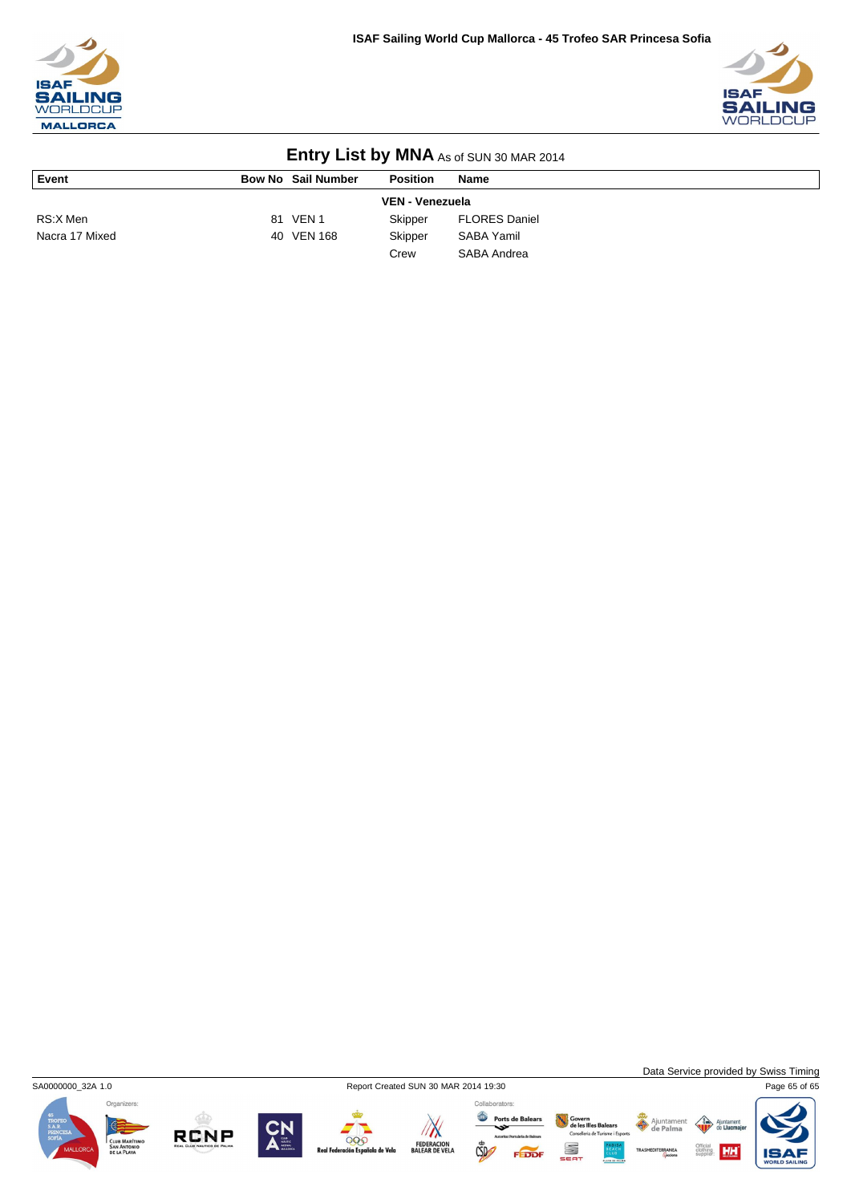## Entry List by MNA As of SUN 30 MAR 2014

| Event | Bow No | Sail Number | Position | Name |
| --- | --- | --- | --- | --- |
| | | | **VEN - Venezuela** | |
| RS:X Men | 81 | VEN 1 | Skipper | FLORES Daniel |
| Nacra 17 Mixed | 40 | VEN 168 | Skipper | SABA Yamil |
| | | | Crew | SABA Andrea |

Data Service provided by Swiss Timing

SA0000000_32A 1.0

Report Created SUN 30 MAR 2014 19:30